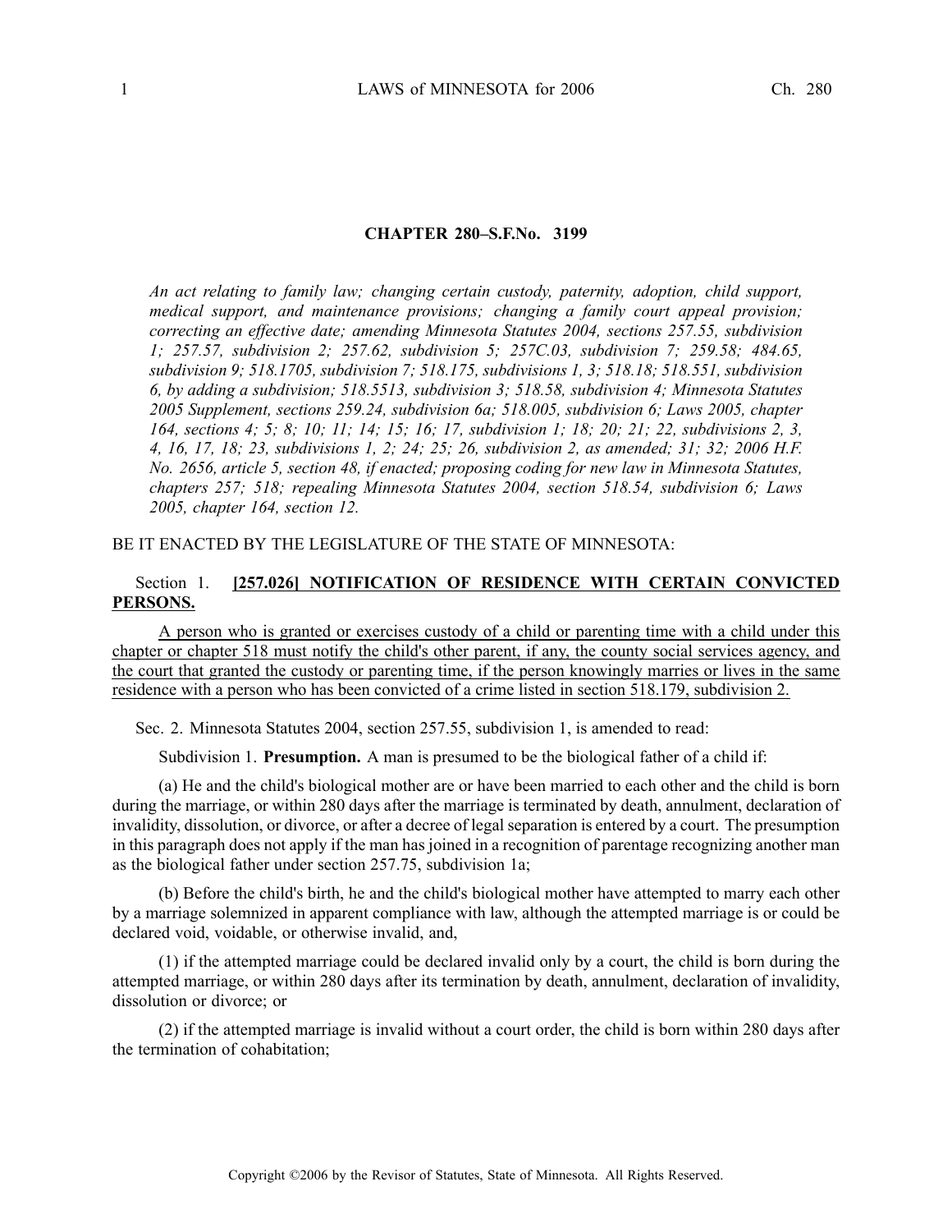## CHAPTER 280–S.F.No. 3199

*An act relating to family law; changing certain custody, paternity, adoption, child support, medical support, and maintenance provisions; changing a family court appeal provision; correcting an effective date; amending Minnesota Statutes 2004, sections 257.55, subdivision 1; 257.57, subdivision 2; 257.62, subdivision 5; 257C.03, subdivision 7; 259.58; 484.65, subdivision 9; 518.1705, subdivision 7; 518.175, subdivisions 1, 3; 518.18; 518.551, subdivision 6, by adding a subdivision; 518.5513, subdivision 3; 518.58, subdivision 4; Minnesota Statutes 2005 Supplement, sections 259.24, subdivision 6a; 518.005, subdivision 6; Laws 2005, chapter 164, sections 4; 5; 8; 10; 11; 14; 15; 16; 17, subdivision 1; 18; 20; 21; 22, subdivisions 2, 3, 4, 16, 17, 18; 23, subdivisions 1, 2; 24; 25; 26, subdivision 2, as amended; 31; 32; 2006 H.F. No. 2656, article 5, section 48, if enacted; proposing coding for new law in Minnesota Statutes, chapters 257; 518; repealing Minnesota Statutes 2004, section 518.54, subdivision 6; Laws 2005, chapter 164, section 12.*

BE IT ENACTED BY THE LEGISLATURE OF THE STATE OF MINNESOTA:

Section 1. **<u>[257.026] NOTIFICATION OF RESIDENCE WITH CERTAIN CONVICTED PERSONS.</u>**

<u>A person who is granted or exercises custody of a child or parenting time with a child under this chapter or chapter 518 must notify the child's other parent, if any, the county social services agency, and the court that granted the custody or parenting time, if the person knowingly marries or lives in the same residence with a person who has been convicted of a crime listed in section 518.179, subdivision 2.</u>

Sec. 2. Minnesota Statutes 2004, section 257.55, subdivision 1, is amended to read:

Subdivision 1. **Presumption.** A man is presumed to be the biological father of a child if:

(a) He and the child's biological mother are or have been married to each other and the child is born during the marriage, or within 280 days after the marriage is terminated by death, annulment, declaration of invalidity, dissolution, or divorce, or after a decree of legal separation is entered by a court. The presumption in this paragraph does not apply if the man has joined in a recognition of parentage recognizing another man as the biological father under section 257.75, subdivision 1a;

(b) Before the child's birth, he and the child's biological mother have attempted to marry each other by a marriage solemnized in apparent compliance with law, although the attempted marriage is or could be declared void, voidable, or otherwise invalid, and,

(1) if the attempted marriage could be declared invalid only by a court, the child is born during the attempted marriage, or within 280 days after its termination by death, annulment, declaration of invalidity, dissolution or divorce; or

(2) if the attempted marriage is invalid without a court order, the child is born within 280 days after the termination of cohabitation;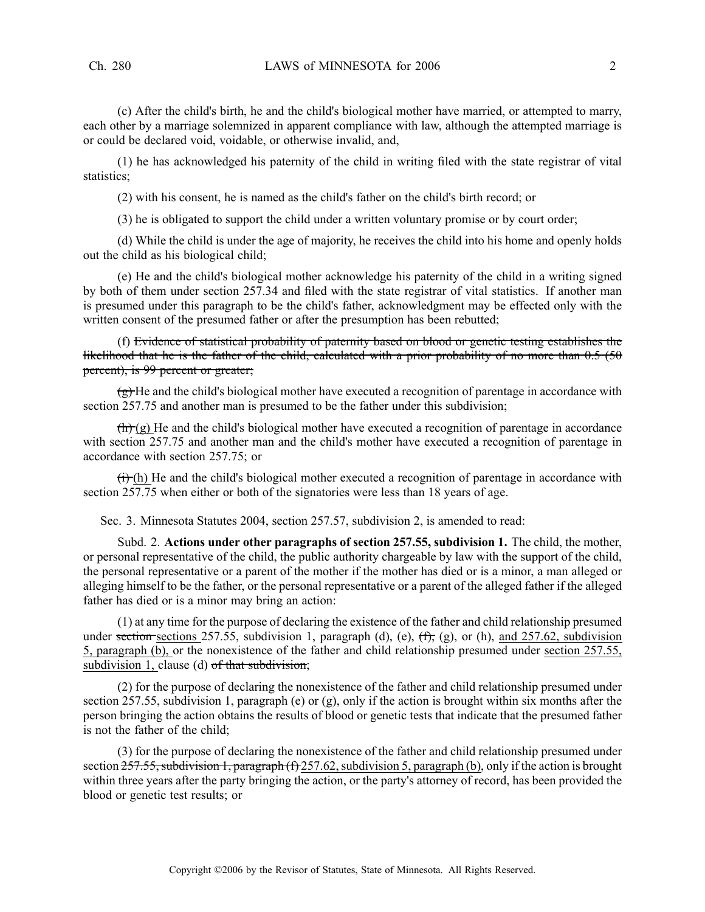(c) After the child's birth, he and the child's biological mother have married, or attempted to marry, each other by a marriage solemnized in apparent compliance with law, although the attempted marriage is or could be declared void, voidable, or otherwise invalid, and,

(1) he has acknowledged his paternity of the child in writing filed with the state registrar of vital statistics;

(2) with his consent, he is named as the child's father on the child's birth record; or

(3) he is obligated to support the child under a written voluntary promise or by court order;

(d) While the child is under the age of majority, he receives the child into his home and openly holds out the child as his biological child;

(e) He and the child's biological mother acknowledge his paternity of the child in a writing signed by both of them under section 257.34 and filed with the state registrar of vital statistics. If another man is presumed under this paragraph to be the child's father, acknowledgment may be effected only with the written consent of the presumed father or after the presumption has been rebutted;

(f) ~~Evidence of statistical probability of paternity based on blood or genetic testing establishes the likelihood that he is the father of the child, calculated with a prior probability of no more than 0.5 (50 percent), is 99 percent or greater;~~

~~(g)~~ He and the child's biological mother have executed a recognition of parentage in accordance with section 257.75 and another man is presumed to be the father under this subdivision;

~~(h)~~ (g) He and the child's biological mother have executed a recognition of parentage in accordance with section 257.75 and another man and the child's mother have executed a recognition of parentage in accordance with section 257.75; or

~~(i)~~ (h) He and the child's biological mother executed a recognition of parentage in accordance with section 257.75 when either or both of the signatories were less than 18 years of age.

Sec. 3. Minnesota Statutes 2004, section 257.57, subdivision 2, is amended to read:

Subd. 2. **Actions under other paragraphs of section 257.55, subdivision 1.** The child, the mother, or personal representative of the child, the public authority chargeable by law with the support of the child, the personal representative or a parent of the mother if the mother has died or is a minor, a man alleged or alleging himself to be the father, or the personal representative or a parent of the alleged father if the alleged father has died or is a minor may bring an action:

(1) at any time for the purpose of declaring the existence of the father and child relationship presumed under ~~section~~ sections 257.55, subdivision 1, paragraph (d), (e), ~~(f),~~ (g), or (h), and 257.62, subdivision 5, paragraph (b), or the nonexistence of the father and child relationship presumed under section 257.55, subdivision 1, clause (d) ~~of that subdivision~~;

(2) for the purpose of declaring the nonexistence of the father and child relationship presumed under section 257.55, subdivision 1, paragraph (e) or (g), only if the action is brought within six months after the person bringing the action obtains the results of blood or genetic tests that indicate that the presumed father is not the father of the child;

(3) for the purpose of declaring the nonexistence of the father and child relationship presumed under section ~~257.55, subdivision 1, paragraph (f)~~ 257.62, subdivision 5, paragraph (b), only if the action is brought within three years after the party bringing the action, or the party's attorney of record, has been provided the blood or genetic test results; or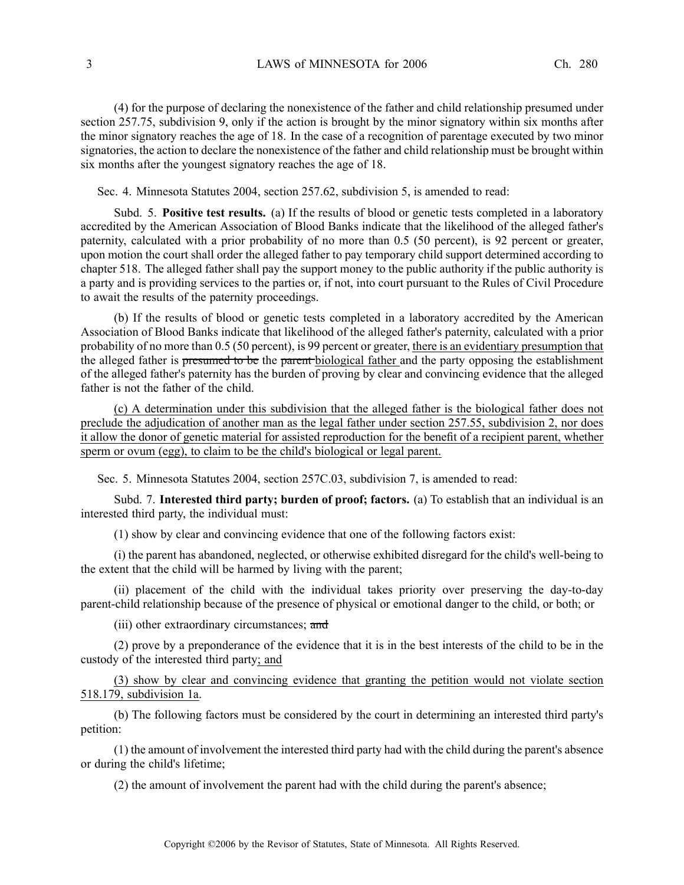(4) for the purpose of declaring the nonexistence of the father and child relationship presumed under section 257.75, subdivision 9, only if the action is brought by the minor signatory within six months after the minor signatory reaches the age of 18. In the case of a recognition of parentage executed by two minor signatories, the action to declare the nonexistence of the father and child relationship must be brought within six months after the youngest signatory reaches the age of 18.

Sec. 4. Minnesota Statutes 2004, section 257.62, subdivision 5, is amended to read:

Subd. 5. **Positive test results.** (a) If the results of blood or genetic tests completed in a laboratory accredited by the American Association of Blood Banks indicate that the likelihood of the alleged father's paternity, calculated with a prior probability of no more than 0.5 (50 percent), is 92 percent or greater, upon motion the court shall order the alleged father to pay temporary child support determined according to chapter 518. The alleged father shall pay the support money to the public authority if the public authority is a party and is providing services to the parties or, if not, into court pursuant to the Rules of Civil Procedure to await the results of the paternity proceedings.

(b) If the results of blood or genetic tests completed in a laboratory accredited by the American Association of Blood Banks indicate that likelihood of the alleged father's paternity, calculated with a prior probability of no more than 0.5 (50 percent), is 99 percent or greater, <u>there is an evidentiary presumption that</u> the alleged father is ~~presumed to be~~ the ~~parent~~ <u>biological father</u> and the party opposing the establishment of the alleged father's paternity has the burden of proving by clear and convincing evidence that the alleged father is not the father of the child.

<u>(c) A determination under this subdivision that the alleged father is the biological father does not preclude the adjudication of another man as the legal father under section 257.55, subdivision 2, nor does it allow the donor of genetic material for assisted reproduction for the benefit of a recipient parent, whether sperm or ovum (egg), to claim to be the child's biological or legal parent.</u>

Sec. 5. Minnesota Statutes 2004, section 257C.03, subdivision 7, is amended to read:

Subd. 7. **Interested third party; burden of proof; factors.** (a) To establish that an individual is an interested third party, the individual must:

(1) show by clear and convincing evidence that one of the following factors exist:

(i) the parent has abandoned, neglected, or otherwise exhibited disregard for the child's well-being to the extent that the child will be harmed by living with the parent;

(ii) placement of the child with the individual takes priority over preserving the day-to-day parent-child relationship because of the presence of physical or emotional danger to the child, or both; or

(iii) other extraordinary circumstances; ~~and~~

(2) prove by a preponderance of the evidence that it is in the best interests of the child to be in the custody of the interested third party<u>; and</u>

<u>(3) show by clear and convincing evidence that granting the petition would not violate section 518.179, subdivision 1a</u>.

(b) The following factors must be considered by the court in determining an interested third party's petition:

(1) the amount of involvement the interested third party had with the child during the parent's absence or during the child's lifetime;

(2) the amount of involvement the parent had with the child during the parent's absence;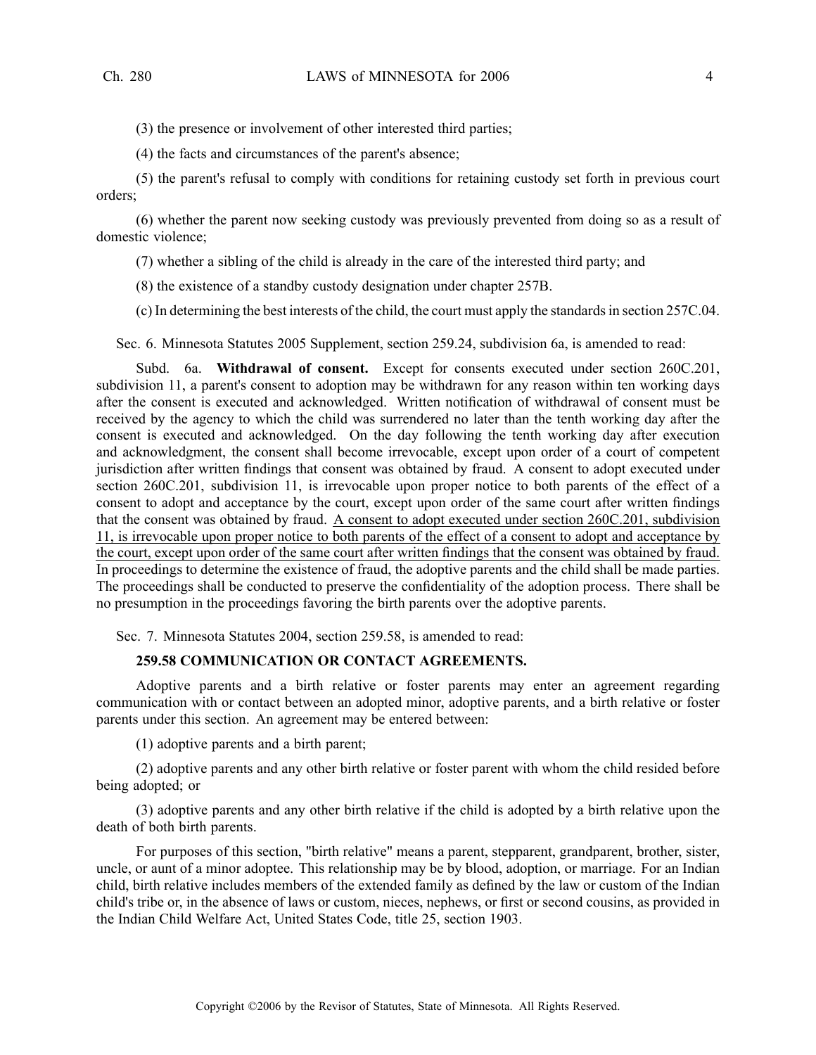(3) the presence or involvement of other interested third parties;

(4) the facts and circumstances of the parent's absence;

(5) the parent's refusal to comply with conditions for retaining custody set forth in previous court orders;

(6) whether the parent now seeking custody was previously prevented from doing so as a result of domestic violence;

(7) whether a sibling of the child is already in the care of the interested third party; and

(8) the existence of a standby custody designation under chapter 257B.

(c) In determining the best interests of the child, the court must apply the standards in section 257C.04.

Sec. 6. Minnesota Statutes 2005 Supplement, section 259.24, subdivision 6a, is amended to read:

Subd. 6a. **Withdrawal of consent.** Except for consents executed under section 260C.201, subdivision 11, a parent's consent to adoption may be withdrawn for any reason within ten working days after the consent is executed and acknowledged. Written notification of withdrawal of consent must be received by the agency to which the child was surrendered no later than the tenth working day after the consent is executed and acknowledged. On the day following the tenth working day after execution and acknowledgment, the consent shall become irrevocable, except upon order of a court of competent jurisdiction after written findings that consent was obtained by fraud. A consent to adopt executed under section 260C.201, subdivision 11, is irrevocable upon proper notice to both parents of the effect of a consent to adopt and acceptance by the court, except upon order of the same court after written findings that the consent was obtained by fraud. <u>A consent to adopt executed under section 260C.201, subdivision 11, is irrevocable upon proper notice to both parents of the effect of a consent to adopt and acceptance by the court, except upon order of the same court after written findings that the consent was obtained by fraud.</u> In proceedings to determine the existence of fraud, the adoptive parents and the child shall be made parties. The proceedings shall be conducted to preserve the confidentiality of the adoption process. There shall be no presumption in the proceedings favoring the birth parents over the adoptive parents.

Sec. 7. Minnesota Statutes 2004, section 259.58, is amended to read:

**259.58 COMMUNICATION OR CONTACT AGREEMENTS.**

Adoptive parents and a birth relative or foster parents may enter an agreement regarding communication with or contact between an adopted minor, adoptive parents, and a birth relative or foster parents under this section. An agreement may be entered between:

(1) adoptive parents and a birth parent;

(2) adoptive parents and any other birth relative or foster parent with whom the child resided before being adopted; or

(3) adoptive parents and any other birth relative if the child is adopted by a birth relative upon the death of both birth parents.

For purposes of this section, "birth relative" means a parent, stepparent, grandparent, brother, sister, uncle, or aunt of a minor adoptee. This relationship may be by blood, adoption, or marriage. For an Indian child, birth relative includes members of the extended family as defined by the law or custom of the Indian child's tribe or, in the absence of laws or custom, nieces, nephews, or first or second cousins, as provided in the Indian Child Welfare Act, United States Code, title 25, section 1903.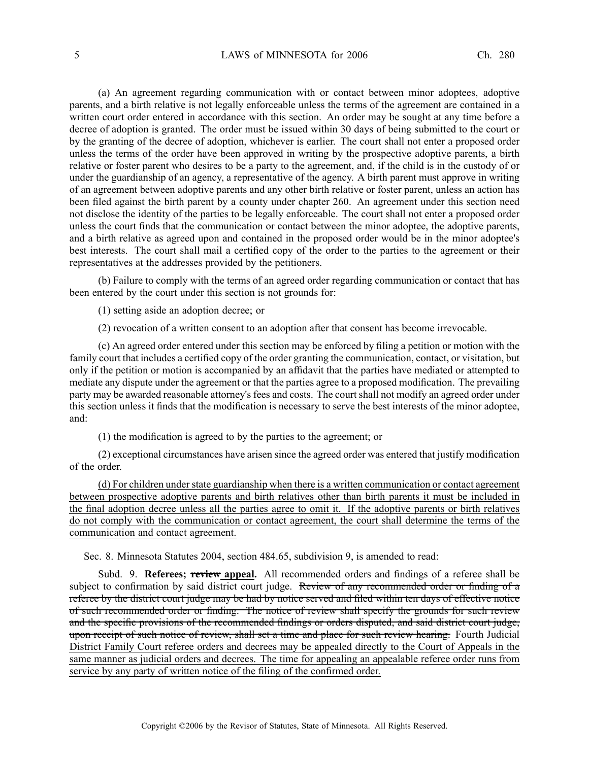(a) An agreement regarding communication with or contact between minor adoptees, adoptive parents, and a birth relative is not legally enforceable unless the terms of the agreement are contained in a written court order entered in accordance with this section. An order may be sought at any time before a decree of adoption is granted. The order must be issued within 30 days of being submitted to the court or by the granting of the decree of adoption, whichever is earlier. The court shall not enter a proposed order unless the terms of the order have been approved in writing by the prospective adoptive parents, a birth relative or foster parent who desires to be a party to the agreement, and, if the child is in the custody of or under the guardianship of an agency, a representative of the agency. A birth parent must approve in writing of an agreement between adoptive parents and any other birth relative or foster parent, unless an action has been filed against the birth parent by a county under chapter 260. An agreement under this section need not disclose the identity of the parties to be legally enforceable. The court shall not enter a proposed order unless the court finds that the communication or contact between the minor adoptee, the adoptive parents, and a birth relative as agreed upon and contained in the proposed order would be in the minor adoptee's best interests. The court shall mail a certified copy of the order to the parties to the agreement or their representatives at the addresses provided by the petitioners.

(b) Failure to comply with the terms of an agreed order regarding communication or contact that has been entered by the court under this section is not grounds for:

(1) setting aside an adoption decree; or

(2) revocation of a written consent to an adoption after that consent has become irrevocable.

(c) An agreed order entered under this section may be enforced by filing a petition or motion with the family court that includes a certified copy of the order granting the communication, contact, or visitation, but only if the petition or motion is accompanied by an affidavit that the parties have mediated or attempted to mediate any dispute under the agreement or that the parties agree to a proposed modification. The prevailing party may be awarded reasonable attorney's fees and costs. The court shall not modify an agreed order under this section unless it finds that the modification is necessary to serve the best interests of the minor adoptee, and:

(1) the modification is agreed to by the parties to the agreement; or

(2) exceptional circumstances have arisen since the agreed order was entered that justify modification of the order.

<u>(d) For children under state guardianship when there is a written communication or contact agreement between prospective adoptive parents and birth relatives other than birth parents it must be included in the final adoption decree unless all the parties agree to omit it. If the adoptive parents or birth relatives do not comply with the communication or contact agreement, the court shall determine the terms of the communication and contact agreement.</u>

Sec. 8. Minnesota Statutes 2004, section 484.65, subdivision 9, is amended to read:

Subd. 9. **Referees; ~~review~~ <u>appeal</u>.** All recommended orders and findings of a referee shall be subject to confirmation by said district court judge. ~~Review of any recommended order or finding of a referee by the district court judge may be had by notice served and filed within ten days of effective notice of such recommended order or finding. The notice of review shall specify the grounds for such review and the specific provisions of the recommended findings or orders disputed, and said district court judge, upon receipt of such notice of review, shall set a time and place for such review hearing.~~ <u>Fourth Judicial District Family Court referee orders and decrees may be appealed directly to the Court of Appeals in the same manner as judicial orders and decrees. The time for appealing an appealable referee order runs from service by any party of written notice of the filing of the confirmed order.</u>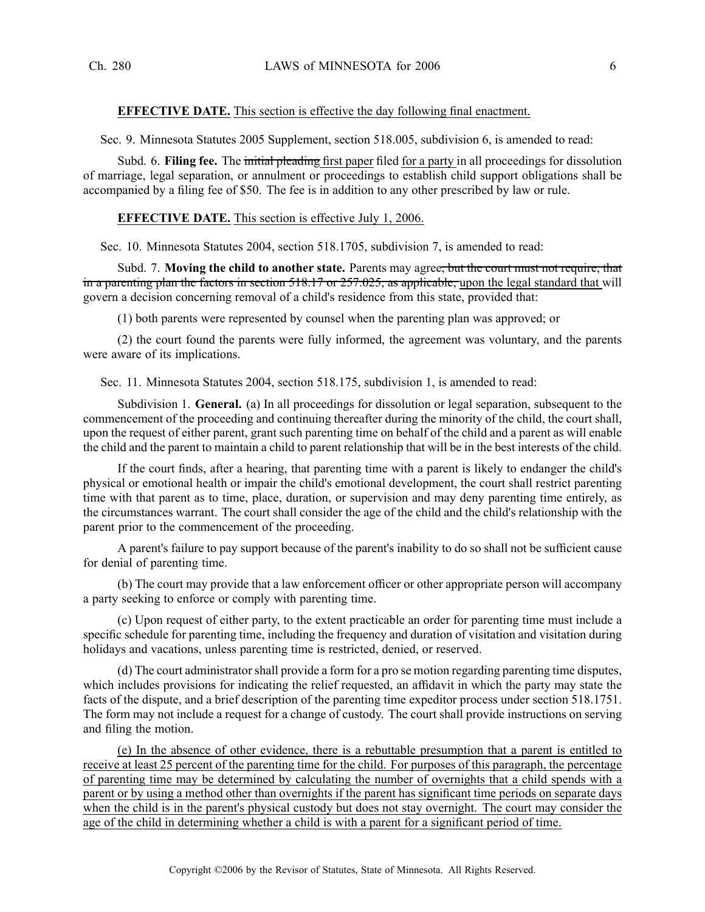**EFFECTIVE DATE.** This section is effective the day following final enactment.

Sec. 9. Minnesota Statutes 2005 Supplement, section 518.005, subdivision 6, is amended to read:

Subd. 6. **Filing fee.** The ~~initial pleading~~ first paper filed for a party in all proceedings for dissolution of marriage, legal separation, or annulment or proceedings to establish child support obligations shall be accompanied by a filing fee of $50. The fee is in addition to any other prescribed by law or rule.

**EFFECTIVE DATE.** This section is effective July 1, 2006.

Sec. 10. Minnesota Statutes 2004, section 518.1705, subdivision 7, is amended to read:

Subd. 7. **Moving the child to another state.** Parents may agree~~, but the court must not require, that in a parenting plan the factors in section 518.17 or 257.025, as applicable,~~ upon the legal standard that will govern a decision concerning removal of a child's residence from this state, provided that:

(1) both parents were represented by counsel when the parenting plan was approved; or

(2) the court found the parents were fully informed, the agreement was voluntary, and the parents were aware of its implications.

Sec. 11. Minnesota Statutes 2004, section 518.175, subdivision 1, is amended to read:

Subdivision 1. **General.** (a) In all proceedings for dissolution or legal separation, subsequent to the commencement of the proceeding and continuing thereafter during the minority of the child, the court shall, upon the request of either parent, grant such parenting time on behalf of the child and a parent as will enable the child and the parent to maintain a child to parent relationship that will be in the best interests of the child.

If the court finds, after a hearing, that parenting time with a parent is likely to endanger the child's physical or emotional health or impair the child's emotional development, the court shall restrict parenting time with that parent as to time, place, duration, or supervision and may deny parenting time entirely, as the circumstances warrant. The court shall consider the age of the child and the child's relationship with the parent prior to the commencement of the proceeding.

A parent's failure to pay support because of the parent's inability to do so shall not be sufficient cause for denial of parenting time.

(b) The court may provide that a law enforcement officer or other appropriate person will accompany a party seeking to enforce or comply with parenting time.

(c) Upon request of either party, to the extent practicable an order for parenting time must include a specific schedule for parenting time, including the frequency and duration of visitation and visitation during holidays and vacations, unless parenting time is restricted, denied, or reserved.

(d) The court administrator shall provide a form for a pro se motion regarding parenting time disputes, which includes provisions for indicating the relief requested, an affidavit in which the party may state the facts of the dispute, and a brief description of the parenting time expeditor process under section 518.1751. The form may not include a request for a change of custody. The court shall provide instructions on serving and filing the motion.

(e) In the absence of other evidence, there is a rebuttable presumption that a parent is entitled to receive at least 25 percent of the parenting time for the child. For purposes of this paragraph, the percentage of parenting time may be determined by calculating the number of overnights that a child spends with a parent or by using a method other than overnights if the parent has significant time periods on separate days when the child is in the parent's physical custody but does not stay overnight. The court may consider the age of the child in determining whether a child is with a parent for a significant period of time.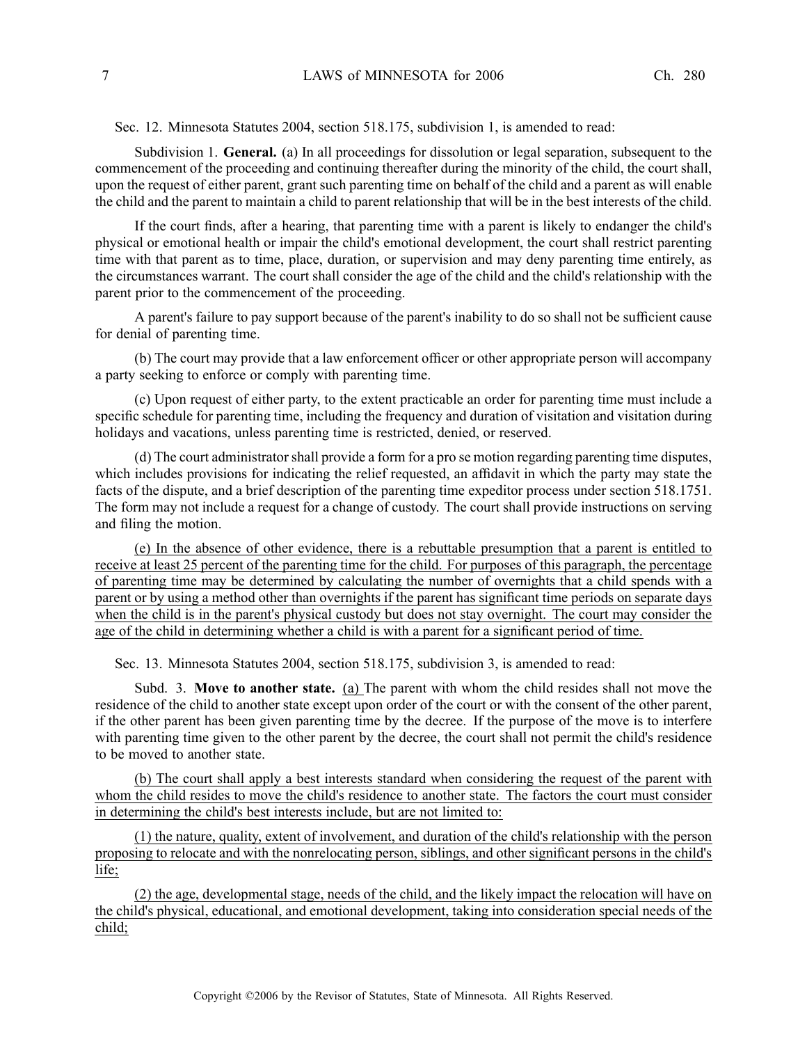Sec. 12. Minnesota Statutes 2004, section 518.175, subdivision 1, is amended to read:

Subdivision 1. **General.** (a) In all proceedings for dissolution or legal separation, subsequent to the commencement of the proceeding and continuing thereafter during the minority of the child, the court shall, upon the request of either parent, grant such parenting time on behalf of the child and a parent as will enable the child and the parent to maintain a child to parent relationship that will be in the best interests of the child.

If the court finds, after a hearing, that parenting time with a parent is likely to endanger the child's physical or emotional health or impair the child's emotional development, the court shall restrict parenting time with that parent as to time, place, duration, or supervision and may deny parenting time entirely, as the circumstances warrant. The court shall consider the age of the child and the child's relationship with the parent prior to the commencement of the proceeding.

A parent's failure to pay support because of the parent's inability to do so shall not be sufficient cause for denial of parenting time.

(b) The court may provide that a law enforcement officer or other appropriate person will accompany a party seeking to enforce or comply with parenting time.

(c) Upon request of either party, to the extent practicable an order for parenting time must include a specific schedule for parenting time, including the frequency and duration of visitation and visitation during holidays and vacations, unless parenting time is restricted, denied, or reserved.

(d) The court administrator shall provide a form for a pro se motion regarding parenting time disputes, which includes provisions for indicating the relief requested, an affidavit in which the party may state the facts of the dispute, and a brief description of the parenting time expeditor process under section 518.1751. The form may not include a request for a change of custody. The court shall provide instructions on serving and filing the motion.

<u>(e) In the absence of other evidence, there is a rebuttable presumption that a parent is entitled to receive at least 25 percent of the parenting time for the child. For purposes of this paragraph, the percentage of parenting time may be determined by calculating the number of overnights that a child spends with a parent or by using a method other than overnights if the parent has significant time periods on separate days when the child is in the parent's physical custody but does not stay overnight. The court may consider the age of the child in determining whether a child is with a parent for a significant period of time.</u>

Sec. 13. Minnesota Statutes 2004, section 518.175, subdivision 3, is amended to read:

Subd. 3. **Move to another state.** <u>(a)</u> The parent with whom the child resides shall not move the residence of the child to another state except upon order of the court or with the consent of the other parent, if the other parent has been given parenting time by the decree. If the purpose of the move is to interfere with parenting time given to the other parent by the decree, the court shall not permit the child's residence to be moved to another state.

<u>(b) The court shall apply a best interests standard when considering the request of the parent with whom the child resides to move the child's residence to another state. The factors the court must consider in determining the child's best interests include, but are not limited to:</u>

<u>(1) the nature, quality, extent of involvement, and duration of the child's relationship with the person proposing to relocate and with the nonrelocating person, siblings, and other significant persons in the child's life;</u>

<u>(2) the age, developmental stage, needs of the child, and the likely impact the relocation will have on the child's physical, educational, and emotional development, taking into consideration special needs of the child;</u>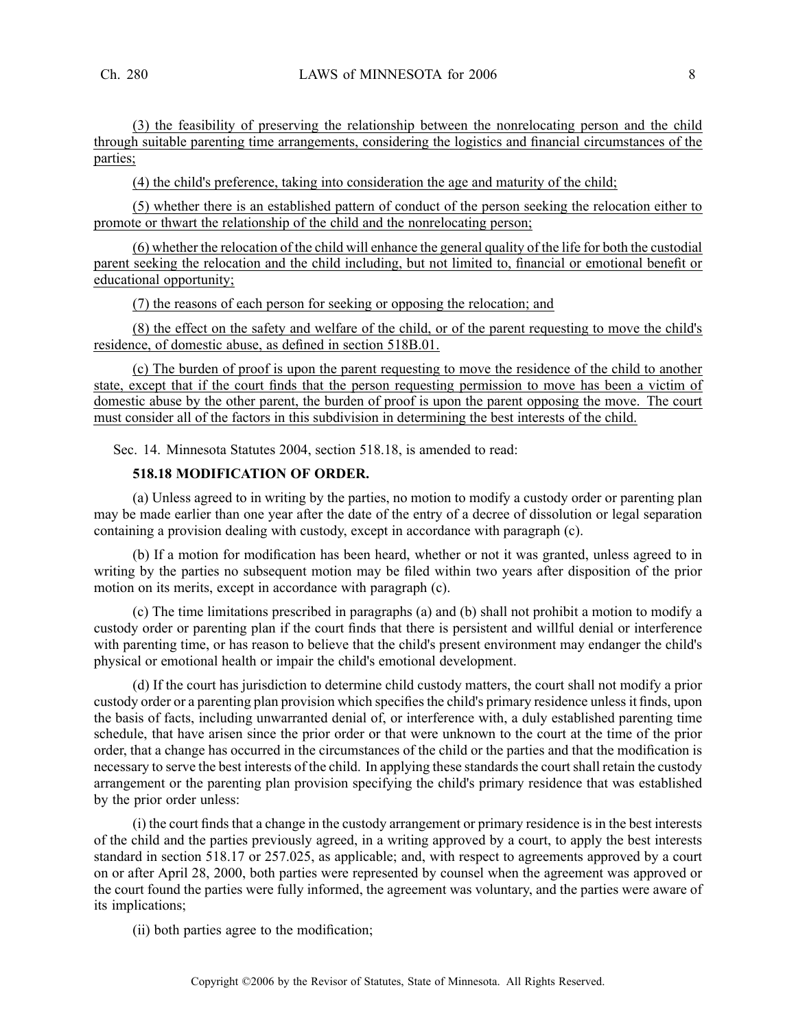(3) the feasibility of preserving the relationship between the nonrelocating person and the child through suitable parenting time arrangements, considering the logistics and financial circumstances of the parties;

(4) the child's preference, taking into consideration the age and maturity of the child;

(5) whether there is an established pattern of conduct of the person seeking the relocation either to promote or thwart the relationship of the child and the nonrelocating person;

(6) whether the relocation of the child will enhance the general quality of the life for both the custodial parent seeking the relocation and the child including, but not limited to, financial or emotional benefit or educational opportunity;

(7) the reasons of each person for seeking or opposing the relocation; and

(8) the effect on the safety and welfare of the child, or of the parent requesting to move the child's residence, of domestic abuse, as defined in section 518B.01.

(c) The burden of proof is upon the parent requesting to move the residence of the child to another state, except that if the court finds that the person requesting permission to move has been a victim of domestic abuse by the other parent, the burden of proof is upon the parent opposing the move. The court must consider all of the factors in this subdivision in determining the best interests of the child.

Sec. 14. Minnesota Statutes 2004, section 518.18, is amended to read:

**518.18 MODIFICATION OF ORDER.**

(a) Unless agreed to in writing by the parties, no motion to modify a custody order or parenting plan may be made earlier than one year after the date of the entry of a decree of dissolution or legal separation containing a provision dealing with custody, except in accordance with paragraph (c).

(b) If a motion for modification has been heard, whether or not it was granted, unless agreed to in writing by the parties no subsequent motion may be filed within two years after disposition of the prior motion on its merits, except in accordance with paragraph (c).

(c) The time limitations prescribed in paragraphs (a) and (b) shall not prohibit a motion to modify a custody order or parenting plan if the court finds that there is persistent and willful denial or interference with parenting time, or has reason to believe that the child's present environment may endanger the child's physical or emotional health or impair the child's emotional development.

(d) If the court has jurisdiction to determine child custody matters, the court shall not modify a prior custody order or a parenting plan provision which specifies the child's primary residence unless it finds, upon the basis of facts, including unwarranted denial of, or interference with, a duly established parenting time schedule, that have arisen since the prior order or that were unknown to the court at the time of the prior order, that a change has occurred in the circumstances of the child or the parties and that the modification is necessary to serve the best interests of the child. In applying these standards the court shall retain the custody arrangement or the parenting plan provision specifying the child's primary residence that was established by the prior order unless:

(i) the court finds that a change in the custody arrangement or primary residence is in the best interests of the child and the parties previously agreed, in a writing approved by a court, to apply the best interests standard in section 518.17 or 257.025, as applicable; and, with respect to agreements approved by a court on or after April 28, 2000, both parties were represented by counsel when the agreement was approved or the court found the parties were fully informed, the agreement was voluntary, and the parties were aware of its implications;

(ii) both parties agree to the modification;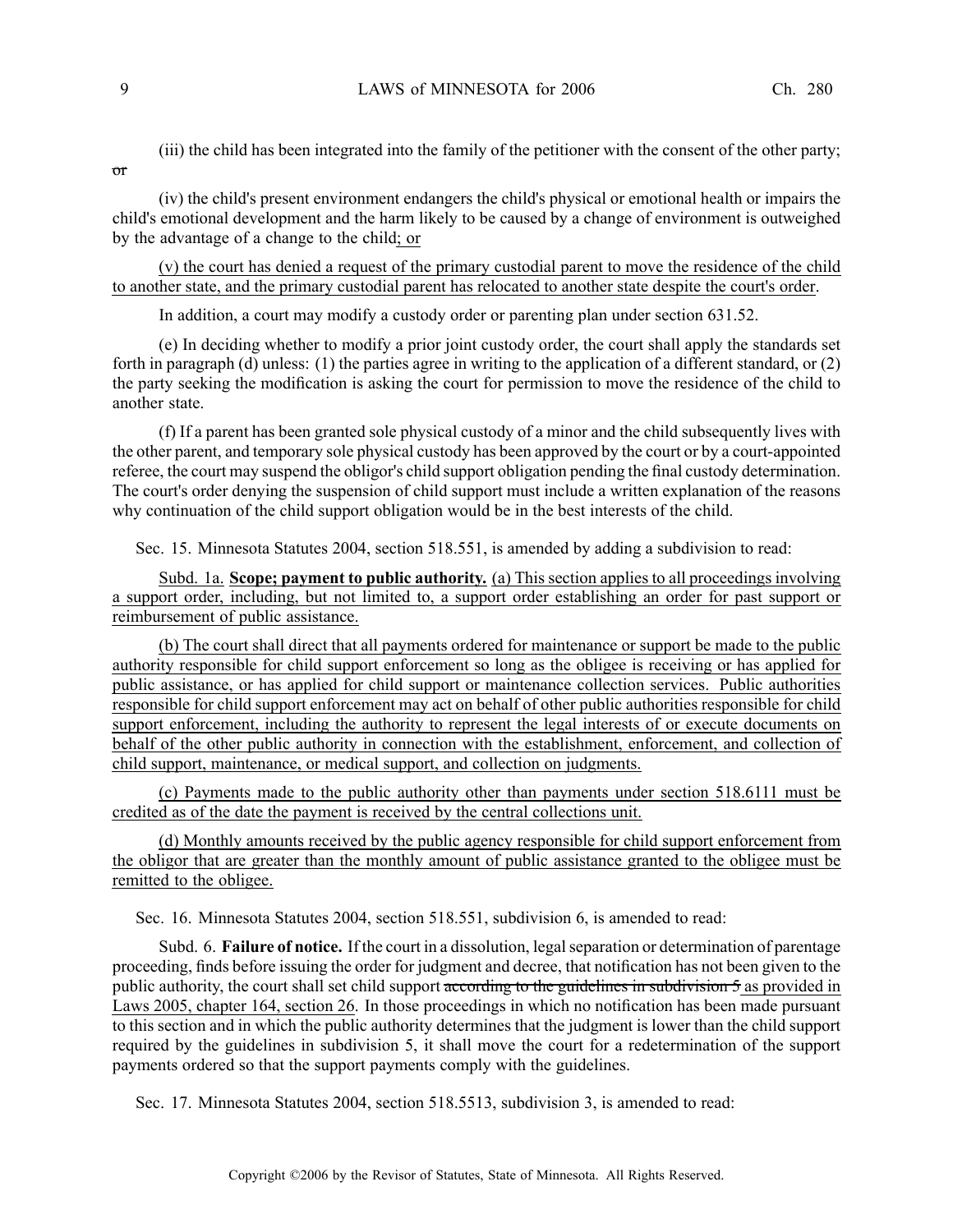(iii) the child has been integrated into the family of the petitioner with the consent of the other party; ~~or~~

(iv) the child's present environment endangers the child's physical or emotional health or impairs the child's emotional development and the harm likely to be caused by a change of environment is outweighed by the advantage of a change to the child<u>; or</u>

<u>(v) the court has denied a request of the primary custodial parent to move the residence of the child to another state, and the primary custodial parent has relocated to another state despite the court's order</u>.

In addition, a court may modify a custody order or parenting plan under section 631.52.

(e) In deciding whether to modify a prior joint custody order, the court shall apply the standards set forth in paragraph (d) unless: (1) the parties agree in writing to the application of a different standard, or (2) the party seeking the modification is asking the court for permission to move the residence of the child to another state.

(f) If a parent has been granted sole physical custody of a minor and the child subsequently lives with the other parent, and temporary sole physical custody has been approved by the court or by a court-appointed referee, the court may suspend the obligor's child support obligation pending the final custody determination. The court's order denying the suspension of child support must include a written explanation of the reasons why continuation of the child support obligation would be in the best interests of the child.

Sec. 15. Minnesota Statutes 2004, section 518.551, is amended by adding a subdivision to read:

<u>Subd. 1a.</u> <u>**Scope; payment to public authority.**</u> <u>(a) This section applies to all proceedings involving a support order, including, but not limited to, a support order establishing an order for past support or reimbursement of public assistance.</u>

<u>(b) The court shall direct that all payments ordered for maintenance or support be made to the public authority responsible for child support enforcement so long as the obligee is receiving or has applied for public assistance, or has applied for child support or maintenance collection services. Public authorities responsible for child support enforcement may act on behalf of other public authorities responsible for child support enforcement, including the authority to represent the legal interests of or execute documents on behalf of the other public authority in connection with the establishment, enforcement, and collection of child support, maintenance, or medical support, and collection on judgments.</u>

<u>(c) Payments made to the public authority other than payments under section 518.6111 must be credited as of the date the payment is received by the central collections unit.</u>

<u>(d) Monthly amounts received by the public agency responsible for child support enforcement from the obligor that are greater than the monthly amount of public assistance granted to the obligee must be remitted to the obligee.</u>

Sec. 16. Minnesota Statutes 2004, section 518.551, subdivision 6, is amended to read:

Subd. 6. **Failure of notice.** If the court in a dissolution, legal separation or determination of parentage proceeding, finds before issuing the order for judgment and decree, that notification has not been given to the public authority, the court shall set child support ~~according to the guidelines in subdivision 5~~ <u>as provided in Laws 2005, chapter 164, section 26</u>. In those proceedings in which no notification has been made pursuant to this section and in which the public authority determines that the judgment is lower than the child support required by the guidelines in subdivision 5, it shall move the court for a redetermination of the support payments ordered so that the support payments comply with the guidelines.

Sec. 17. Minnesota Statutes 2004, section 518.5513, subdivision 3, is amended to read: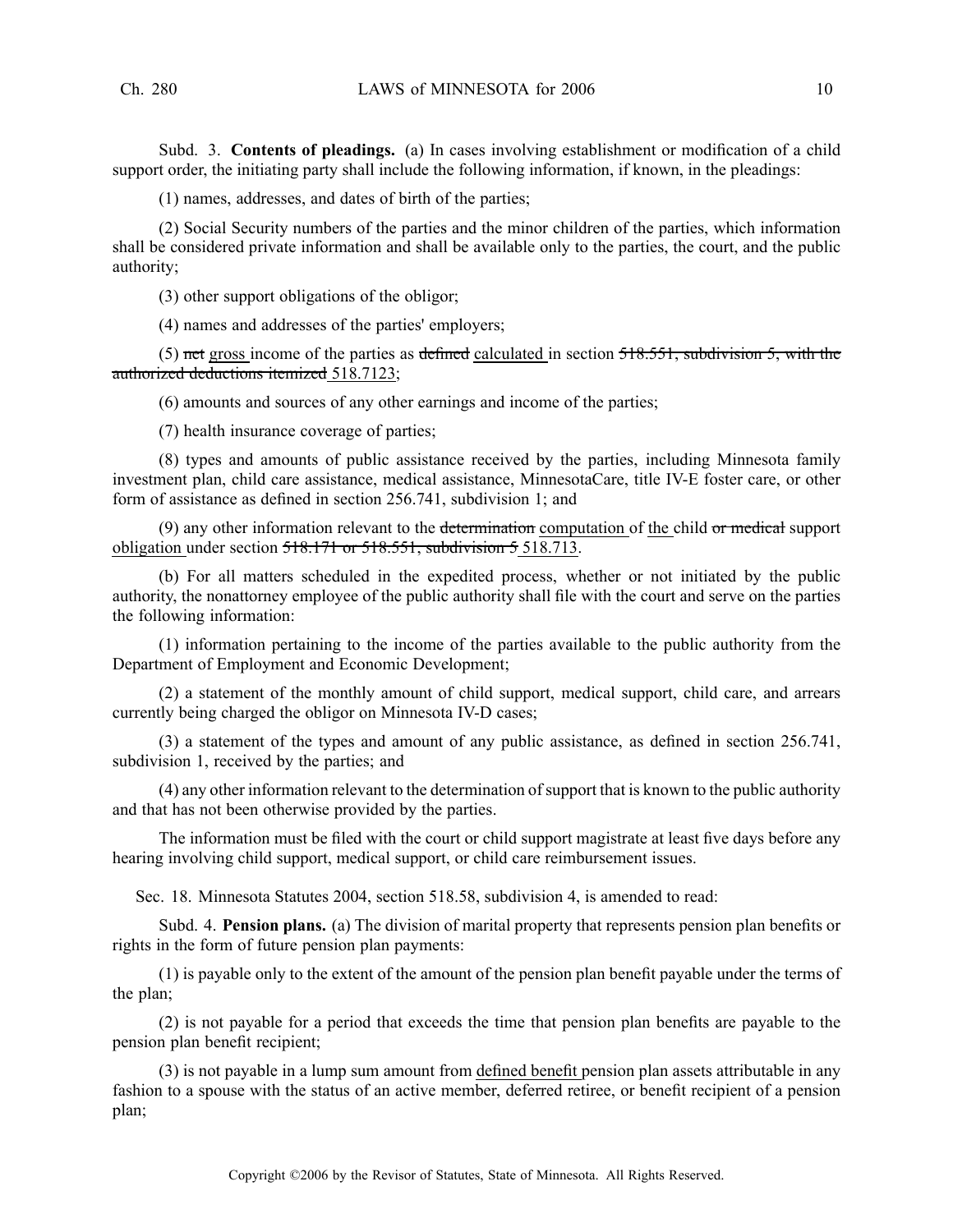Subd. 3. **Contents of pleadings.** (a) In cases involving establishment or modification of a child support order, the initiating party shall include the following information, if known, in the pleadings:

(1) names, addresses, and dates of birth of the parties;

(2) Social Security numbers of the parties and the minor children of the parties, which information shall be considered private information and shall be available only to the parties, the court, and the public authority;

(3) other support obligations of the obligor;

(4) names and addresses of the parties' employers;

(5) ~~net~~ <u>gross</u> income of the parties as ~~defined~~ <u>calculated</u> in section ~~518.551, subdivision 5, with the authorized deductions itemized~~ <u>518.7123</u>;

(6) amounts and sources of any other earnings and income of the parties;

(7) health insurance coverage of parties;

(8) types and amounts of public assistance received by the parties, including Minnesota family investment plan, child care assistance, medical assistance, MinnesotaCare, title IV-E foster care, or other form of assistance as defined in section 256.741, subdivision 1; and

(9) any other information relevant to the ~~determination~~ <u>computation</u> of <u>the</u> child ~~or medical~~ support <u>obligation</u> under section ~~518.171 or 518.551, subdivision 5~~ <u>518.713</u>.

(b) For all matters scheduled in the expedited process, whether or not initiated by the public authority, the nonattorney employee of the public authority shall file with the court and serve on the parties the following information:

(1) information pertaining to the income of the parties available to the public authority from the Department of Employment and Economic Development;

(2) a statement of the monthly amount of child support, medical support, child care, and arrears currently being charged the obligor on Minnesota IV-D cases;

(3) a statement of the types and amount of any public assistance, as defined in section 256.741, subdivision 1, received by the parties; and

(4) any other information relevant to the determination of support that is known to the public authority and that has not been otherwise provided by the parties.

The information must be filed with the court or child support magistrate at least five days before any hearing involving child support, medical support, or child care reimbursement issues.

Sec. 18. Minnesota Statutes 2004, section 518.58, subdivision 4, is amended to read:

Subd. 4. **Pension plans.** (a) The division of marital property that represents pension plan benefits or rights in the form of future pension plan payments:

(1) is payable only to the extent of the amount of the pension plan benefit payable under the terms of the plan;

(2) is not payable for a period that exceeds the time that pension plan benefits are payable to the pension plan benefit recipient;

(3) is not payable in a lump sum amount from <u>defined benefit</u> pension plan assets attributable in any fashion to a spouse with the status of an active member, deferred retiree, or benefit recipient of a pension plan;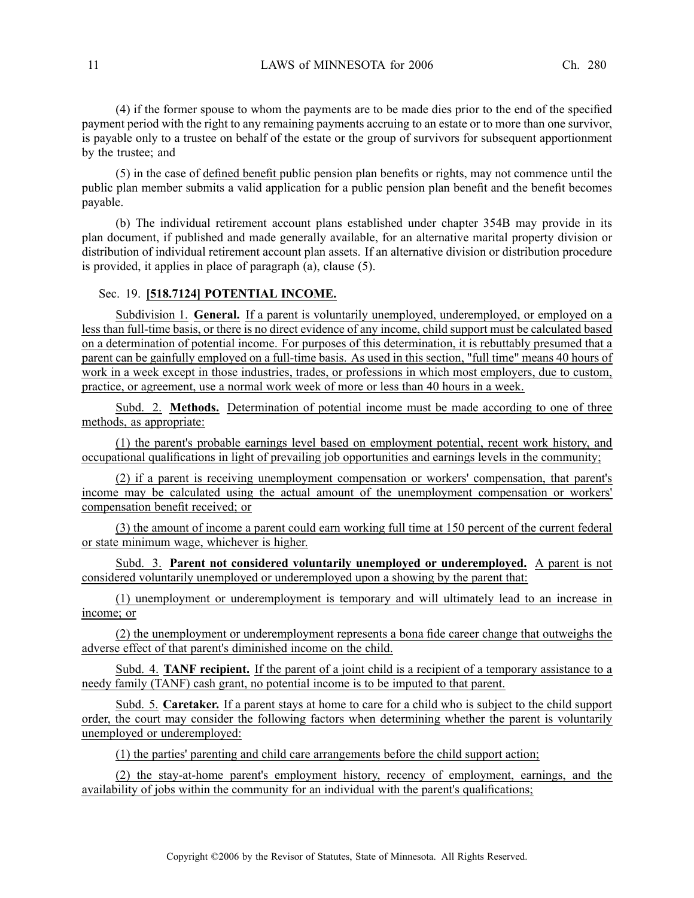(4) if the former spouse to whom the payments are to be made dies prior to the end of the specified payment period with the right to any remaining payments accruing to an estate or to more than one survivor, is payable only to a trustee on behalf of the estate or the group of survivors for subsequent apportionment by the trustee; and

(5) in the case of defined benefit public pension plan benefits or rights, may not commence until the public plan member submits a valid application for a public pension plan benefit and the benefit becomes payable.

(b) The individual retirement account plans established under chapter 354B may provide in its plan document, if published and made generally available, for an alternative marital property division or distribution of individual retirement account plan assets. If an alternative division or distribution procedure is provided, it applies in place of paragraph (a), clause (5).

Sec. 19. **[518.7124] POTENTIAL INCOME.**

Subdivision 1. **General.** If a parent is voluntarily unemployed, underemployed, or employed on a less than full-time basis, or there is no direct evidence of any income, child support must be calculated based on a determination of potential income. For purposes of this determination, it is rebuttably presumed that a parent can be gainfully employed on a full-time basis. As used in this section, "full time" means 40 hours of work in a week except in those industries, trades, or professions in which most employers, due to custom, practice, or agreement, use a normal work week of more or less than 40 hours in a week.

Subd. 2. **Methods.** Determination of potential income must be made according to one of three methods, as appropriate:

(1) the parent's probable earnings level based on employment potential, recent work history, and occupational qualifications in light of prevailing job opportunities and earnings levels in the community;

(2) if a parent is receiving unemployment compensation or workers' compensation, that parent's income may be calculated using the actual amount of the unemployment compensation or workers' compensation benefit received; or

(3) the amount of income a parent could earn working full time at 150 percent of the current federal or state minimum wage, whichever is higher.

Subd. 3. **Parent not considered voluntarily unemployed or underemployed.** A parent is not considered voluntarily unemployed or underemployed upon a showing by the parent that:

(1) unemployment or underemployment is temporary and will ultimately lead to an increase in income; or

(2) the unemployment or underemployment represents a bona fide career change that outweighs the adverse effect of that parent's diminished income on the child.

Subd. 4. **TANF recipient.** If the parent of a joint child is a recipient of a temporary assistance to a needy family (TANF) cash grant, no potential income is to be imputed to that parent.

Subd. 5. **Caretaker.** If a parent stays at home to care for a child who is subject to the child support order, the court may consider the following factors when determining whether the parent is voluntarily unemployed or underemployed:

(1) the parties' parenting and child care arrangements before the child support action;

(2) the stay-at-home parent's employment history, recency of employment, earnings, and the availability of jobs within the community for an individual with the parent's qualifications;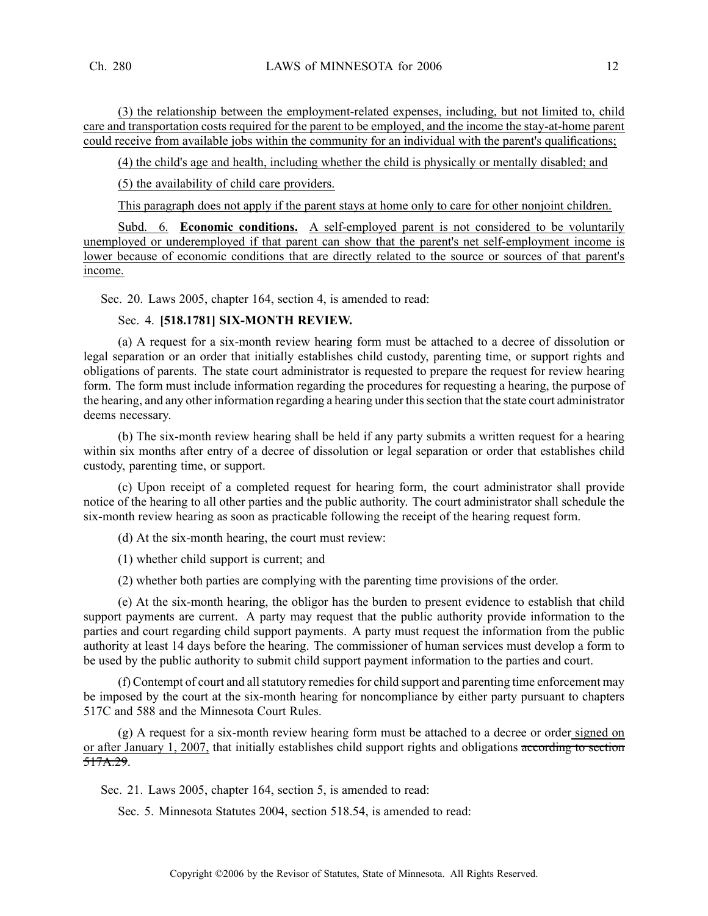(3) the relationship between the employment-related expenses, including, but not limited to, child care and transportation costs required for the parent to be employed, and the income the stay-at-home parent could receive from available jobs within the community for an individual with the parent's qualifications;

(4) the child's age and health, including whether the child is physically or mentally disabled; and

(5) the availability of child care providers.

This paragraph does not apply if the parent stays at home only to care for other nonjoint children.

Subd. 6. **Economic conditions.** A self-employed parent is not considered to be voluntarily unemployed or underemployed if that parent can show that the parent's net self-employment income is lower because of economic conditions that are directly related to the source or sources of that parent's income.

Sec. 20. Laws 2005, chapter 164, section 4, is amended to read:

Sec. 4. **[518.1781] SIX-MONTH REVIEW.**

(a) A request for a six-month review hearing form must be attached to a decree of dissolution or legal separation or an order that initially establishes child custody, parenting time, or support rights and obligations of parents. The state court administrator is requested to prepare the request for review hearing form. The form must include information regarding the procedures for requesting a hearing, the purpose of the hearing, and any other information regarding a hearing under this section that the state court administrator deems necessary.

(b) The six-month review hearing shall be held if any party submits a written request for a hearing within six months after entry of a decree of dissolution or legal separation or order that establishes child custody, parenting time, or support.

(c) Upon receipt of a completed request for hearing form, the court administrator shall provide notice of the hearing to all other parties and the public authority. The court administrator shall schedule the six-month review hearing as soon as practicable following the receipt of the hearing request form.

(d) At the six-month hearing, the court must review:

(1) whether child support is current; and

(2) whether both parties are complying with the parenting time provisions of the order.

(e) At the six-month hearing, the obligor has the burden to present evidence to establish that child support payments are current. A party may request that the public authority provide information to the parties and court regarding child support payments. A party must request the information from the public authority at least 14 days before the hearing. The commissioner of human services must develop a form to be used by the public authority to submit child support payment information to the parties and court.

(f) Contempt of court and all statutory remedies for child support and parenting time enforcement may be imposed by the court at the six-month hearing for noncompliance by either party pursuant to chapters 517C and 588 and the Minnesota Court Rules.

(g) A request for a six-month review hearing form must be attached to a decree or order signed on or after January 1, 2007, that initially establishes child support rights and obligations ~~according to section 517A.29~~.

Sec. 21. Laws 2005, chapter 164, section 5, is amended to read:

Sec. 5. Minnesota Statutes 2004, section 518.54, is amended to read: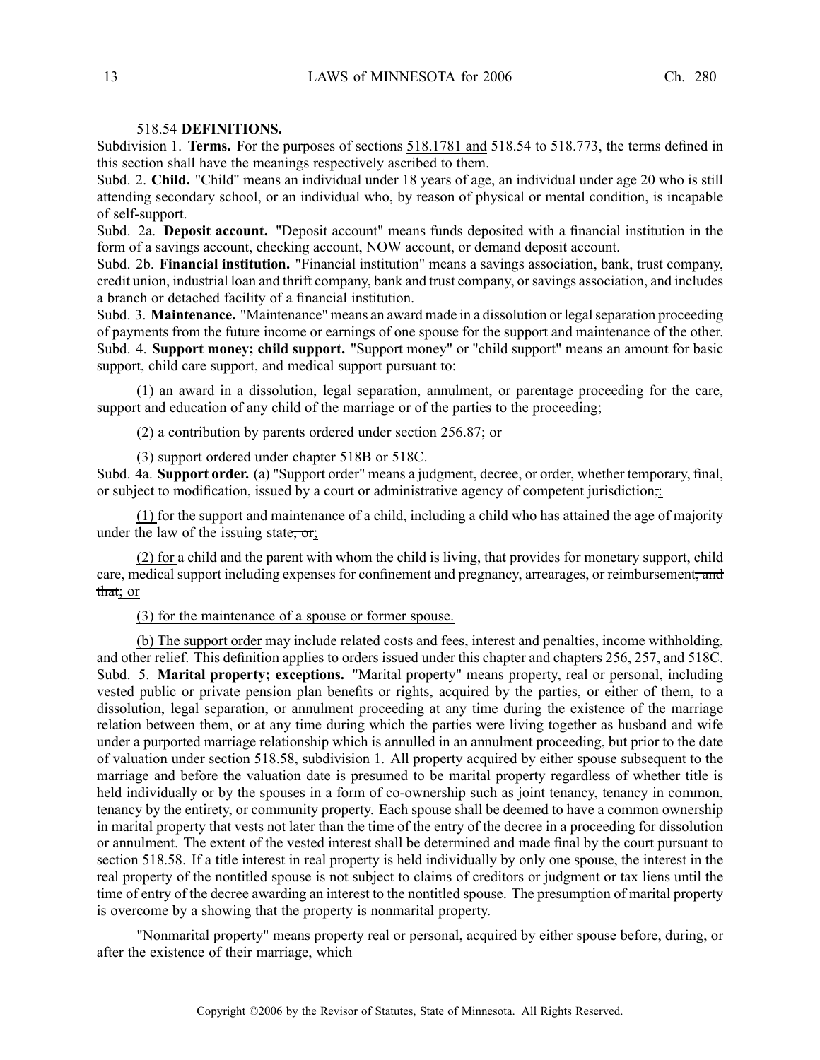518.54 **DEFINITIONS.**

Subdivision 1. **Terms.** For the purposes of sections 518.1781 and 518.54 to 518.773, the terms defined in this section shall have the meanings respectively ascribed to them.

Subd. 2. **Child.** "Child" means an individual under 18 years of age, an individual under age 20 who is still attending secondary school, or an individual who, by reason of physical or mental condition, is incapable of self-support.

Subd. 2a. **Deposit account.** "Deposit account" means funds deposited with a financial institution in the form of a savings account, checking account, NOW account, or demand deposit account.

Subd. 2b. **Financial institution.** "Financial institution" means a savings association, bank, trust company, credit union, industrial loan and thrift company, bank and trust company, or savings association, and includes a branch or detached facility of a financial institution.

Subd. 3. **Maintenance.** "Maintenance" means an award made in a dissolution or legal separation proceeding of payments from the future income or earnings of one spouse for the support and maintenance of the other.

Subd. 4. **Support money; child support.** "Support money" or "child support" means an amount for basic support, child care support, and medical support pursuant to:

(1) an award in a dissolution, legal separation, annulment, or parentage proceeding for the care, support and education of any child of the marriage or of the parties to the proceeding;

(2) a contribution by parents ordered under section 256.87; or

(3) support ordered under chapter 518B or 518C.

Subd. 4a. **Support order.** (a) "Support order" means a judgment, decree, or order, whether temporary, final, or subject to modification, issued by a court or administrative agency of competent jurisdiction, :

(1) for the support and maintenance of a child, including a child who has attained the age of majority under the law of the issuing state, or ;

(2) for a child and the parent with whom the child is living, that provides for monetary support, child care, medical support including expenses for confinement and pregnancy, arrearages, or reimbursement, and that ; or

(3) for the maintenance of a spouse or former spouse.

(b) The support order may include related costs and fees, interest and penalties, income withholding, and other relief. This definition applies to orders issued under this chapter and chapters 256, 257, and 518C.

Subd. 5. **Marital property; exceptions.** "Marital property" means property, real or personal, including vested public or private pension plan benefits or rights, acquired by the parties, or either of them, to a dissolution, legal separation, or annulment proceeding at any time during the existence of the marriage relation between them, or at any time during which the parties were living together as husband and wife under a purported marriage relationship which is annulled in an annulment proceeding, but prior to the date of valuation under section 518.58, subdivision 1. All property acquired by either spouse subsequent to the marriage and before the valuation date is presumed to be marital property regardless of whether title is held individually or by the spouses in a form of co-ownership such as joint tenancy, tenancy in common, tenancy by the entirety, or community property. Each spouse shall be deemed to have a common ownership in marital property that vests not later than the time of the entry of the decree in a proceeding for dissolution or annulment. The extent of the vested interest shall be determined and made final by the court pursuant to section 518.58. If a title interest in real property is held individually by only one spouse, the interest in the real property of the nontitled spouse is not subject to claims of creditors or judgment or tax liens until the time of entry of the decree awarding an interest to the nontitled spouse. The presumption of marital property is overcome by a showing that the property is nonmarital property.

"Nonmarital property" means property real or personal, acquired by either spouse before, during, or after the existence of their marriage, which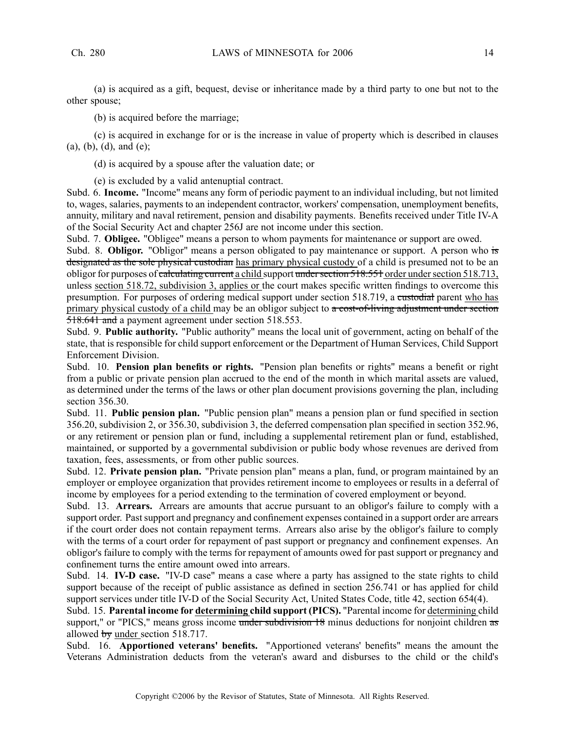(a) is acquired as a gift, bequest, devise or inheritance made by a third party to one but not to the other spouse;

(b) is acquired before the marriage;

(c) is acquired in exchange for or is the increase in value of property which is described in clauses (a), (b), (d), and (e);

(d) is acquired by a spouse after the valuation date; or

(e) is excluded by a valid antenuptial contract.

Subd. 6. **Income.** "Income" means any form of periodic payment to an individual including, but not limited to, wages, salaries, payments to an independent contractor, workers' compensation, unemployment benefits, annuity, military and naval retirement, pension and disability payments. Benefits received under Title IV-A of the Social Security Act and chapter 256J are not income under this section.

Subd. 7. **Obligee.** "Obligee" means a person to whom payments for maintenance or support are owed.

Subd. 8. **Obligor.** "Obligor" means a person obligated to pay maintenance or support. A person who ~~is designated as the sole physical custodian~~ <u>has primary physical custody</u> of a child is presumed not to be an obligor for purposes of ~~calculating current~~ <u>a child</u> support ~~under section 518.551~~ <u>order under section 518.713,</u> unless <u>section 518.72, subdivision 3, applies or</u> the court makes specific written findings to overcome this presumption. For purposes of ordering medical support under section 518.719, a ~~custodial~~ parent <u>who has primary physical custody of a child</u> may be an obligor subject to ~~a cost-of-living adjustment under section 518.641 and~~ a payment agreement under section 518.553.

Subd. 9. **Public authority.** "Public authority" means the local unit of government, acting on behalf of the state, that is responsible for child support enforcement or the Department of Human Services, Child Support Enforcement Division.

Subd. 10. **Pension plan benefits or rights.** "Pension plan benefits or rights" means a benefit or right from a public or private pension plan accrued to the end of the month in which marital assets are valued, as determined under the terms of the laws or other plan document provisions governing the plan, including section 356.30.

Subd. 11. **Public pension plan.** "Public pension plan" means a pension plan or fund specified in section 356.20, subdivision 2, or 356.30, subdivision 3, the deferred compensation plan specified in section 352.96, or any retirement or pension plan or fund, including a supplemental retirement plan or fund, established, maintained, or supported by a governmental subdivision or public body whose revenues are derived from taxation, fees, assessments, or from other public sources.

Subd. 12. **Private pension plan.** "Private pension plan" means a plan, fund, or program maintained by an employer or employee organization that provides retirement income to employees or results in a deferral of income by employees for a period extending to the termination of covered employment or beyond.

Subd. 13. **Arrears.** Arrears are amounts that accrue pursuant to an obligor's failure to comply with a support order. Past support and pregnancy and confinement expenses contained in a support order are arrears if the court order does not contain repayment terms. Arrears also arise by the obligor's failure to comply with the terms of a court order for repayment of past support or pregnancy and confinement expenses. An obligor's failure to comply with the terms for repayment of amounts owed for past support or pregnancy and confinement turns the entire amount owed into arrears.

Subd. 14. **IV-D case.** "IV-D case" means a case where a party has assigned to the state rights to child support because of the receipt of public assistance as defined in section 256.741 or has applied for child support services under title IV-D of the Social Security Act, United States Code, title 42, section 654(4).

Subd. 15. **Parental income for <u>determining</u> child support (PICS).** "Parental income for <u>determining</u> child support," or "PICS," means gross income ~~under subdivision 18~~ minus deductions for nonjoint children ~~as allowed by~~ <u>under</u> section 518.717.

Subd. 16. **Apportioned veterans' benefits.** "Apportioned veterans' benefits" means the amount the Veterans Administration deducts from the veteran's award and disburses to the child or the child's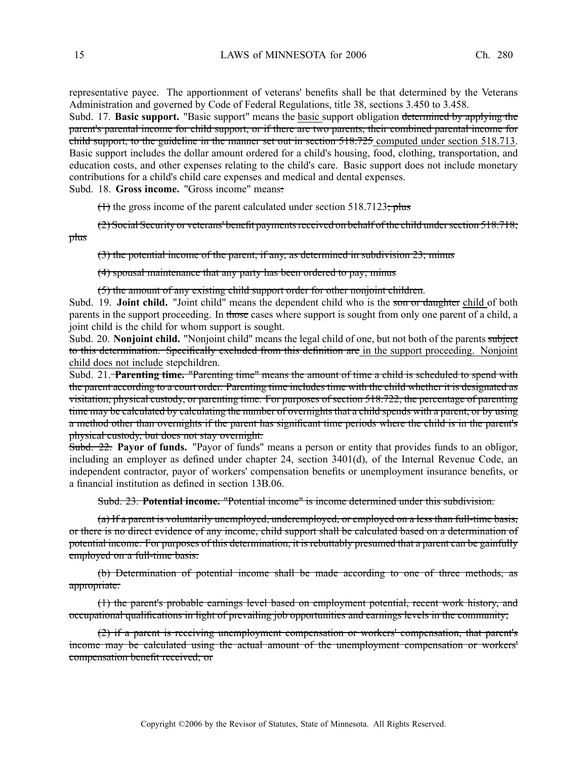representative payee. The apportionment of veterans' benefits shall be that determined by the Veterans Administration and governed by Code of Federal Regulations, title 38, sections 3.450 to 3.458.

Subd. 17. **Basic support.** "Basic support" means the <u>basic</u> support obligation ~~determined by applying the parent's parental income for child support, or if there are two parents, their combined parental income for child support, to the guideline in the manner set out in section 518.725~~ <u>computed under section 518.713</u>. Basic support includes the dollar amount ordered for a child's housing, food, clothing, transportation, and education costs, and other expenses relating to the child's care. Basic support does not include monetary contributions for a child's child care expenses and medical and dental expenses.

Subd. 18. **Gross income.** "Gross income" means~~:~~

~~(1)~~ the gross income of the parent calculated under section 518.7123~~; plus~~

~~(2) Social Security or veterans' benefit payments received on behalf of the child under section 518.718; plus~~

~~(3) the potential income of the parent, if any, as determined in subdivision 23; minus~~

~~(4) spousal maintenance that any party has been ordered to pay; minus~~

~~(5) the amount of any existing child support order for other nonjoint children.~~

Subd. 19. **Joint child.** "Joint child" means the dependent child who is the ~~son or daughter~~ <u>child</u> of both parents in the support proceeding. In ~~those~~ cases where support is sought from only one parent of a child, a joint child is the child for whom support is sought.

Subd. 20. **Nonjoint child.** "Nonjoint child" means the legal child of one, but not both of the parents ~~subject to this determination. Specifically excluded from this definition are~~ <u>in the support proceeding. Nonjoint child does not include</u> stepchildren.

Subd. 21. ~~**Parenting time.** "Parenting time" means the amount of time a child is scheduled to spend with the parent according to a court order. Parenting time includes time with the child whether it is designated as visitation, physical custody, or parenting time. For purposes of section 518.722, the percentage of parenting time may be calculated by calculating the number of overnights that a child spends with a parent, or by using a method other than overnights if the parent has significant time periods where the child is in the parent's physical custody, but does not stay overnight.~~

~~Subd. 22.~~ **Payor of funds.** "Payor of funds" means a person or entity that provides funds to an obligor, including an employer as defined under chapter 24, section 3401(d), of the Internal Revenue Code, an independent contractor, payor of workers' compensation benefits or unemployment insurance benefits, or a financial institution as defined in section 13B.06.

~~Subd. 23. **Potential income.** "Potential income" is income determined under this subdivision.~~

~~(a) If a parent is voluntarily unemployed, underemployed, or employed on a less than full-time basis, or there is no direct evidence of any income, child support shall be calculated based on a determination of potential income. For purposes of this determination, it is rebuttably presumed that a parent can be gainfully employed on a full-time basis.~~

~~(b) Determination of potential income shall be made according to one of three methods, as appropriate:~~

~~(1) the parent's probable earnings level based on employment potential, recent work history, and occupational qualifications in light of prevailing job opportunities and earnings levels in the community;~~

~~(2) if a parent is receiving unemployment compensation or workers' compensation, that parent's income may be calculated using the actual amount of the unemployment compensation or workers' compensation benefit received; or~~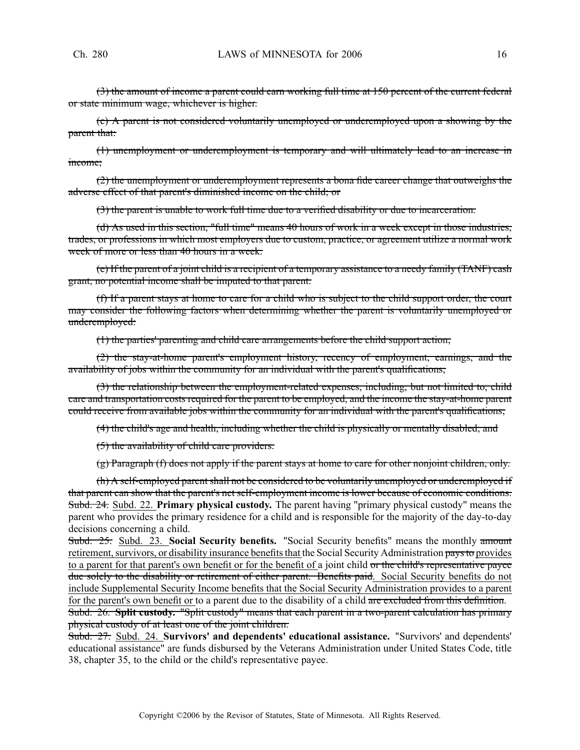~~(3) the amount of income a parent could earn working full time at 150 percent of the current federal or state minimum wage, whichever is higher.~~

~~(c) A parent is not considered voluntarily unemployed or underemployed upon a showing by the parent that:~~

~~(1) unemployment or underemployment is temporary and will ultimately lead to an increase in income;~~

~~(2) the unemployment or underemployment represents a bona fide career change that outweighs the adverse effect of that parent's diminished income on the child; or~~

~~(3) the parent is unable to work full time due to a verified disability or due to incarceration.~~

~~(d) As used in this section, "full time" means 40 hours of work in a week except in those industries, trades, or professions in which most employers due to custom, practice, or agreement utilize a normal work week of more or less than 40 hours in a week.~~

~~(e) If the parent of a joint child is a recipient of a temporary assistance to a needy family (TANF) cash grant, no potential income shall be imputed to that parent.~~

~~(f) If a parent stays at home to care for a child who is subject to the child support order, the court may consider the following factors when determining whether the parent is voluntarily unemployed or underemployed:~~

~~(1) the parties' parenting and child care arrangements before the child support action;~~

~~(2) the stay-at-home parent's employment history, recency of employment, earnings, and the availability of jobs within the community for an individual with the parent's qualifications;~~

~~(3) the relationship between the employment-related expenses, including, but not limited to, child care and transportation costs required for the parent to be employed, and the income the stay-at-home parent could receive from available jobs within the community for an individual with the parent's qualifications;~~

~~(4) the child's age and health, including whether the child is physically or mentally disabled; and~~

~~(5) the availability of child care providers.~~

~~(g) Paragraph (f) does not apply if the parent stays at home to care for other nonjoint children, only.~~

~~(h) A self-employed parent shall not be considered to be voluntarily unemployed or underemployed if that parent can show that the parent's net self-employment income is lower because of economic conditions.~~

~~Subd. 24.~~ <u>Subd. 22.</u> **Primary physical custody.** The parent having "primary physical custody" means the parent who provides the primary residence for a child and is responsible for the majority of the day-to-day decisions concerning a child.

~~Subd. 25.~~ <u>Subd. 23.</u> **Social Security benefits.** "Social Security benefits" means the monthly ~~amount~~ <u>retirement, survivors, or disability insurance benefits that</u> the Social Security Administration ~~pays to~~ <u>provides to a parent for that parent's own benefit or for the benefit of</u> a joint child ~~or the child's representative payee due solely to the disability or retirement of either parent. Benefits paid~~<u>. Social Security benefits do not include Supplemental Security Income benefits that the Social Security Administration provides to a parent for the parent's own benefit or</u> to a parent due to the disability of a child ~~are excluded from this definition~~.

~~Subd. 26. **Split custody.** "Split custody" means that each parent in a two-parent calculation has primary physical custody of at least one of the joint children.~~

~~Subd. 27.~~ <u>Subd. 24.</u> **Survivors' and dependents' educational assistance.** "Survivors' and dependents' educational assistance" are funds disbursed by the Veterans Administration under United States Code, title 38, chapter 35, to the child or the child's representative payee.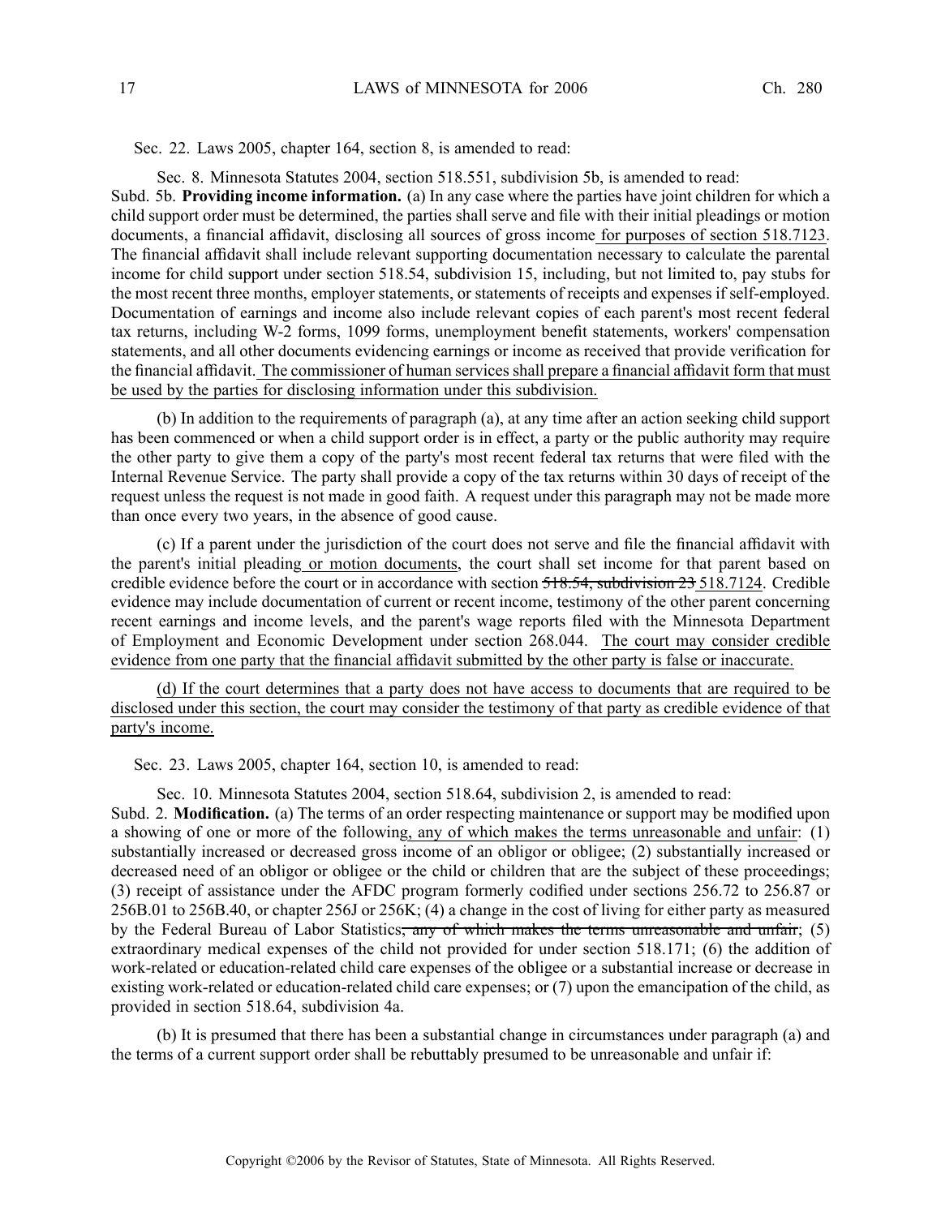Sec. 22. Laws 2005, chapter 164, section 8, is amended to read:

Sec. 8. Minnesota Statutes 2004, section 518.551, subdivision 5b, is amended to read:

Subd. 5b. **Providing income information.** (a) In any case where the parties have joint children for which a child support order must be determined, the parties shall serve and file with their initial pleadings or motion documents, a financial affidavit, disclosing all sources of gross income for purposes of section 518.7123. The financial affidavit shall include relevant supporting documentation necessary to calculate the parental income for child support under section 518.54, subdivision 15, including, but not limited to, pay stubs for the most recent three months, employer statements, or statements of receipts and expenses if self-employed. Documentation of earnings and income also include relevant copies of each parent's most recent federal tax returns, including W-2 forms, 1099 forms, unemployment benefit statements, workers' compensation statements, and all other documents evidencing earnings or income as received that provide verification for the financial affidavit. The commissioner of human services shall prepare a financial affidavit form that must be used by the parties for disclosing information under this subdivision.

(b) In addition to the requirements of paragraph (a), at any time after an action seeking child support has been commenced or when a child support order is in effect, a party or the public authority may require the other party to give them a copy of the party's most recent federal tax returns that were filed with the Internal Revenue Service. The party shall provide a copy of the tax returns within 30 days of receipt of the request unless the request is not made in good faith. A request under this paragraph may not be made more than once every two years, in the absence of good cause.

(c) If a parent under the jurisdiction of the court does not serve and file the financial affidavit with the parent's initial pleading or motion documents, the court shall set income for that parent based on credible evidence before the court or in accordance with section ~~518.54, subdivision 23~~ 518.7124. Credible evidence may include documentation of current or recent income, testimony of the other parent concerning recent earnings and income levels, and the parent's wage reports filed with the Minnesota Department of Employment and Economic Development under section 268.044. The court may consider credible evidence from one party that the financial affidavit submitted by the other party is false or inaccurate.

(d) If the court determines that a party does not have access to documents that are required to be disclosed under this section, the court may consider the testimony of that party as credible evidence of that party's income.

Sec. 23. Laws 2005, chapter 164, section 10, is amended to read:

Sec. 10. Minnesota Statutes 2004, section 518.64, subdivision 2, is amended to read:

Subd. 2. **Modification.** (a) The terms of an order respecting maintenance or support may be modified upon a showing of one or more of the following, any of which makes the terms unreasonable and unfair: (1) substantially increased or decreased gross income of an obligor or obligee; (2) substantially increased or decreased need of an obligor or obligee or the child or children that are the subject of these proceedings; (3) receipt of assistance under the AFDC program formerly codified under sections 256.72 to 256.87 or 256B.01 to 256B.40, or chapter 256J or 256K; (4) a change in the cost of living for either party as measured by the Federal Bureau of Labor Statistics~~, any of which makes the terms unreasonable and unfair~~; (5) extraordinary medical expenses of the child not provided for under section 518.171; (6) the addition of work-related or education-related child care expenses of the obligee or a substantial increase or decrease in existing work-related or education-related child care expenses; or (7) upon the emancipation of the child, as provided in section 518.64, subdivision 4a.

(b) It is presumed that there has been a substantial change in circumstances under paragraph (a) and the terms of a current support order shall be rebuttably presumed to be unreasonable and unfair if: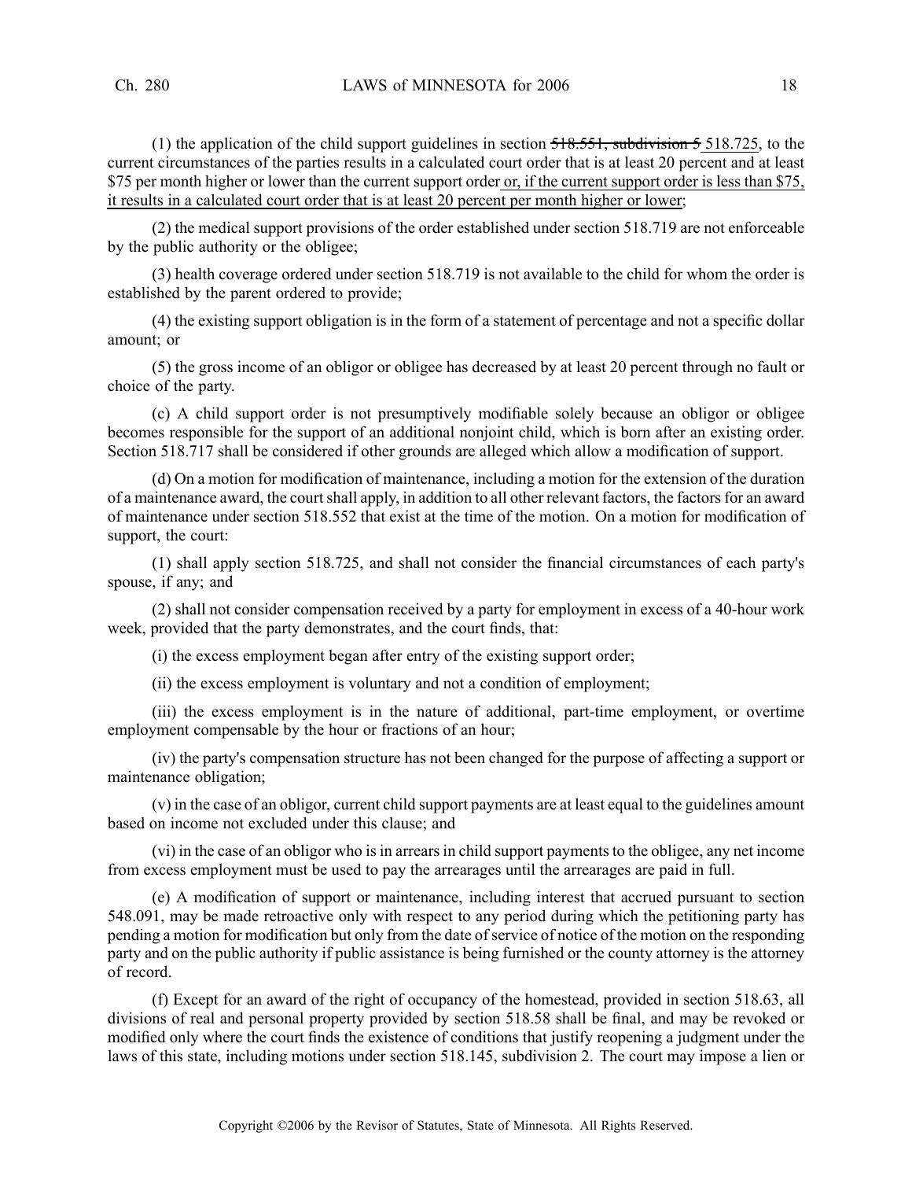(1) the application of the child support guidelines in section ~~518.551, subdivision 5~~ 518.725, to the current circumstances of the parties results in a calculated court order that is at least 20 percent and at least $75 per month higher or lower than the current support order or, if the current support order is less than $75, it results in a calculated court order that is at least 20 percent per month higher or lower;

(2) the medical support provisions of the order established under section 518.719 are not enforceable by the public authority or the obligee;

(3) health coverage ordered under section 518.719 is not available to the child for whom the order is established by the parent ordered to provide;

(4) the existing support obligation is in the form of a statement of percentage and not a specific dollar amount; or

(5) the gross income of an obligor or obligee has decreased by at least 20 percent through no fault or choice of the party.

(c) A child support order is not presumptively modifiable solely because an obligor or obligee becomes responsible for the support of an additional nonjoint child, which is born after an existing order. Section 518.717 shall be considered if other grounds are alleged which allow a modification of support.

(d) On a motion for modification of maintenance, including a motion for the extension of the duration of a maintenance award, the court shall apply, in addition to all other relevant factors, the factors for an award of maintenance under section 518.552 that exist at the time of the motion. On a motion for modification of support, the court:

(1) shall apply section 518.725, and shall not consider the financial circumstances of each party's spouse, if any; and

(2) shall not consider compensation received by a party for employment in excess of a 40-hour work week, provided that the party demonstrates, and the court finds, that:

(i) the excess employment began after entry of the existing support order;

(ii) the excess employment is voluntary and not a condition of employment;

(iii) the excess employment is in the nature of additional, part-time employment, or overtime employment compensable by the hour or fractions of an hour;

(iv) the party's compensation structure has not been changed for the purpose of affecting a support or maintenance obligation;

(v) in the case of an obligor, current child support payments are at least equal to the guidelines amount based on income not excluded under this clause; and

(vi) in the case of an obligor who is in arrears in child support payments to the obligee, any net income from excess employment must be used to pay the arrearages until the arrearages are paid in full.

(e) A modification of support or maintenance, including interest that accrued pursuant to section 548.091, may be made retroactive only with respect to any period during which the petitioning party has pending a motion for modification but only from the date of service of notice of the motion on the responding party and on the public authority if public assistance is being furnished or the county attorney is the attorney of record.

(f) Except for an award of the right of occupancy of the homestead, provided in section 518.63, all divisions of real and personal property provided by section 518.58 shall be final, and may be revoked or modified only where the court finds the existence of conditions that justify reopening a judgment under the laws of this state, including motions under section 518.145, subdivision 2. The court may impose a lien or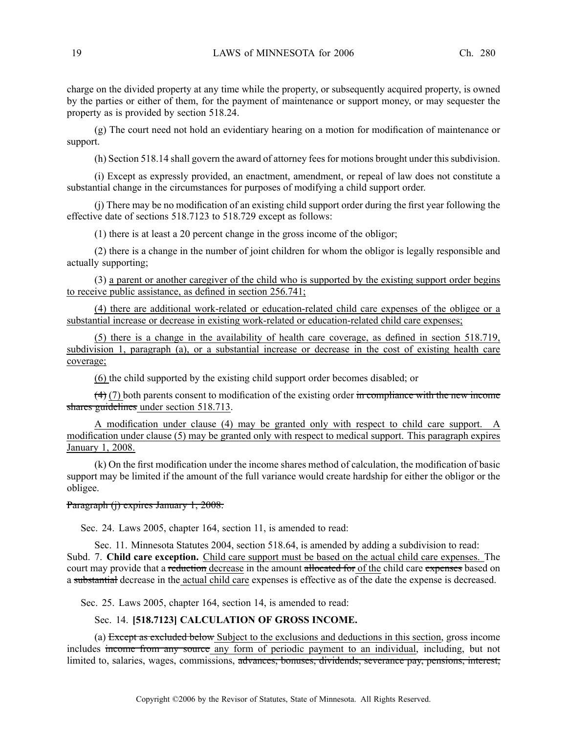charge on the divided property at any time while the property, or subsequently acquired property, is owned by the parties or either of them, for the payment of maintenance or support money, or may sequester the property as is provided by section 518.24.

(g) The court need not hold an evidentiary hearing on a motion for modification of maintenance or support.

(h) Section 518.14 shall govern the award of attorney fees for motions brought under this subdivision.

(i) Except as expressly provided, an enactment, amendment, or repeal of law does not constitute a substantial change in the circumstances for purposes of modifying a child support order.

(j) There may be no modification of an existing child support order during the first year following the effective date of sections 518.7123 to 518.729 except as follows:

(1) there is at least a 20 percent change in the gross income of the obligor;

(2) there is a change in the number of joint children for whom the obligor is legally responsible and actually supporting;

(3) <u>a parent or another caregiver of the child who is supported by the existing support order begins to receive public assistance, as defined in section 256.741;</u>

<u>(4) there are additional work-related or education-related child care expenses of the obligee or a substantial increase or decrease in existing work-related or education-related child care expenses;</u>

<u>(5) there is a change in the availability of health care coverage, as defined in section 518.719, subdivision 1, paragraph (a), or a substantial increase or decrease in the cost of existing health care coverage;</u>

<u>(6)</u> the child supported by the existing child support order becomes disabled; or

~~(4)~~ <u>(7)</u> both parents consent to modification of the existing order ~~in compliance with the new income shares guidelines~~ <u>under section 518.713</u>.

<u>A modification under clause (4) may be granted only with respect to child care support. A modification under clause (5) may be granted only with respect to medical support. This paragraph expires January 1, 2008.</u>

(k) On the first modification under the income shares method of calculation, the modification of basic support may be limited if the amount of the full variance would create hardship for either the obligor or the obligee.

~~Paragraph (j) expires January 1, 2008.~~

Sec. 24. Laws 2005, chapter 164, section 11, is amended to read:

Sec. 11. Minnesota Statutes 2004, section 518.64, is amended by adding a subdivision to read:
Subd. 7. **Child care exception.** <u>Child care support must be based on the actual child care expenses.</u> The court may provide that a ~~reduction~~ <u>decrease</u> in the amount ~~allocated for~~ <u>of the</u> child care ~~expenses~~ based on a ~~substantial~~ decrease in the <u>actual child care</u> expenses is effective as of the date the expense is decreased.

Sec. 25. Laws 2005, chapter 164, section 14, is amended to read:

Sec. 14. **[518.7123] CALCULATION OF GROSS INCOME.**

(a) ~~Except as excluded below~~ <u>Subject to the exclusions and deductions in this section</u>, gross income includes ~~income from any source~~ <u>any form of periodic payment to an individual</u>, including, but not limited to, salaries, wages, commissions, ~~advances, bonuses, dividends, severance pay, pensions, interest,~~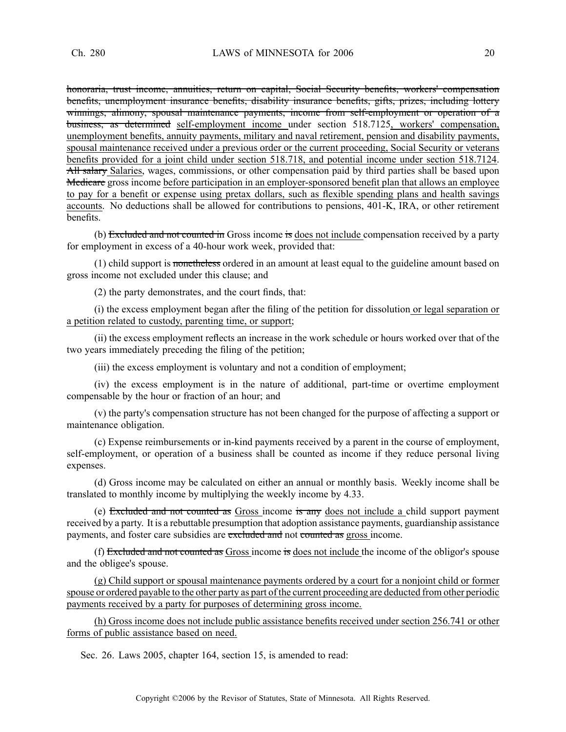~~honoraria, trust income, annuities, return on capital, Social Security benefits, workers' compensation benefits, unemployment insurance benefits, disability insurance benefits, gifts, prizes, including lottery winnings, alimony, spousal maintenance payments, income from self-employment or operation of a business, as determined~~ <u>self-employment income</u> under section 518.7125<u>, workers' compensation, unemployment benefits, annuity payments, military and naval retirement, pension and disability payments, spousal maintenance received under a previous order or the current proceeding, Social Security or veterans benefits provided for a joint child under section 518.718, and potential income under section 518.7124</u>. ~~All salary~~ <u>Salaries</u>, wages, commissions, or other compensation paid by third parties shall be based upon ~~Medicare~~ gross income <u>before participation in an employer-sponsored benefit plan that allows an employee to pay for a benefit or expense using pretax dollars, such as flexible spending plans and health savings accounts</u>. No deductions shall be allowed for contributions to pensions, 401-K, IRA, or other retirement benefits.

(b) ~~Excluded and not counted in~~ Gross income ~~is~~ <u>does not include</u> compensation received by a party for employment in excess of a 40-hour work week, provided that:

(1) child support is ~~nonetheless~~ ordered in an amount at least equal to the guideline amount based on gross income not excluded under this clause; and

(2) the party demonstrates, and the court finds, that:

(i) the excess employment began after the filing of the petition for dissolution <u>or legal separation or a petition related to custody, parenting time, or support</u>;

(ii) the excess employment reflects an increase in the work schedule or hours worked over that of the two years immediately preceding the filing of the petition;

(iii) the excess employment is voluntary and not a condition of employment;

(iv) the excess employment is in the nature of additional, part-time or overtime employment compensable by the hour or fraction of an hour; and

(v) the party's compensation structure has not been changed for the purpose of affecting a support or maintenance obligation.

(c) Expense reimbursements or in-kind payments received by a parent in the course of employment, self-employment, or operation of a business shall be counted as income if they reduce personal living expenses.

(d) Gross income may be calculated on either an annual or monthly basis. Weekly income shall be translated to monthly income by multiplying the weekly income by 4.33.

(e) ~~Excluded and not counted as~~ <u>Gross</u> income ~~is any~~ <u>does not include a</u> child support payment received by a party. It is a rebuttable presumption that adoption assistance payments, guardianship assistance payments, and foster care subsidies are ~~excluded and~~ not ~~counted as~~ <u>gross</u> income.

(f) ~~Excluded and not counted as~~ <u>Gross</u> income ~~is~~ <u>does not include</u> the income of the obligor's spouse and the obligee's spouse.

<u>(g) Child support or spousal maintenance payments ordered by a court for a nonjoint child or former spouse or ordered payable to the other party as part of the current proceeding are deducted from other periodic payments received by a party for purposes of determining gross income.</u>

<u>(h) Gross income does not include public assistance benefits received under section 256.741 or other forms of public assistance based on need.</u>

Sec. 26. Laws 2005, chapter 164, section 15, is amended to read: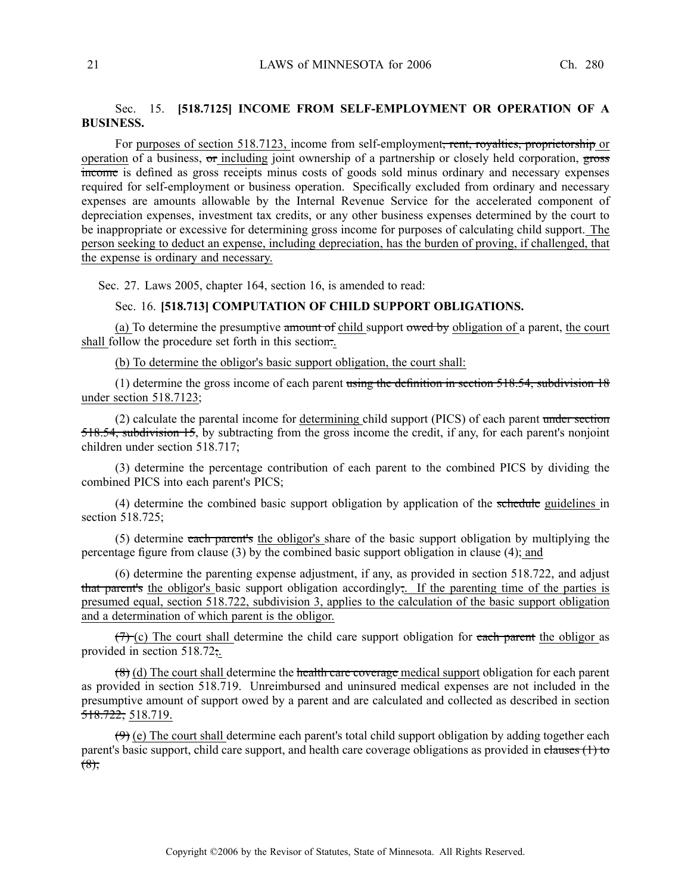Sec. 15. **[518.7125] INCOME FROM SELF-EMPLOYMENT OR OPERATION OF A BUSINESS.**

For purposes of section 518.7123, income from self-employment~~, rent, royalties, proprietorship~~ or operation of a business, ~~or~~ including joint ownership of a partnership or closely held corporation, ~~gross income~~ is defined as gross receipts minus costs of goods sold minus ordinary and necessary expenses required for self-employment or business operation. Specifically excluded from ordinary and necessary expenses are amounts allowable by the Internal Revenue Service for the accelerated component of depreciation expenses, investment tax credits, or any other business expenses determined by the court to be inappropriate or excessive for determining gross income for purposes of calculating child support. The person seeking to deduct an expense, including depreciation, has the burden of proving, if challenged, that the expense is ordinary and necessary.

Sec. 27. Laws 2005, chapter 164, section 16, is amended to read:

Sec. 16. **[518.713] COMPUTATION OF CHILD SUPPORT OBLIGATIONS.**

(a) To determine the presumptive ~~amount of~~ child support ~~owed by~~ obligation of a parent, the court shall follow the procedure set forth in this section~~:~~.

(b) To determine the obligor's basic support obligation, the court shall:

(1) determine the gross income of each parent ~~using the definition in section 518.54, subdivision 18~~ under section 518.7123;

(2) calculate the parental income for determining child support (PICS) of each parent ~~under section 518.54, subdivision 15~~, by subtracting from the gross income the credit, if any, for each parent's nonjoint children under section 518.717;

(3) determine the percentage contribution of each parent to the combined PICS by dividing the combined PICS into each parent's PICS;

(4) determine the combined basic support obligation by application of the ~~schedule~~ guidelines in section 518.725;

(5) determine ~~each parent's~~ the obligor's share of the basic support obligation by multiplying the percentage figure from clause (3) by the combined basic support obligation in clause (4); and

(6) determine the parenting expense adjustment, if any, as provided in section 518.722, and adjust ~~that parent's~~ the obligor's basic support obligation accordingly~~;~~. If the parenting time of the parties is presumed equal, section 518.722, subdivision 3, applies to the calculation of the basic support obligation and a determination of which parent is the obligor.

~~(7)~~ (c) The court shall determine the child care support obligation for ~~each parent~~ the obligor as provided in section 518.72~~;~~.

~~(8)~~ (d) The court shall determine the ~~health care coverage~~ medical support obligation for each parent as provided in section 518.719. Unreimbursed and uninsured medical expenses are not included in the presumptive amount of support owed by a parent and are calculated and collected as described in section ~~518.722,~~ 518.719.

~~(9)~~ (e) The court shall determine each parent's total child support obligation by adding together each parent's basic support, child care support, and health care coverage obligations as provided in ~~clauses (1) to (8);~~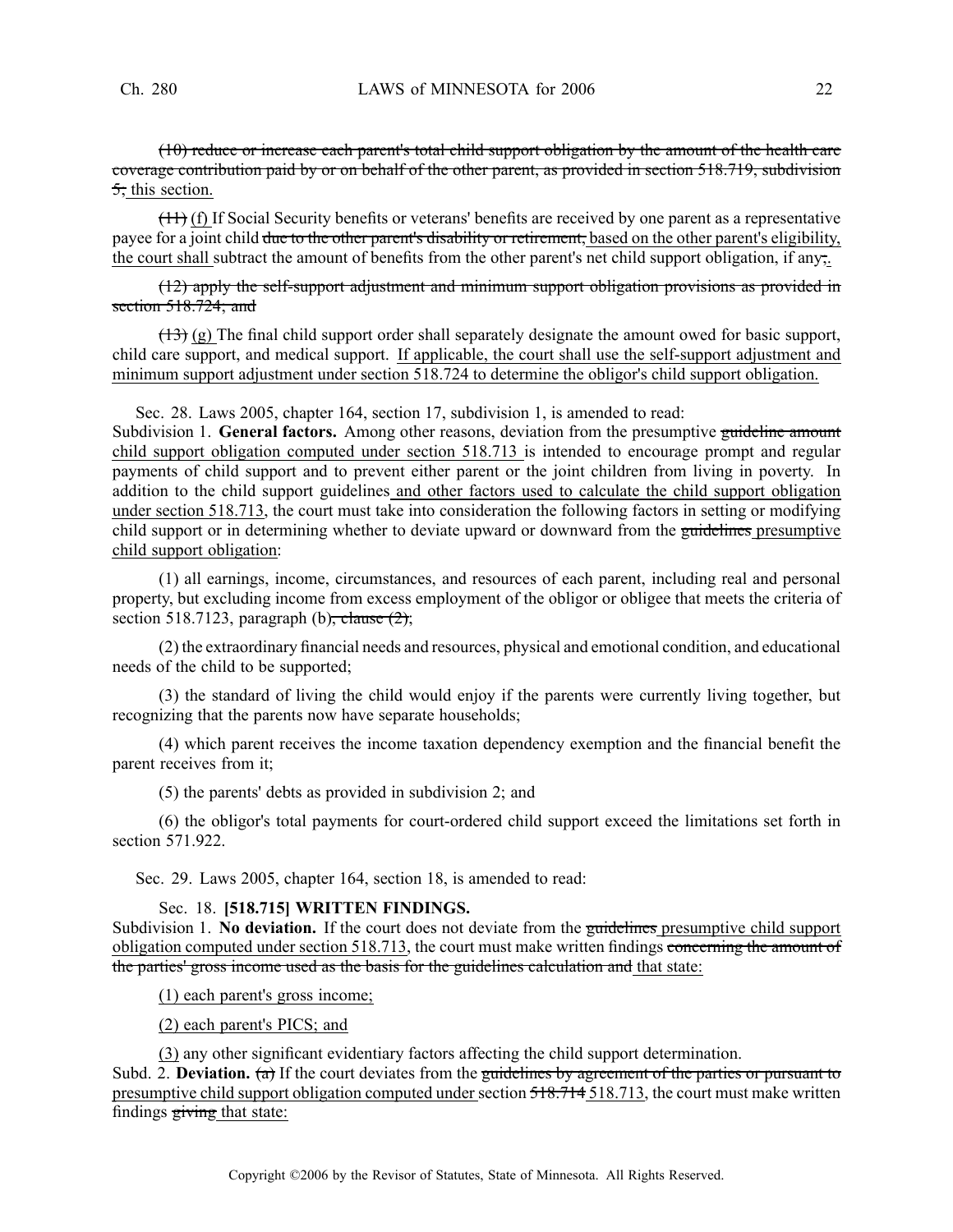~~(10) reduce or increase each parent's total child support obligation by the amount of the health care coverage contribution paid by or on behalf of the other parent, as provided in section 518.719, subdivision 5,~~ this section.

~~(11)~~ (f) If Social Security benefits or veterans' benefits are received by one parent as a representative payee for a joint child ~~due to the other parent's disability or retirement,~~ based on the other parent's eligibility, the court shall subtract the amount of benefits from the other parent's net child support obligation, if any~~;~~.

~~(12) apply the self-support adjustment and minimum support obligation provisions as provided in section 518.724; and~~

~~(13)~~ (g) The final child support order shall separately designate the amount owed for basic support, child care support, and medical support. If applicable, the court shall use the self-support adjustment and minimum support adjustment under section 518.724 to determine the obligor's child support obligation.

Sec. 28. Laws 2005, chapter 164, section 17, subdivision 1, is amended to read:

Subdivision 1. **General factors.** Among other reasons, deviation from the presumptive ~~guideline amount~~ child support obligation computed under section 518.713 is intended to encourage prompt and regular payments of child support and to prevent either parent or the joint children from living in poverty. In addition to the child support guidelines and other factors used to calculate the child support obligation under section 518.713, the court must take into consideration the following factors in setting or modifying child support or in determining whether to deviate upward or downward from the ~~guidelines~~ presumptive child support obligation:

(1) all earnings, income, circumstances, and resources of each parent, including real and personal property, but excluding income from excess employment of the obligor or obligee that meets the criteria of section 518.7123, paragraph (b)~~, clause (2)~~;

(2) the extraordinary financial needs and resources, physical and emotional condition, and educational needs of the child to be supported;

(3) the standard of living the child would enjoy if the parents were currently living together, but recognizing that the parents now have separate households;

(4) which parent receives the income taxation dependency exemption and the financial benefit the parent receives from it;

(5) the parents' debts as provided in subdivision 2; and

(6) the obligor's total payments for court-ordered child support exceed the limitations set forth in section 571.922.

Sec. 29. Laws 2005, chapter 164, section 18, is amended to read:

Sec. 18. **[518.715] WRITTEN FINDINGS.**

Subdivision 1. **No deviation.** If the court does not deviate from the ~~guidelines~~ presumptive child support obligation computed under section 518.713, the court must make written findings ~~concerning the amount of the parties' gross income used as the basis for the guidelines calculation and~~ that state:

(1) each parent's gross income;

(2) each parent's PICS; and

(3) any other significant evidentiary factors affecting the child support determination.

Subd. 2. **Deviation.** ~~(a)~~ If the court deviates from the ~~guidelines by agreement of the parties or pursuant to~~ presumptive child support obligation computed under section ~~518.714~~ 518.713, the court must make written findings ~~giving~~ that state: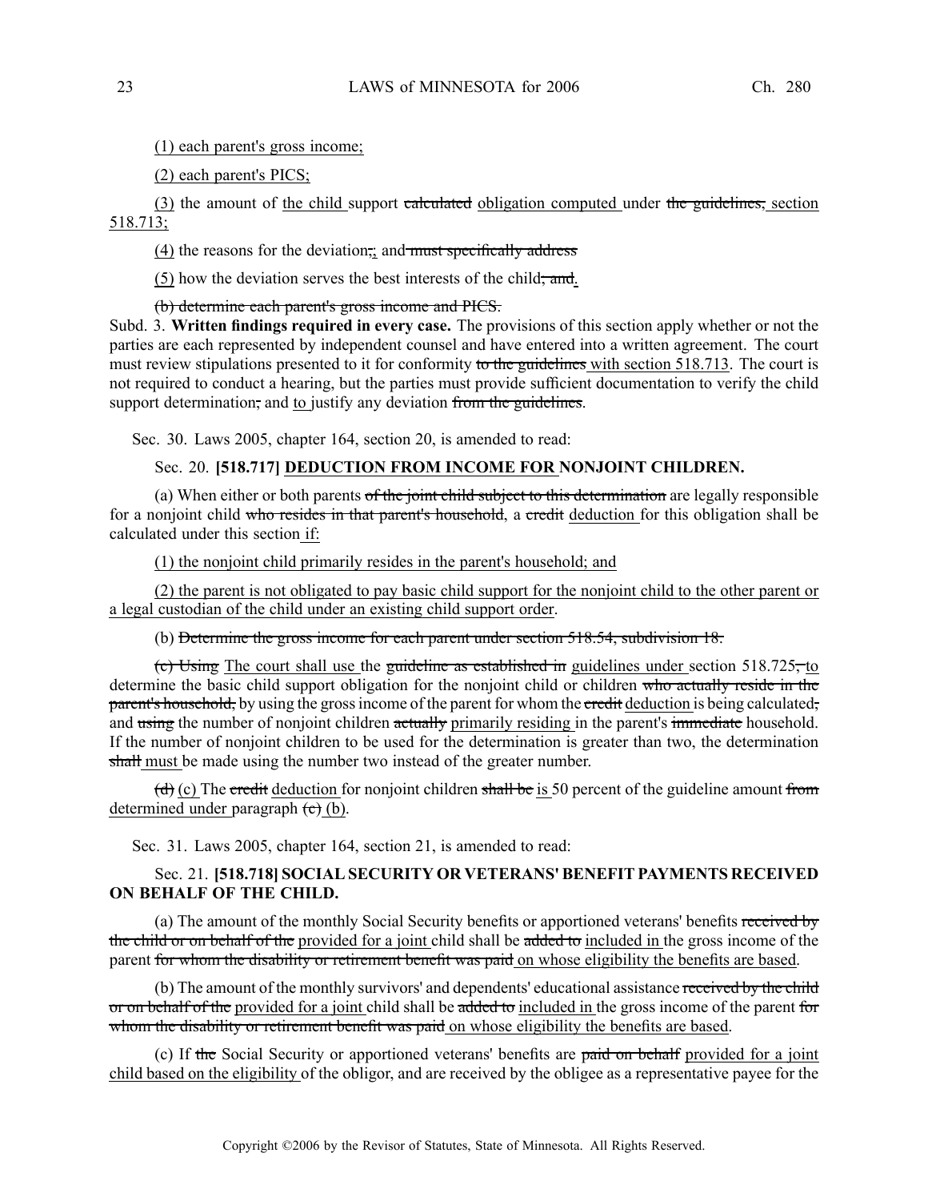(1) each parent's gross income;

(2) each parent's PICS;

(3) the amount of the child support calculated obligation computed under the guidelines, section 518.713;

(4) the reasons for the deviation;, and must specifically address

(5) how the deviation serves the best interests of the child; and.

(b) determine each parent's gross income and PICS.

Subd. 3. **Written findings required in every case.** The provisions of this section apply whether or not the parties are each represented by independent counsel and have entered into a written agreement. The court must review stipulations presented to it for conformity to the guidelines with section 518.713. The court is not required to conduct a hearing, but the parties must provide sufficient documentation to verify the child support determination, and to justify any deviation from the guidelines.

Sec. 30. Laws 2005, chapter 164, section 20, is amended to read:

Sec. 20. **[518.717] DEDUCTION FROM INCOME FOR NONJOINT CHILDREN.**

(a) When either or both parents of the joint child subject to this determination are legally responsible for a nonjoint child who resides in that parent's household, a credit deduction for this obligation shall be calculated under this section if:

(1) the nonjoint child primarily resides in the parent's household; and

(2) the parent is not obligated to pay basic child support for the nonjoint child to the other parent or a legal custodian of the child under an existing child support order.

(b) Determine the gross income for each parent under section 518.54, subdivision 18.

(c) Using The court shall use the guideline as established in guidelines under section 518.725, to determine the basic child support obligation for the nonjoint child or children who actually reside in the parent's household, by using the gross income of the parent for whom the credit deduction is being calculated, and using the number of nonjoint children actually primarily residing in the parent's immediate household. If the number of nonjoint children to be used for the determination is greater than two, the determination shall must be made using the number two instead of the greater number.

(d) (c) The credit deduction for nonjoint children shall be is 50 percent of the guideline amount from determined under paragraph (c) (b).

Sec. 31. Laws 2005, chapter 164, section 21, is amended to read:

Sec. 21. **[518.718] SOCIAL SECURITY OR VETERANS' BENEFIT PAYMENTS RECEIVED ON BEHALF OF THE CHILD.**

(a) The amount of the monthly Social Security benefits or apportioned veterans' benefits received by the child or on behalf of the provided for a joint child shall be added to included in the gross income of the parent for whom the disability or retirement benefit was paid on whose eligibility the benefits are based.

(b) The amount of the monthly survivors' and dependents' educational assistance received by the child or on behalf of the provided for a joint child shall be added to included in the gross income of the parent for whom the disability or retirement benefit was paid on whose eligibility the benefits are based.

(c) If the Social Security or apportioned veterans' benefits are paid on behalf provided for a joint child based on the eligibility of the obligor, and are received by the obligee as a representative payee for the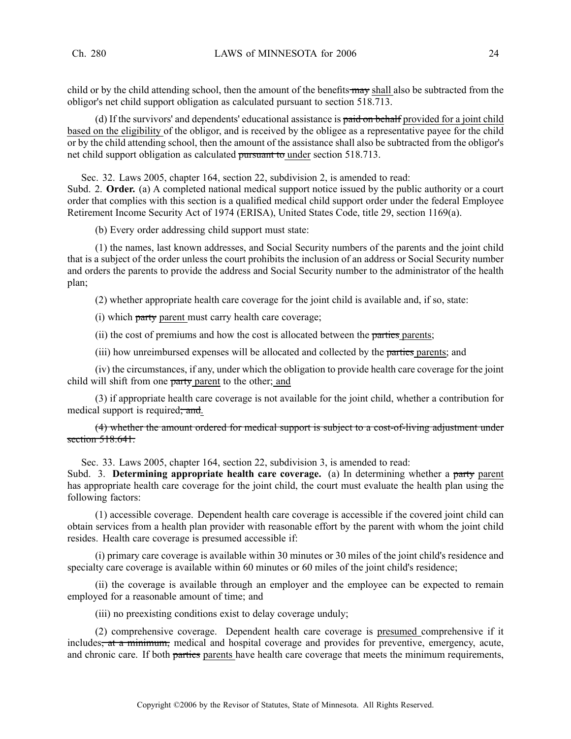child or by the child attending school, then the amount of the benefits ~~may~~ shall also be subtracted from the obligor's net child support obligation as calculated pursuant to section 518.713.

(d) If the survivors' and dependents' educational assistance is ~~paid on behalf~~ provided for a joint child based on the eligibility of the obligor, and is received by the obligee as a representative payee for the child or by the child attending school, then the amount of the assistance shall also be subtracted from the obligor's net child support obligation as calculated ~~pursuant to~~ under section 518.713.

Sec. 32. Laws 2005, chapter 164, section 22, subdivision 2, is amended to read:
Subd. 2. **Order.** (a) A completed national medical support notice issued by the public authority or a court order that complies with this section is a qualified medical child support order under the federal Employee Retirement Income Security Act of 1974 (ERISA), United States Code, title 29, section 1169(a).

(b) Every order addressing child support must state:

(1) the names, last known addresses, and Social Security numbers of the parents and the joint child that is a subject of the order unless the court prohibits the inclusion of an address or Social Security number and orders the parents to provide the address and Social Security number to the administrator of the health plan;

(2) whether appropriate health care coverage for the joint child is available and, if so, state:

(i) which ~~party~~ parent must carry health care coverage;

(ii) the cost of premiums and how the cost is allocated between the ~~parties~~ parents;

(iii) how unreimbursed expenses will be allocated and collected by the ~~parties~~ parents; and

(iv) the circumstances, if any, under which the obligation to provide health care coverage for the joint child will shift from one ~~party~~ parent to the other; and

(3) if appropriate health care coverage is not available for the joint child, whether a contribution for medical support is required~~; and~~.

~~(4) whether the amount ordered for medical support is subject to a cost-of-living adjustment under section 518.641.~~

Sec. 33. Laws 2005, chapter 164, section 22, subdivision 3, is amended to read:
Subd. 3. **Determining appropriate health care coverage.** (a) In determining whether a ~~party~~ parent has appropriate health care coverage for the joint child, the court must evaluate the health plan using the following factors:

(1) accessible coverage. Dependent health care coverage is accessible if the covered joint child can obtain services from a health plan provider with reasonable effort by the parent with whom the joint child resides. Health care coverage is presumed accessible if:

(i) primary care coverage is available within 30 minutes or 30 miles of the joint child's residence and specialty care coverage is available within 60 minutes or 60 miles of the joint child's residence;

(ii) the coverage is available through an employer and the employee can be expected to remain employed for a reasonable amount of time; and

(iii) no preexisting conditions exist to delay coverage unduly;

(2) comprehensive coverage. Dependent health care coverage is presumed comprehensive if it includes~~, at a minimum,~~ medical and hospital coverage and provides for preventive, emergency, acute, and chronic care. If both ~~parties~~ parents have health care coverage that meets the minimum requirements,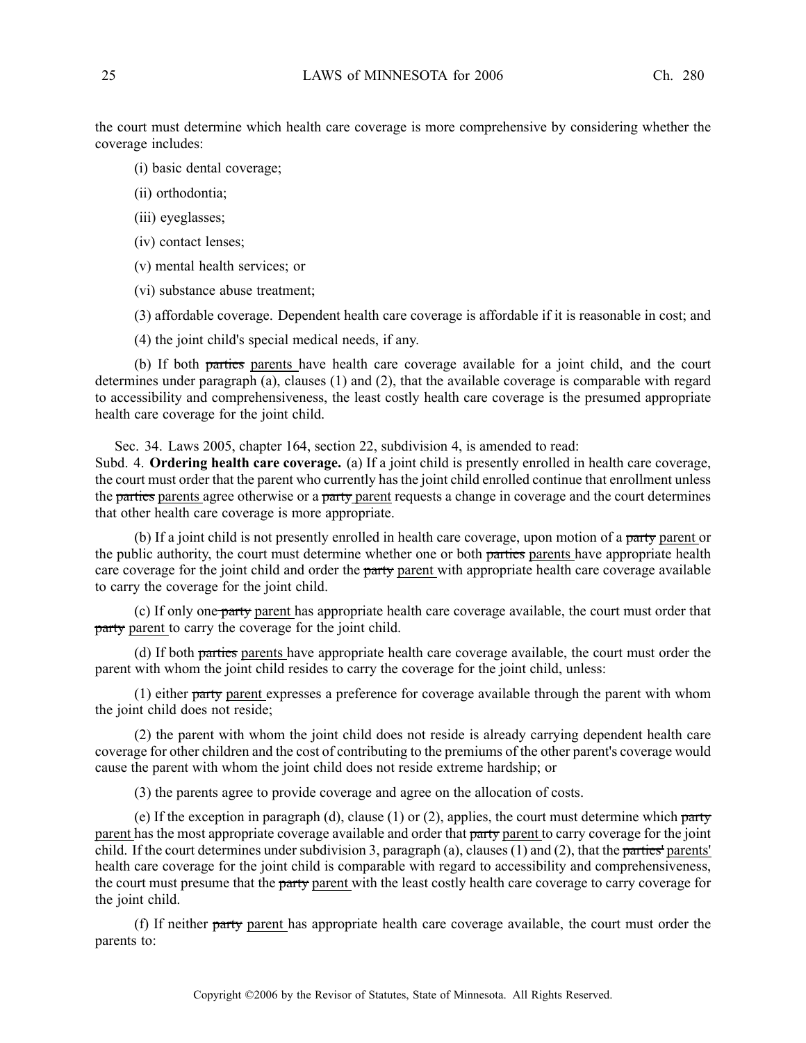the court must determine which health care coverage is more comprehensive by considering whether the coverage includes:

(i) basic dental coverage;

(ii) orthodontia;

(iii) eyeglasses;

(iv) contact lenses;

(v) mental health services; or

(vi) substance abuse treatment;

(3) affordable coverage. Dependent health care coverage is affordable if it is reasonable in cost; and

(4) the joint child's special medical needs, if any.

(b) If both ~~parties~~ <u>parents</u> have health care coverage available for a joint child, and the court determines under paragraph (a), clauses (1) and (2), that the available coverage is comparable with regard to accessibility and comprehensiveness, the least costly health care coverage is the presumed appropriate health care coverage for the joint child.

Sec. 34. Laws 2005, chapter 164, section 22, subdivision 4, is amended to read:

Subd. 4. **Ordering health care coverage.** (a) If a joint child is presently enrolled in health care coverage, the court must order that the parent who currently has the joint child enrolled continue that enrollment unless the ~~parties~~ <u>parents</u> agree otherwise or a ~~party~~ <u>parent</u> requests a change in coverage and the court determines that other health care coverage is more appropriate.

(b) If a joint child is not presently enrolled in health care coverage, upon motion of a ~~party~~ <u>parent</u> or the public authority, the court must determine whether one or both ~~parties~~ <u>parents</u> have appropriate health care coverage for the joint child and order the ~~party~~ <u>parent</u> with appropriate health care coverage available to carry the coverage for the joint child.

(c) If only one ~~party~~ <u>parent</u> has appropriate health care coverage available, the court must order that ~~party~~ <u>parent</u> to carry the coverage for the joint child.

(d) If both ~~parties~~ <u>parents</u> have appropriate health care coverage available, the court must order the parent with whom the joint child resides to carry the coverage for the joint child, unless:

(1) either ~~party~~ <u>parent</u> expresses a preference for coverage available through the parent with whom the joint child does not reside;

(2) the parent with whom the joint child does not reside is already carrying dependent health care coverage for other children and the cost of contributing to the premiums of the other parent's coverage would cause the parent with whom the joint child does not reside extreme hardship; or

(3) the parents agree to provide coverage and agree on the allocation of costs.

(e) If the exception in paragraph (d), clause (1) or (2), applies, the court must determine which ~~party~~ <u>parent</u> has the most appropriate coverage available and order that ~~party~~ <u>parent</u> to carry coverage for the joint child. If the court determines under subdivision 3, paragraph (a), clauses (1) and (2), that the ~~parties'~~ <u>parents'</u> health care coverage for the joint child is comparable with regard to accessibility and comprehensiveness, the court must presume that the ~~party~~ <u>parent</u> with the least costly health care coverage to carry coverage for the joint child.

(f) If neither ~~party~~ <u>parent</u> has appropriate health care coverage available, the court must order the parents to: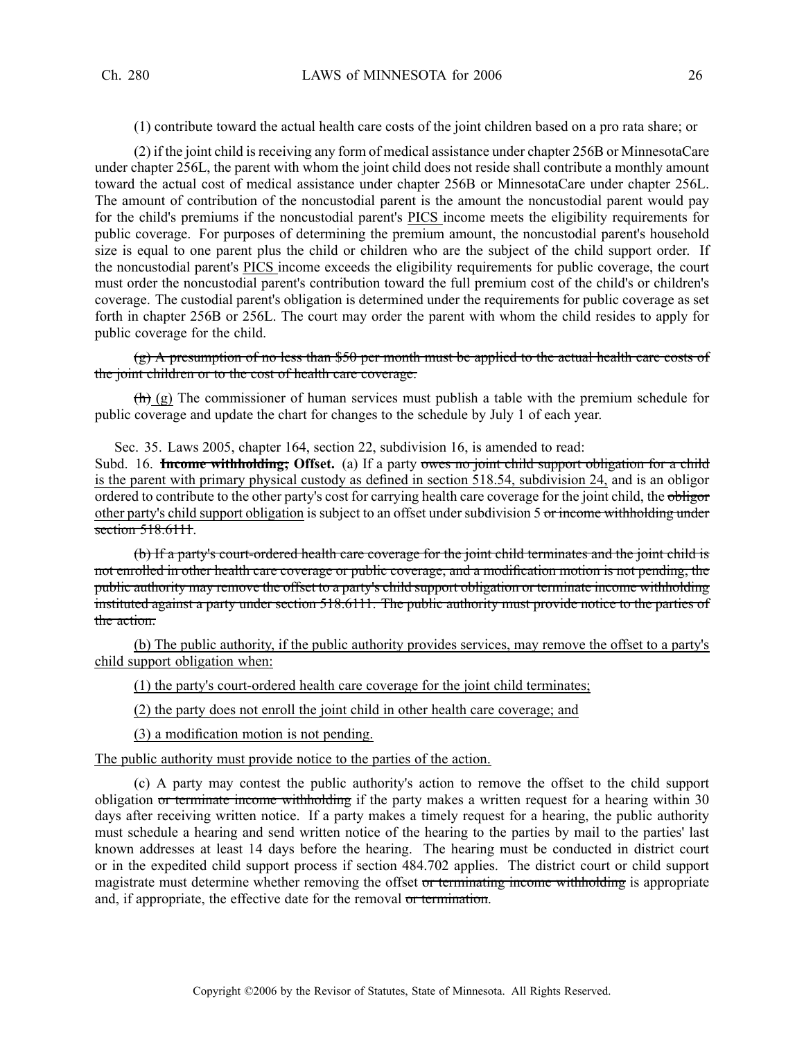(1) contribute toward the actual health care costs of the joint children based on a pro rata share; or

(2) if the joint child is receiving any form of medical assistance under chapter 256B or MinnesotaCare under chapter 256L, the parent with whom the joint child does not reside shall contribute a monthly amount toward the actual cost of medical assistance under chapter 256B or MinnesotaCare under chapter 256L. The amount of contribution of the noncustodial parent is the amount the noncustodial parent would pay for the child's premiums if the noncustodial parent's <u>PICS</u> income meets the eligibility requirements for public coverage. For purposes of determining the premium amount, the noncustodial parent's household size is equal to one parent plus the child or children who are the subject of the child support order. If the noncustodial parent's <u>PICS</u> income exceeds the eligibility requirements for public coverage, the court must order the noncustodial parent's contribution toward the full premium cost of the child's or children's coverage. The custodial parent's obligation is determined under the requirements for public coverage as set forth in chapter 256B or 256L. The court may order the parent with whom the child resides to apply for public coverage for the child.

~~(g) A presumption of no less than $50 per month must be applied to the actual health care costs of the joint children or to the cost of health care coverage.~~

~~(h)~~ <u>(g)</u> The commissioner of human services must publish a table with the premium schedule for public coverage and update the chart for changes to the schedule by July 1 of each year.

Sec. 35. Laws 2005, chapter 164, section 22, subdivision 16, is amended to read:

Subd. 16. ~~**Income withholding;**~~ **Offset.** (a) If a party ~~owes no joint child support obligation for a child~~ <u>is the parent with primary physical custody as defined in section 518.54, subdivision 24,</u> and is an obligor ordered to contribute to the other party's cost for carrying health care coverage for the joint child, the ~~obligor~~ <u>other party's child support obligation</u> is subject to an offset under subdivision 5 ~~or income withholding under section 518.6111~~.

~~(b) If a party's court-ordered health care coverage for the joint child terminates and the joint child is not enrolled in other health care coverage or public coverage, and a modification motion is not pending, the public authority may remove the offset to a party's child support obligation or terminate income withholding instituted against a party under section 518.6111. The public authority must provide notice to the parties of the action.~~

<u>(b) The public authority, if the public authority provides services, may remove the offset to a party's child support obligation when:</u>

<u>(1) the party's court-ordered health care coverage for the joint child terminates;</u>

<u>(2) the party does not enroll the joint child in other health care coverage; and</u>

<u>(3) a modification motion is not pending.</u>

<u>The public authority must provide notice to the parties of the action.</u>

(c) A party may contest the public authority's action to remove the offset to the child support obligation ~~or terminate income withholding~~ if the party makes a written request for a hearing within 30 days after receiving written notice. If a party makes a timely request for a hearing, the public authority must schedule a hearing and send written notice of the hearing to the parties by mail to the parties' last known addresses at least 14 days before the hearing. The hearing must be conducted in district court or in the expedited child support process if section 484.702 applies. The district court or child support magistrate must determine whether removing the offset ~~or terminating income withholding~~ is appropriate and, if appropriate, the effective date for the removal ~~or termination~~.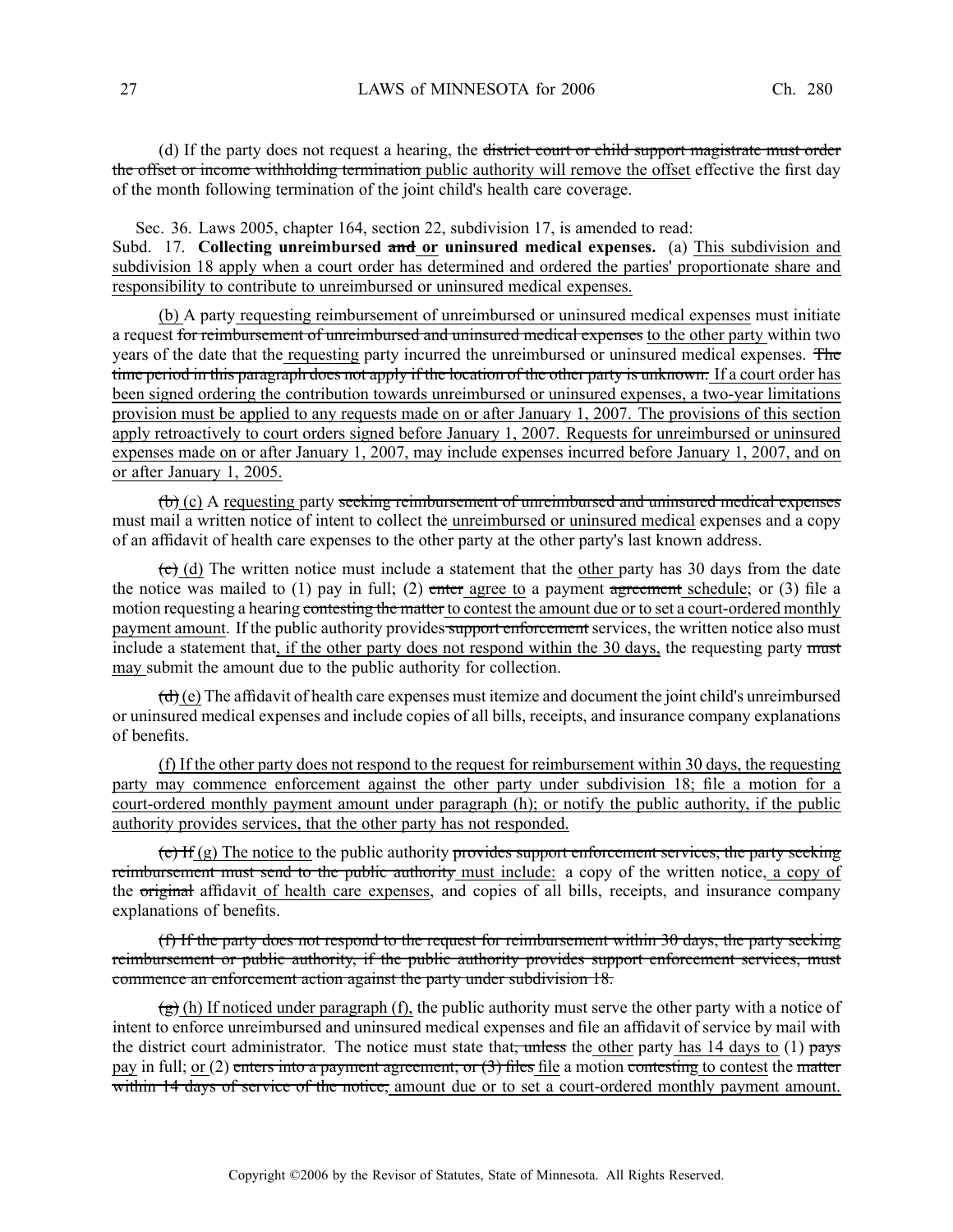(d) If the party does not request a hearing, the ~~district court or child support magistrate must order the offset or income withholding termination~~ <u>public authority will remove the offset</u> effective the first day of the month following termination of the joint child's health care coverage.

Sec. 36. Laws 2005, chapter 164, section 22, subdivision 17, is amended to read:

Subd. 17. **Collecting unreimbursed ~~and~~ <u>or</u> uninsured medical expenses.** (a) <u>This subdivision and subdivision 18 apply when a court order has determined and ordered the parties' proportionate share and responsibility to contribute to unreimbursed or uninsured medical expenses.</u>

<u>(b)</u> A party <u>requesting reimbursement of unreimbursed or uninsured medical expenses</u> must initiate a request ~~for reimbursement of unreimbursed and uninsured medical expenses~~ <u>to the other party</u> within two years of the date that the <u>requesting</u> party incurred the unreimbursed or uninsured medical expenses. ~~The time period in this paragraph does not apply if the location of the other party is unknown.~~ <u>If a court order has been signed ordering the contribution towards unreimbursed or uninsured expenses, a two-year limitations provision must be applied to any requests made on or after January 1, 2007. The provisions of this section apply retroactively to court orders signed before January 1, 2007. Requests for unreimbursed or uninsured expenses made on or after January 1, 2007, may include expenses incurred before January 1, 2007, and on or after January 1, 2005.</u>

~~(b)~~ <u>(c)</u> A <u>requesting</u> party ~~seeking reimbursement of unreimbursed and uninsured medical expenses~~ must mail a written notice of intent to collect the <u>unreimbursed or uninsured medical</u> expenses and a copy of an affidavit of health care expenses to the other party at the other party's last known address.

~~(c)~~ <u>(d)</u> The written notice must include a statement that the <u>other</u> party has 30 days from the date the notice was mailed to (1) pay in full; (2) ~~enter~~ <u>agree to</u> a payment ~~agreement~~ <u>schedule</u>; or (3) file a motion requesting a hearing ~~contesting the matter~~ <u>to contest the amount due or to set a court-ordered monthly payment amount</u>. If the public authority provides ~~support enforcement~~ services, the written notice also must include a statement that<u>, if the other party does not respond within the 30 days,</u> the requesting party ~~must~~ <u>may</u> submit the amount due to the public authority for collection.

~~(d)~~ <u>(e)</u> The affidavit of health care expenses must itemize and document the joint child's unreimbursed or uninsured medical expenses and include copies of all bills, receipts, and insurance company explanations of benefits.

<u>(f) If the other party does not respond to the request for reimbursement within 30 days, the requesting party may commence enforcement against the other party under subdivision 18; file a motion for a court-ordered monthly payment amount under paragraph (h); or notify the public authority, if the public authority provides services, that the other party has not responded.</u>

~~(e) If~~ <u>(g) The notice to</u> the public authority ~~provides support enforcement services, the party seeking reimbursement must send to the public authority~~ <u>must include:</u> a copy of the written notice<u>, a copy of</u> the ~~original~~ affidavit <u>of health care expenses</u>, and copies of all bills, receipts, and insurance company explanations of benefits.

~~(f) If the party does not respond to the request for reimbursement within 30 days, the party seeking reimbursement or public authority, if the public authority provides support enforcement services, must commence an enforcement action against the party under subdivision 18.~~

~~(g)~~ <u>(h) If noticed under paragraph (f),</u> the public authority must serve the other party with a notice of intent to enforce unreimbursed and uninsured medical expenses and file an affidavit of service by mail with the district court administrator. The notice must state that~~, unless~~ the <u>other</u> party <u>has 14 days to</u> (1) ~~pays~~ <u>pay</u> in full; <u>or</u> (2) ~~enters into a payment agreement; or (3) files~~ <u>file</u> a motion ~~contesting~~ <u>to contest</u> the ~~matter within 14 days of service of the notice,~~ <u>amount due or to set a court-ordered monthly payment amount.</u>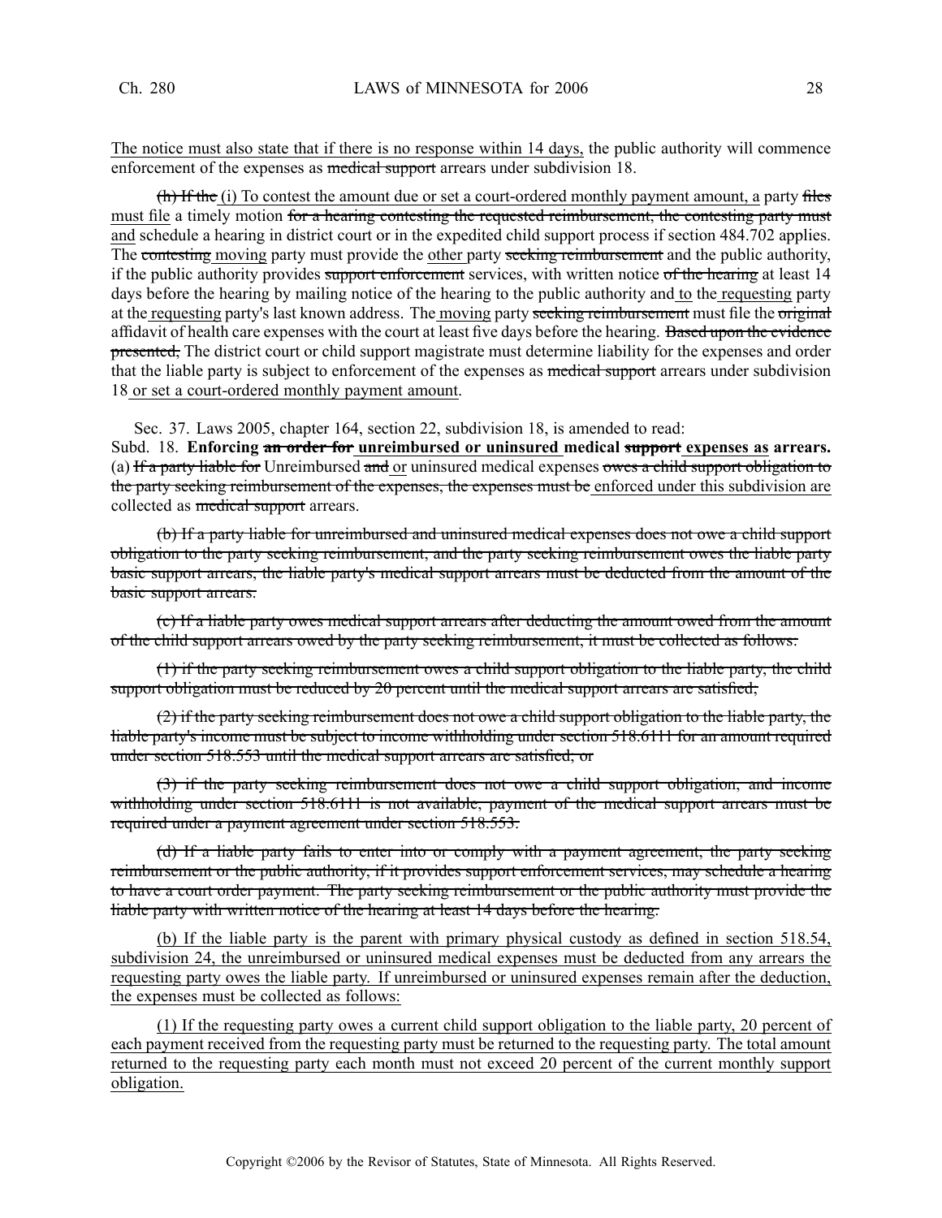The notice must also state that if there is no response within 14 days, the public authority will commence enforcement of the expenses as ~~medical support~~ arrears under subdivision 18.

~~(h) If the~~ (i) To contest the amount due or set a court-ordered monthly payment amount, a party ~~files~~ must file a timely motion ~~for a hearing contesting the requested reimbursement, the contesting party must~~ and schedule a hearing in district court or in the expedited child support process if section 484.702 applies. The ~~contesting~~ moving party must provide the other party ~~seeking reimbursement~~ and the public authority, if the public authority provides ~~support enforcement~~ services, with written notice ~~of the hearing~~ at least 14 days before the hearing by mailing notice of the hearing to the public authority and to the requesting party at the requesting party's last known address. The moving party ~~seeking reimbursement~~ must file the ~~original~~ affidavit of health care expenses with the court at least five days before the hearing. ~~Based upon the evidence presented,~~ The district court or child support magistrate must determine liability for the expenses and order that the liable party is subject to enforcement of the expenses as ~~medical support~~ arrears under subdivision 18 or set a court-ordered monthly payment amount.

Sec. 37. Laws 2005, chapter 164, section 22, subdivision 18, is amended to read:

Subd. 18. **Enforcing ~~an order for~~ unreimbursed or uninsured medical ~~support~~ expenses as arrears.** (a) ~~If a party liable for~~ Unreimbursed ~~and~~ or uninsured medical expenses ~~owes a child support obligation to the party seeking reimbursement of the expenses, the expenses must be~~ enforced under this subdivision are collected as ~~medical support~~ arrears.

~~(b) If a party liable for unreimbursed and uninsured medical expenses does not owe a child support obligation to the party seeking reimbursement, and the party seeking reimbursement owes the liable party basic support arrears, the liable party's medical support arrears must be deducted from the amount of the basic support arrears.~~

~~(c) If a liable party owes medical support arrears after deducting the amount owed from the amount of the child support arrears owed by the party seeking reimbursement, it must be collected as follows:~~

~~(1) if the party seeking reimbursement owes a child support obligation to the liable party, the child support obligation must be reduced by 20 percent until the medical support arrears are satisfied;~~

~~(2) if the party seeking reimbursement does not owe a child support obligation to the liable party, the liable party's income must be subject to income withholding under section 518.6111 for an amount required under section 518.553 until the medical support arrears are satisfied; or~~

~~(3) if the party seeking reimbursement does not owe a child support obligation, and income withholding under section 518.6111 is not available, payment of the medical support arrears must be required under a payment agreement under section 518.553.~~

~~(d) If a liable party fails to enter into or comply with a payment agreement, the party seeking reimbursement or the public authority, if it provides support enforcement services, may schedule a hearing to have a court order payment. The party seeking reimbursement or the public authority must provide the liable party with written notice of the hearing at least 14 days before the hearing.~~

(b) If the liable party is the parent with primary physical custody as defined in section 518.54, subdivision 24, the unreimbursed or uninsured medical expenses must be deducted from any arrears the requesting party owes the liable party. If unreimbursed or uninsured expenses remain after the deduction, the expenses must be collected as follows:

(1) If the requesting party owes a current child support obligation to the liable party, 20 percent of each payment received from the requesting party must be returned to the requesting party. The total amount returned to the requesting party each month must not exceed 20 percent of the current monthly support obligation.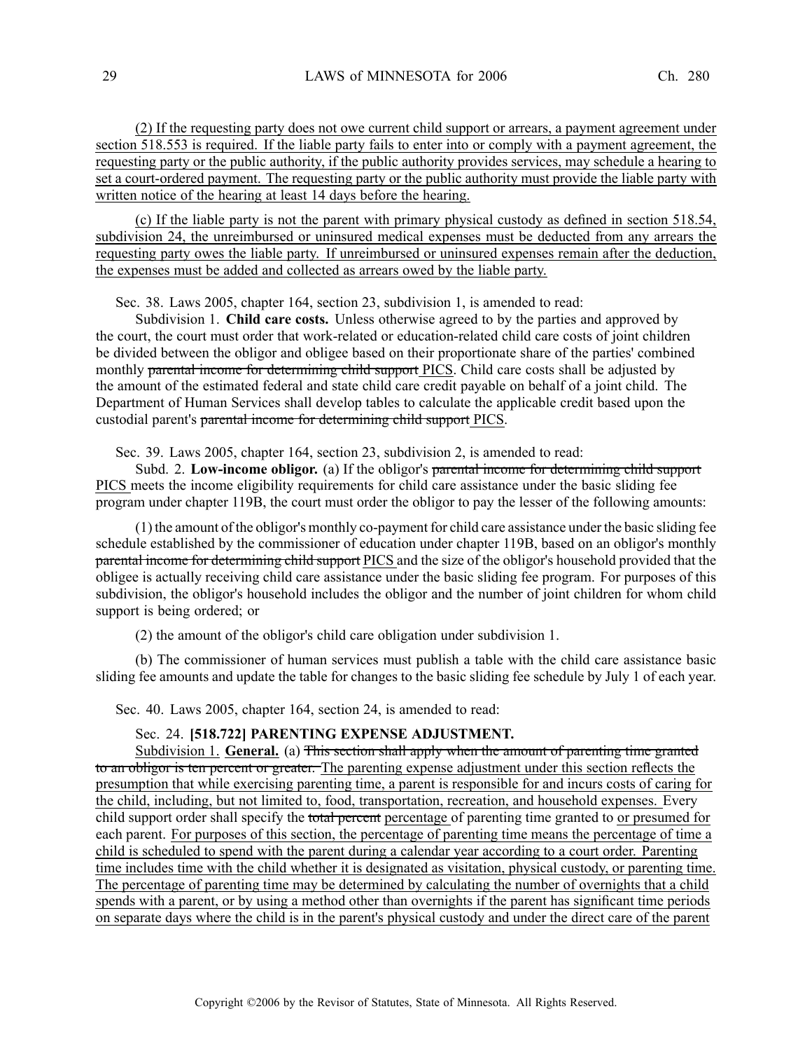(2) If the requesting party does not owe current child support or arrears, a payment agreement under section 518.553 is required. If the liable party fails to enter into or comply with a payment agreement, the requesting party or the public authority, if the public authority provides services, may schedule a hearing to set a court-ordered payment. The requesting party or the public authority must provide the liable party with written notice of the hearing at least 14 days before the hearing.

(c) If the liable party is not the parent with primary physical custody as defined in section 518.54, subdivision 24, the unreimbursed or uninsured medical expenses must be deducted from any arrears the requesting party owes the liable party. If unreimbursed or uninsured expenses remain after the deduction, the expenses must be added and collected as arrears owed by the liable party.

Sec. 38. Laws 2005, chapter 164, section 23, subdivision 1, is amended to read:

Subdivision 1. **Child care costs.** Unless otherwise agreed to by the parties and approved by the court, the court must order that work-related or education-related child care costs of joint children be divided between the obligor and obligee based on their proportionate share of the parties' combined monthly ~~parental income for determining child support~~ PICS. Child care costs shall be adjusted by the amount of the estimated federal and state child care credit payable on behalf of a joint child. The Department of Human Services shall develop tables to calculate the applicable credit based upon the custodial parent's ~~parental income for determining child support~~ PICS.

Sec. 39. Laws 2005, chapter 164, section 23, subdivision 2, is amended to read:

Subd. 2. **Low-income obligor.** (a) If the obligor's ~~parental income for determining child support~~ PICS meets the income eligibility requirements for child care assistance under the basic sliding fee program under chapter 119B, the court must order the obligor to pay the lesser of the following amounts:

(1) the amount of the obligor's monthly co-payment for child care assistance under the basic sliding fee schedule established by the commissioner of education under chapter 119B, based on an obligor's monthly ~~parental income for determining child support~~ PICS and the size of the obligor's household provided that the obligee is actually receiving child care assistance under the basic sliding fee program. For purposes of this subdivision, the obligor's household includes the obligor and the number of joint children for whom child support is being ordered; or

(2) the amount of the obligor's child care obligation under subdivision 1.

(b) The commissioner of human services must publish a table with the child care assistance basic sliding fee amounts and update the table for changes to the basic sliding fee schedule by July 1 of each year.

Sec. 40. Laws 2005, chapter 164, section 24, is amended to read:

Sec. 24. **[518.722] PARENTING EXPENSE ADJUSTMENT.**

Subdivision 1. **General.** (a) ~~This section shall apply when the amount of parenting time granted to an obligor is ten percent or greater.~~ The parenting expense adjustment under this section reflects the presumption that while exercising parenting time, a parent is responsible for and incurs costs of caring for the child, including, but not limited to, food, transportation, recreation, and household expenses. Every child support order shall specify the ~~total percent~~ percentage of parenting time granted to or presumed for each parent. For purposes of this section, the percentage of parenting time means the percentage of time a child is scheduled to spend with the parent during a calendar year according to a court order. Parenting time includes time with the child whether it is designated as visitation, physical custody, or parenting time. The percentage of parenting time may be determined by calculating the number of overnights that a child spends with a parent, or by using a method other than overnights if the parent has significant time periods on separate days where the child is in the parent's physical custody and under the direct care of the parent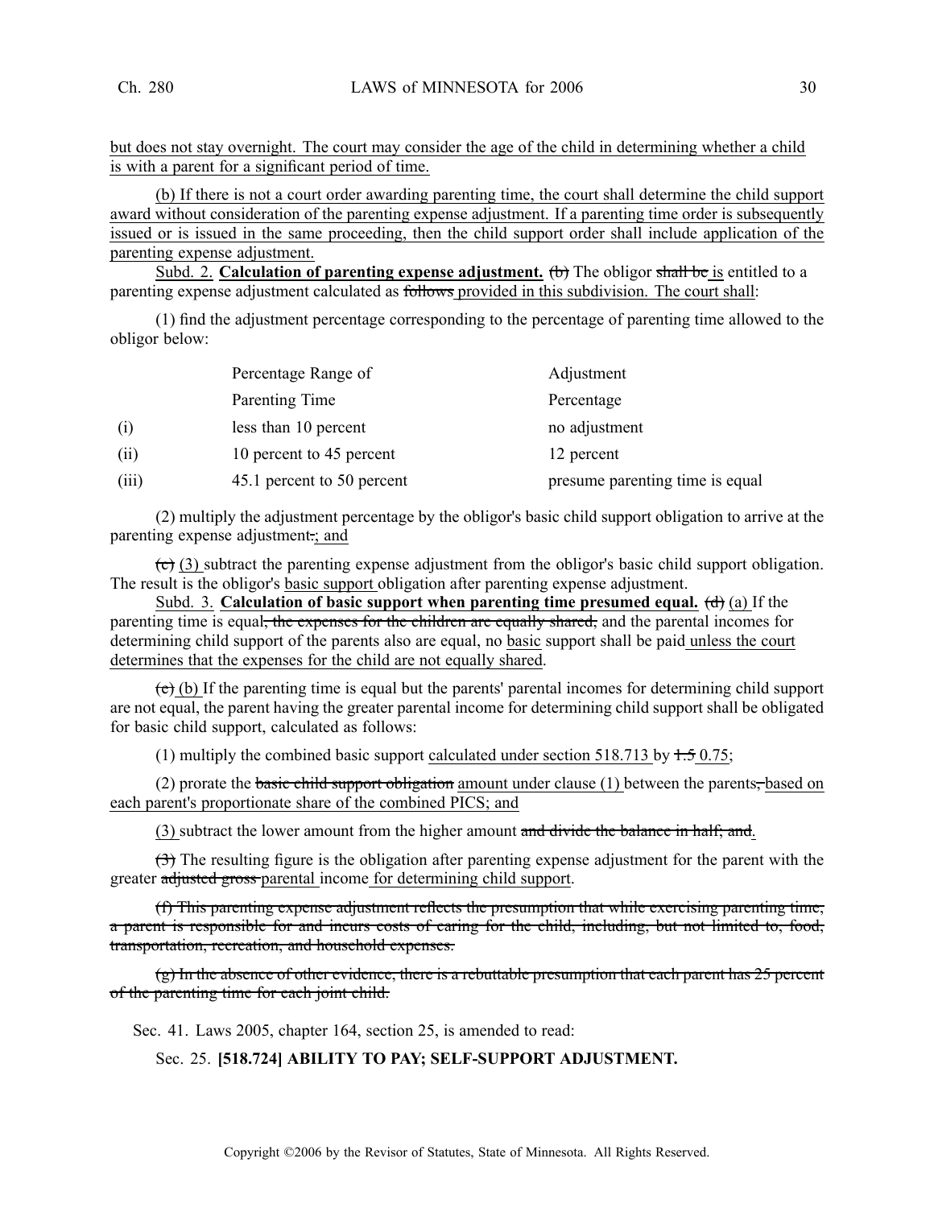but does not stay overnight. The court may consider the age of the child in determining whether a child is with a parent for a significant period of time.

(b) If there is not a court order awarding parenting time, the court shall determine the child support award without consideration of the parenting expense adjustment. If a parenting time order is subsequently issued or is issued in the same proceeding, then the child support order shall include application of the parenting expense adjustment.

Subd. 2. **Calculation of parenting expense adjustment.** ~~(b)~~ The obligor ~~shall be~~ is entitled to a parenting expense adjustment calculated as ~~follows~~ provided in this subdivision. The court shall:

(1) find the adjustment percentage corresponding to the percentage of parenting time allowed to the obligor below:

| | Percentage Range of Parenting Time | Adjustment Percentage |
|---|---|---|
| (i) | less than 10 percent | no adjustment |
| (ii) | 10 percent to 45 percent | 12 percent |
| (iii) | 45.1 percent to 50 percent | presume parenting time is equal |

(2) multiply the adjustment percentage by the obligor's basic child support obligation to arrive at the parenting expense adjustment~~.~~; and

~~(c)~~ (3) subtract the parenting expense adjustment from the obligor's basic child support obligation. The result is the obligor's basic support obligation after parenting expense adjustment.

Subd. 3. **Calculation of basic support when parenting time presumed equal.** ~~(d)~~ (a) If the parenting time is equal~~, the expenses for the children are equally shared,~~ and the parental incomes for determining child support of the parents also are equal, no basic support shall be paid unless the court determines that the expenses for the child are not equally shared.

~~(e)~~ (b) If the parenting time is equal but the parents' parental incomes for determining child support are not equal, the parent having the greater parental income for determining child support shall be obligated for basic child support, calculated as follows:

(1) multiply the combined basic support calculated under section 518.713 by ~~1.5~~ 0.75;

(2) prorate the ~~basic child support obligation~~ amount under clause (1) between the parents~~,~~ based on each parent's proportionate share of the combined PICS; and

(3) subtract the lower amount from the higher amount ~~and divide the balance in half; and~~.

~~(3)~~ The resulting figure is the obligation after parenting expense adjustment for the parent with the greater ~~adjusted gross~~ parental income for determining child support.

~~(f) This parenting expense adjustment reflects the presumption that while exercising parenting time, a parent is responsible for and incurs costs of caring for the child, including, but not limited to, food, transportation, recreation, and household expenses.~~

~~(g) In the absence of other evidence, there is a rebuttable presumption that each parent has 25 percent of the parenting time for each joint child.~~

Sec. 41. Laws 2005, chapter 164, section 25, is amended to read:

Sec. 25. **[518.724] ABILITY TO PAY; SELF-SUPPORT ADJUSTMENT.**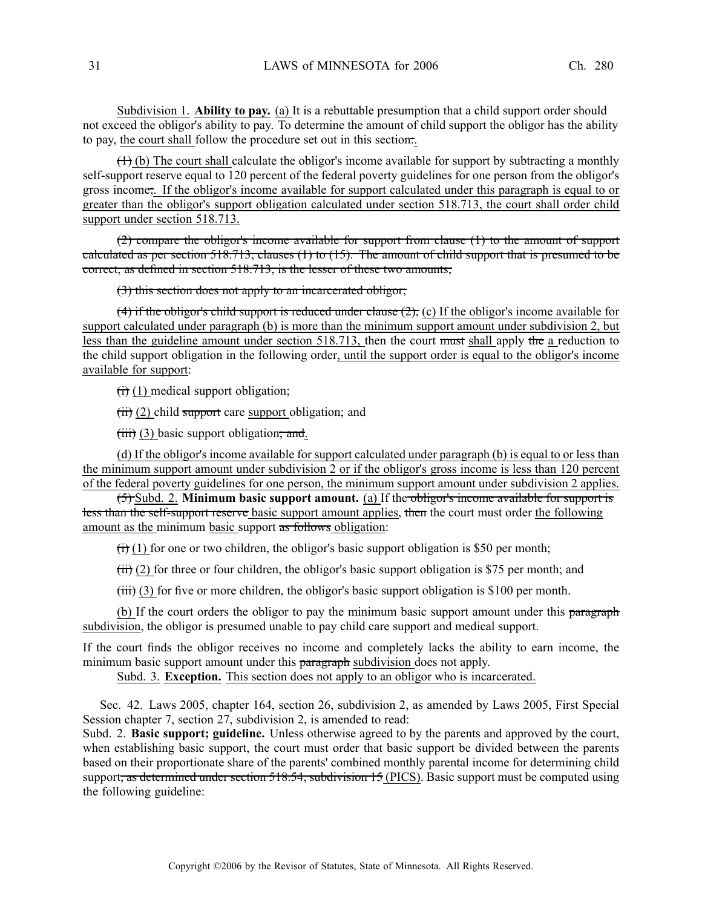<u>Subdivision 1.</u> **Ability to pay.** <u>(a)</u> It is a rebuttable presumption that a child support order should not exceed the obligor's ability to pay. To determine the amount of child support the obligor has the ability to pay, <u>the court shall</u> follow the procedure set out in this section~~:~~<u>.</u>

~~(1)~~ <u>(b) The court shall</u> calculate the obligor's income available for support by subtracting a monthly self-support reserve equal to 120 percent of the federal poverty guidelines for one person from the obligor's gross income~~;~~<u>. If the obligor's income available for support calculated under this paragraph is equal to or greater than the obligor's support obligation calculated under section 518.713, the court shall order child support under section 518.713.</u>

~~(2) compare the obligor's income available for support from clause (1) to the amount of support calculated as per section 518.713, clauses (1) to (15). The amount of child support that is presumed to be correct, as defined in section 518.713, is the lesser of these two amounts;~~

~~(3) this section does not apply to an incarcerated obligor;~~

~~(4) if the obligor's child support is reduced under clause (2),~~ <u>(c) If the obligor's income available for support calculated under paragraph (b) is more than the minimum support amount under subdivision 2, but less than the guideline amount under section 518.713,</u> then the court ~~must~~ <u>shall</u> apply ~~the~~ <u>a</u> reduction to the child support obligation in the following order<u>, until the support order is equal to the obligor's income available for support</u>:

~~(i)~~ <u>(1)</u> medical support obligation;

~~(ii)~~ <u>(2)</u> child ~~support~~ care <u>support</u> obligation; and

~~(iii)~~ <u>(3)</u> basic support obligation~~; and~~<u>.</u>

<u>(d) If the obligor's income available for support calculated under paragraph (b) is equal to or less than the minimum support amount under subdivision 2 or if the obligor's gross income is less than 120 percent of the federal poverty guidelines for one person, the minimum support amount under subdivision 2 applies.</u>

~~(5)~~ <u>Subd. 2.</u> **Minimum basic support amount.** <u>(a)</u> If the ~~obligor's income available for support is less than the self-support reserve~~ <u>basic support amount applies</u>, ~~then~~ the court must order <u>the following amount as the</u> minimum <u>basic</u> support ~~as follows~~ <u>obligation</u>:

~~(i)~~ <u>(1)</u> for one or two children, the obligor's basic support obligation is $50 per month;

~~(ii)~~ <u>(2)</u> for three or four children, the obligor's basic support obligation is $75 per month; and

~~(iii)~~ <u>(3)</u> for five or more children, the obligor's basic support obligation is $100 per month.

<u>(b)</u> If the court orders the obligor to pay the minimum basic support amount under this ~~paragraph~~ <u>subdivision</u>, the obligor is presumed unable to pay child care support and medical support.

If the court finds the obligor receives no income and completely lacks the ability to earn income, the minimum basic support amount under this ~~paragraph~~ <u>subdivision</u> does not apply.

<u>Subd. 3.</u> **Exception.** <u>This section does not apply to an obligor who is incarcerated.</u>

Sec. 42. Laws 2005, chapter 164, section 26, subdivision 2, as amended by Laws 2005, First Special Session chapter 7, section 27, subdivision 2, is amended to read:

Subd. 2. **Basic support; guideline.** Unless otherwise agreed to by the parents and approved by the court, when establishing basic support, the court must order that basic support be divided between the parents based on their proportionate share of the parents' combined monthly parental income for determining child support~~, as determined under section 518.54, subdivision 15~~ <u>(PICS)</u>. Basic support must be computed using the following guideline: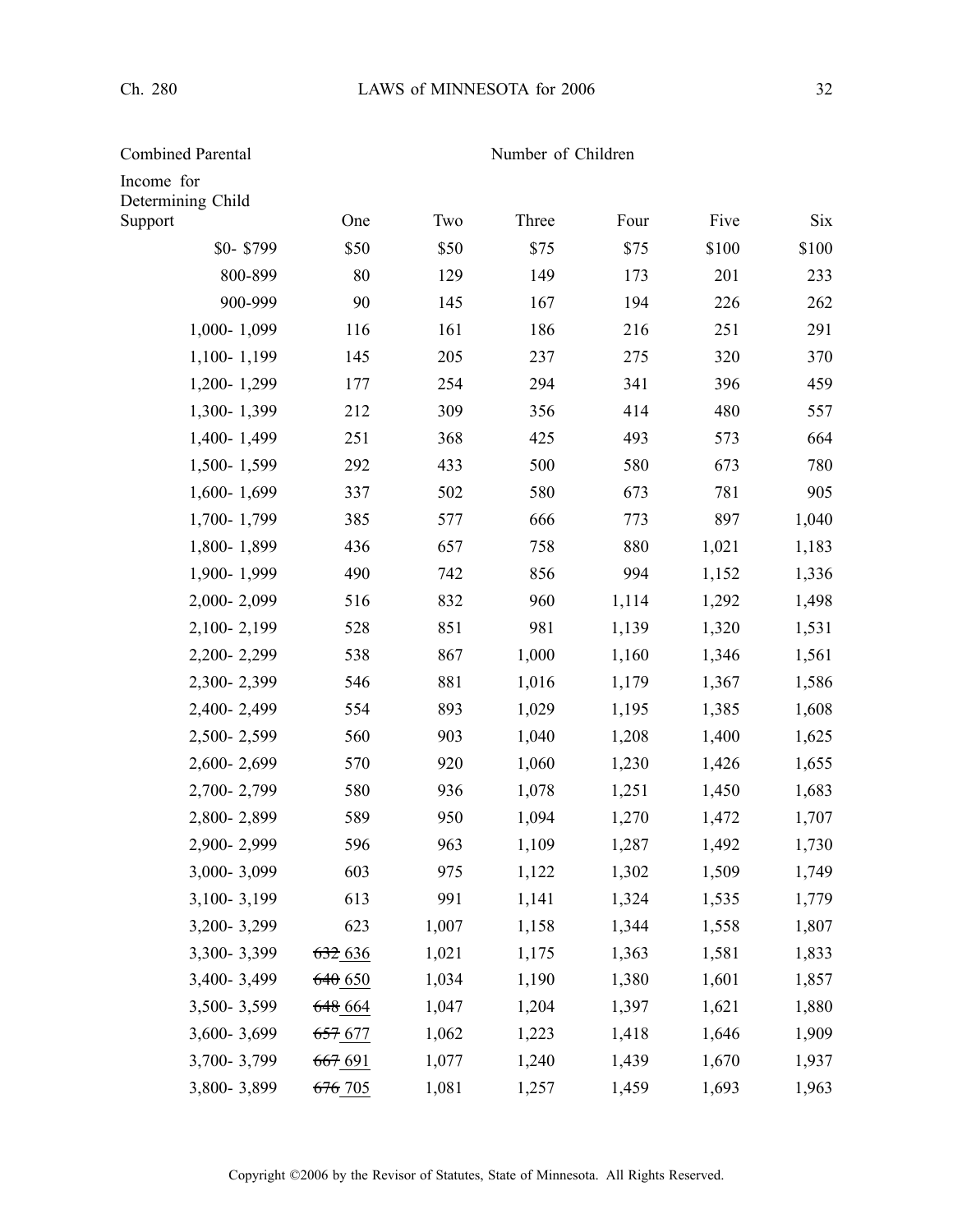| Combined Parental Income for Determining Child Support | Number of Children | | | | | |
|---|---|---|---|---|---|---|
| | One | Two | Three | Four | Five | Six |
| $0- $799 | $50 | $50 | $75 | $75 | $100 | $100 |
| 800-899 | 80 | 129 | 149 | 173 | 201 | 233 |
| 900-999 | 90 | 145 | 167 | 194 | 226 | 262 |
| 1,000- 1,099 | 116 | 161 | 186 | 216 | 251 | 291 |
| 1,100- 1,199 | 145 | 205 | 237 | 275 | 320 | 370 |
| 1,200- 1,299 | 177 | 254 | 294 | 341 | 396 | 459 |
| 1,300- 1,399 | 212 | 309 | 356 | 414 | 480 | 557 |
| 1,400- 1,499 | 251 | 368 | 425 | 493 | 573 | 664 |
| 1,500- 1,599 | 292 | 433 | 500 | 580 | 673 | 780 |
| 1,600- 1,699 | 337 | 502 | 580 | 673 | 781 | 905 |
| 1,700- 1,799 | 385 | 577 | 666 | 773 | 897 | 1,040 |
| 1,800- 1,899 | 436 | 657 | 758 | 880 | 1,021 | 1,183 |
| 1,900- 1,999 | 490 | 742 | 856 | 994 | 1,152 | 1,336 |
| 2,000- 2,099 | 516 | 832 | 960 | 1,114 | 1,292 | 1,498 |
| 2,100- 2,199 | 528 | 851 | 981 | 1,139 | 1,320 | 1,531 |
| 2,200- 2,299 | 538 | 867 | 1,000 | 1,160 | 1,346 | 1,561 |
| 2,300- 2,399 | 546 | 881 | 1,016 | 1,179 | 1,367 | 1,586 |
| 2,400- 2,499 | 554 | 893 | 1,029 | 1,195 | 1,385 | 1,608 |
| 2,500- 2,599 | 560 | 903 | 1,040 | 1,208 | 1,400 | 1,625 |
| 2,600- 2,699 | 570 | 920 | 1,060 | 1,230 | 1,426 | 1,655 |
| 2,700- 2,799 | 580 | 936 | 1,078 | 1,251 | 1,450 | 1,683 |
| 2,800- 2,899 | 589 | 950 | 1,094 | 1,270 | 1,472 | 1,707 |
| 2,900- 2,999 | 596 | 963 | 1,109 | 1,287 | 1,492 | 1,730 |
| 3,000- 3,099 | 603 | 975 | 1,122 | 1,302 | 1,509 | 1,749 |
| 3,100- 3,199 | 613 | 991 | 1,141 | 1,324 | 1,535 | 1,779 |
| 3,200- 3,299 | 623 | 1,007 | 1,158 | 1,344 | 1,558 | 1,807 |
| 3,300- 3,399 | ~~632~~ <u>636</u> | 1,021 | 1,175 | 1,363 | 1,581 | 1,833 |
| 3,400- 3,499 | ~~640~~ <u>650</u> | 1,034 | 1,190 | 1,380 | 1,601 | 1,857 |
| 3,500- 3,599 | ~~648~~ <u>664</u> | 1,047 | 1,204 | 1,397 | 1,621 | 1,880 |
| 3,600- 3,699 | ~~657~~ <u>677</u> | 1,062 | 1,223 | 1,418 | 1,646 | 1,909 |
| 3,700- 3,799 | ~~667~~ <u>691</u> | 1,077 | 1,240 | 1,439 | 1,670 | 1,937 |
| 3,800- 3,899 | ~~676~~ <u>705</u> | 1,081 | 1,257 | 1,459 | 1,693 | 1,963 |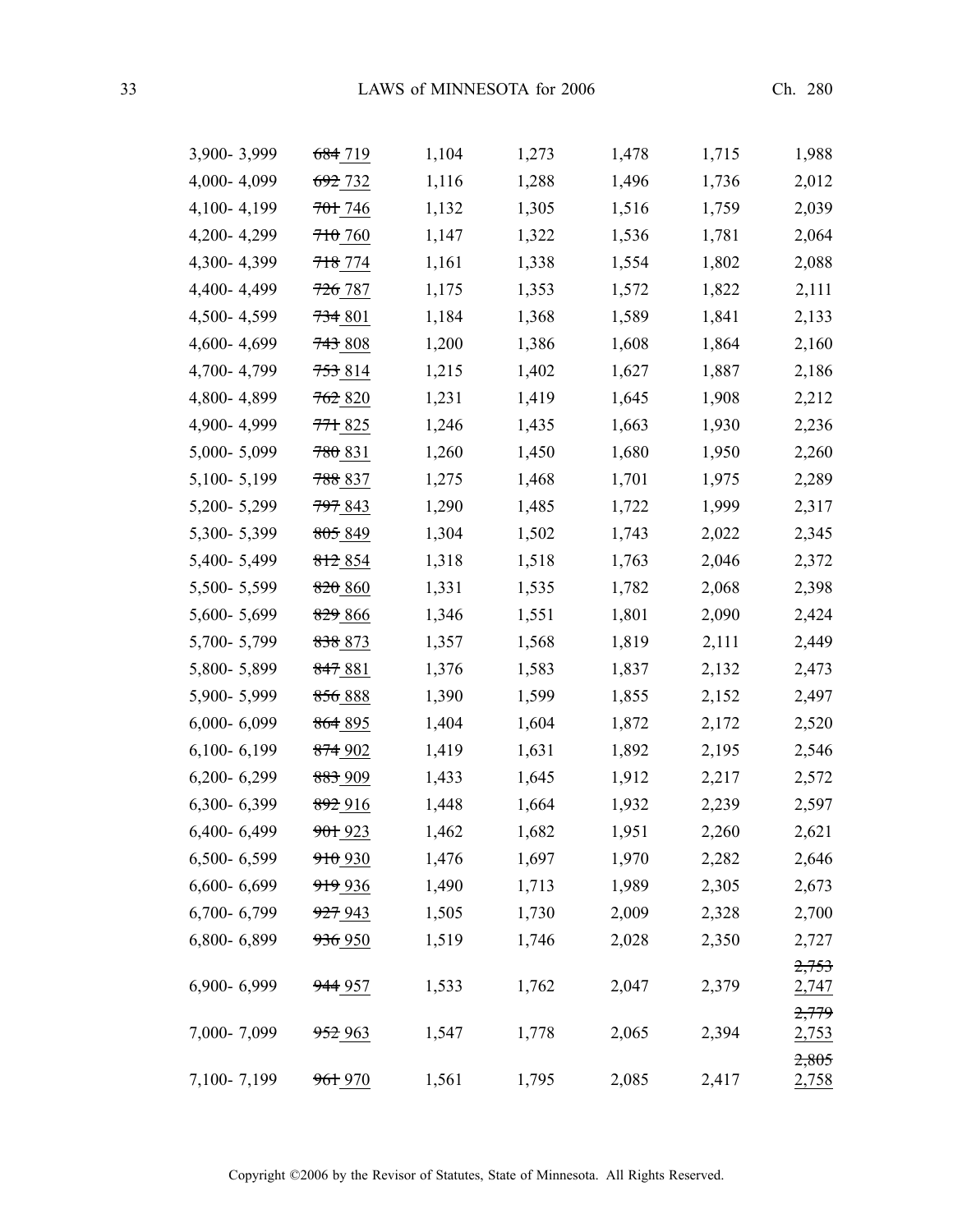| | | | | | | |
|---|---|---|---|---|---|---|
| 3,900- 3,999 | ~~684~~ 719 | 1,104 | 1,273 | 1,478 | 1,715 | 1,988 |
| 4,000- 4,099 | ~~692~~ 732 | 1,116 | 1,288 | 1,496 | 1,736 | 2,012 |
| 4,100- 4,199 | ~~701~~ 746 | 1,132 | 1,305 | 1,516 | 1,759 | 2,039 |
| 4,200- 4,299 | ~~710~~ 760 | 1,147 | 1,322 | 1,536 | 1,781 | 2,064 |
| 4,300- 4,399 | ~~718~~ 774 | 1,161 | 1,338 | 1,554 | 1,802 | 2,088 |
| 4,400- 4,499 | ~~726~~ 787 | 1,175 | 1,353 | 1,572 | 1,822 | 2,111 |
| 4,500- 4,599 | ~~734~~ 801 | 1,184 | 1,368 | 1,589 | 1,841 | 2,133 |
| 4,600- 4,699 | ~~743~~ 808 | 1,200 | 1,386 | 1,608 | 1,864 | 2,160 |
| 4,700- 4,799 | ~~753~~ 814 | 1,215 | 1,402 | 1,627 | 1,887 | 2,186 |
| 4,800- 4,899 | ~~762~~ 820 | 1,231 | 1,419 | 1,645 | 1,908 | 2,212 |
| 4,900- 4,999 | ~~771~~ 825 | 1,246 | 1,435 | 1,663 | 1,930 | 2,236 |
| 5,000- 5,099 | ~~780~~ 831 | 1,260 | 1,450 | 1,680 | 1,950 | 2,260 |
| 5,100- 5,199 | ~~788~~ 837 | 1,275 | 1,468 | 1,701 | 1,975 | 2,289 |
| 5,200- 5,299 | ~~797~~ 843 | 1,290 | 1,485 | 1,722 | 1,999 | 2,317 |
| 5,300- 5,399 | ~~805~~ 849 | 1,304 | 1,502 | 1,743 | 2,022 | 2,345 |
| 5,400- 5,499 | ~~812~~ 854 | 1,318 | 1,518 | 1,763 | 2,046 | 2,372 |
| 5,500- 5,599 | ~~820~~ 860 | 1,331 | 1,535 | 1,782 | 2,068 | 2,398 |
| 5,600- 5,699 | ~~829~~ 866 | 1,346 | 1,551 | 1,801 | 2,090 | 2,424 |
| 5,700- 5,799 | ~~838~~ 873 | 1,357 | 1,568 | 1,819 | 2,111 | 2,449 |
| 5,800- 5,899 | ~~847~~ 881 | 1,376 | 1,583 | 1,837 | 2,132 | 2,473 |
| 5,900- 5,999 | ~~856~~ 888 | 1,390 | 1,599 | 1,855 | 2,152 | 2,497 |
| 6,000- 6,099 | ~~864~~ 895 | 1,404 | 1,604 | 1,872 | 2,172 | 2,520 |
| 6,100- 6,199 | ~~874~~ 902 | 1,419 | 1,631 | 1,892 | 2,195 | 2,546 |
| 6,200- 6,299 | ~~883~~ 909 | 1,433 | 1,645 | 1,912 | 2,217 | 2,572 |
| 6,300- 6,399 | ~~892~~ 916 | 1,448 | 1,664 | 1,932 | 2,239 | 2,597 |
| 6,400- 6,499 | ~~901~~ 923 | 1,462 | 1,682 | 1,951 | 2,260 | 2,621 |
| 6,500- 6,599 | ~~910~~ 930 | 1,476 | 1,697 | 1,970 | 2,282 | 2,646 |
| 6,600- 6,699 | ~~919~~ 936 | 1,490 | 1,713 | 1,989 | 2,305 | 2,673 |
| 6,700- 6,799 | ~~927~~ 943 | 1,505 | 1,730 | 2,009 | 2,328 | 2,700 |
| 6,800- 6,899 | ~~936~~ 950 | 1,519 | 1,746 | 2,028 | 2,350 | 2,727 |
| 6,900- 6,999 | ~~944~~ 957 | 1,533 | 1,762 | 2,047 | 2,379 | ~~2,753~~ 2,747 |
| 7,000- 7,099 | ~~952~~ 963 | 1,547 | 1,778 | 2,065 | 2,394 | ~~2,779~~ 2,753 |
| 7,100- 7,199 | ~~961~~ 970 | 1,561 | 1,795 | 2,085 | 2,417 | ~~2,805~~ 2,758 |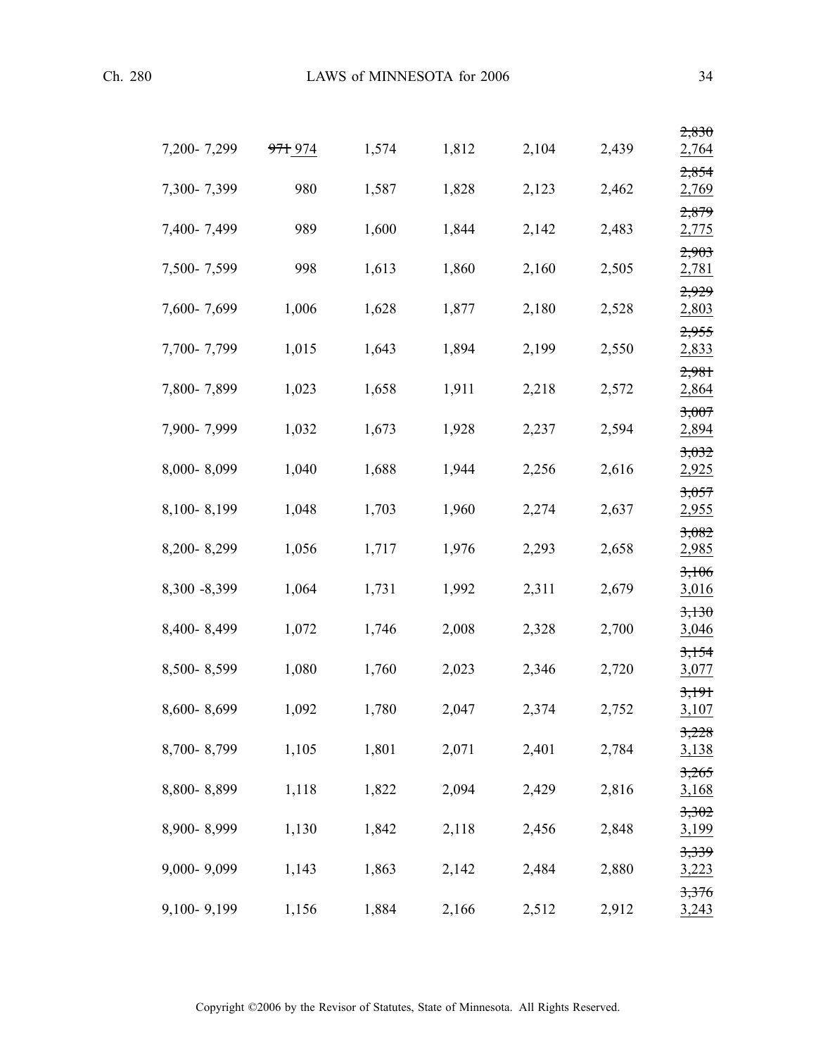| | | | | | | |
|---|---|---|---|---|---|---|
| 7,200- 7,299 | ~~971~~ <u>974</u> | 1,574 | 1,812 | 2,104 | 2,439 | ~~2,830~~ <u>2,764</u> |
| 7,300- 7,399 | 980 | 1,587 | 1,828 | 2,123 | 2,462 | ~~2,854~~ <u>2,769</u> |
| 7,400- 7,499 | 989 | 1,600 | 1,844 | 2,142 | 2,483 | ~~2,879~~ <u>2,775</u> |
| 7,500- 7,599 | 998 | 1,613 | 1,860 | 2,160 | 2,505 | ~~2,903~~ <u>2,781</u> |
| 7,600- 7,699 | 1,006 | 1,628 | 1,877 | 2,180 | 2,528 | ~~2,929~~ <u>2,803</u> |
| 7,700- 7,799 | 1,015 | 1,643 | 1,894 | 2,199 | 2,550 | ~~2,955~~ <u>2,833</u> |
| 7,800- 7,899 | 1,023 | 1,658 | 1,911 | 2,218 | 2,572 | ~~2,981~~ <u>2,864</u> |
| 7,900- 7,999 | 1,032 | 1,673 | 1,928 | 2,237 | 2,594 | ~~3,007~~ <u>2,894</u> |
| 8,000- 8,099 | 1,040 | 1,688 | 1,944 | 2,256 | 2,616 | ~~3,032~~ <u>2,925</u> |
| 8,100- 8,199 | 1,048 | 1,703 | 1,960 | 2,274 | 2,637 | ~~3,057~~ <u>2,955</u> |
| 8,200- 8,299 | 1,056 | 1,717 | 1,976 | 2,293 | 2,658 | ~~3,082~~ <u>2,985</u> |
| 8,300 -8,399 | 1,064 | 1,731 | 1,992 | 2,311 | 2,679 | ~~3,106~~ <u>3,016</u> |
| 8,400- 8,499 | 1,072 | 1,746 | 2,008 | 2,328 | 2,700 | ~~3,130~~ <u>3,046</u> |
| 8,500- 8,599 | 1,080 | 1,760 | 2,023 | 2,346 | 2,720 | ~~3,154~~ <u>3,077</u> |
| 8,600- 8,699 | 1,092 | 1,780 | 2,047 | 2,374 | 2,752 | ~~3,191~~ <u>3,107</u> |
| 8,700- 8,799 | 1,105 | 1,801 | 2,071 | 2,401 | 2,784 | ~~3,228~~ <u>3,138</u> |
| 8,800- 8,899 | 1,118 | 1,822 | 2,094 | 2,429 | 2,816 | ~~3,265~~ <u>3,168</u> |
| 8,900- 8,999 | 1,130 | 1,842 | 2,118 | 2,456 | 2,848 | ~~3,302~~ <u>3,199</u> |
| 9,000- 9,099 | 1,143 | 1,863 | 2,142 | 2,484 | 2,880 | ~~3,339~~ <u>3,223</u> |
| 9,100- 9,199 | 1,156 | 1,884 | 2,166 | 2,512 | 2,912 | ~~3,376~~ <u>3,243</u> |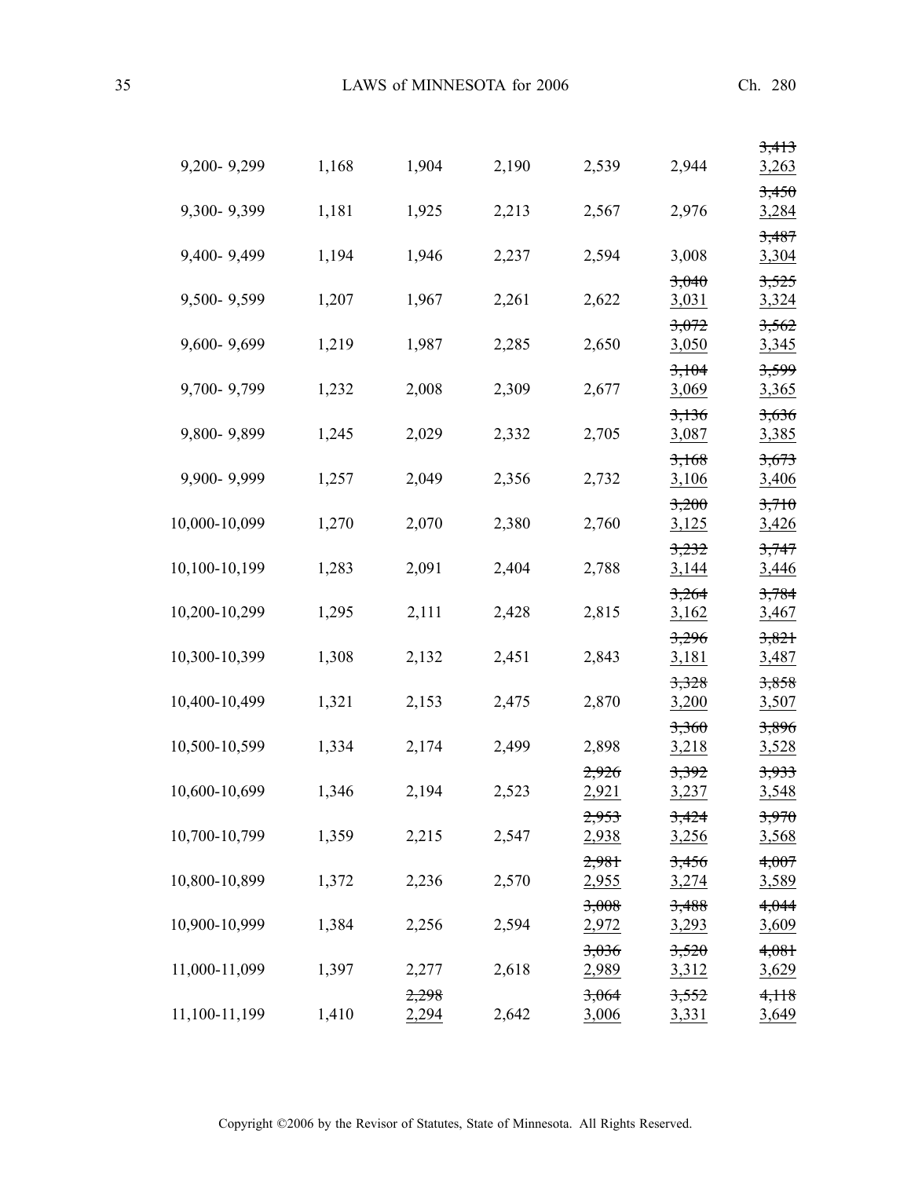| | | | | | | |
|---|---|---|---|---|---|---|
| 9,200- 9,299 | 1,168 | 1,904 | 2,190 | 2,539 | 2,944 | ~~3,413~~ <u>3,263</u> |
| 9,300- 9,399 | 1,181 | 1,925 | 2,213 | 2,567 | 2,976 | ~~3,450~~ <u>3,284</u> |
| 9,400- 9,499 | 1,194 | 1,946 | 2,237 | 2,594 | 3,008 | ~~3,487~~ <u>3,304</u> |
| 9,500- 9,599 | 1,207 | 1,967 | 2,261 | 2,622 | ~~3,040~~ <u>3,031</u> | ~~3,525~~ <u>3,324</u> |
| 9,600- 9,699 | 1,219 | 1,987 | 2,285 | 2,650 | ~~3,072~~ <u>3,050</u> | ~~3,562~~ <u>3,345</u> |
| 9,700- 9,799 | 1,232 | 2,008 | 2,309 | 2,677 | ~~3,104~~ <u>3,069</u> | ~~3,599~~ <u>3,365</u> |
| 9,800- 9,899 | 1,245 | 2,029 | 2,332 | 2,705 | ~~3,136~~ <u>3,087</u> | ~~3,636~~ <u>3,385</u> |
| 9,900- 9,999 | 1,257 | 2,049 | 2,356 | 2,732 | ~~3,168~~ <u>3,106</u> | ~~3,673~~ <u>3,406</u> |
| 10,000-10,099 | 1,270 | 2,070 | 2,380 | 2,760 | ~~3,200~~ <u>3,125</u> | ~~3,710~~ <u>3,426</u> |
| 10,100-10,199 | 1,283 | 2,091 | 2,404 | 2,788 | ~~3,232~~ <u>3,144</u> | ~~3,747~~ <u>3,446</u> |
| 10,200-10,299 | 1,295 | 2,111 | 2,428 | 2,815 | ~~3,264~~ <u>3,162</u> | ~~3,784~~ <u>3,467</u> |
| 10,300-10,399 | 1,308 | 2,132 | 2,451 | 2,843 | ~~3,296~~ <u>3,181</u> | ~~3,821~~ <u>3,487</u> |
| 10,400-10,499 | 1,321 | 2,153 | 2,475 | 2,870 | ~~3,328~~ <u>3,200</u> | ~~3,858~~ <u>3,507</u> |
| 10,500-10,599 | 1,334 | 2,174 | 2,499 | 2,898 | ~~3,360~~ <u>3,218</u> | ~~3,896~~ <u>3,528</u> |
| 10,600-10,699 | 1,346 | 2,194 | 2,523 | ~~2,926~~ <u>2,921</u> | ~~3,392~~ <u>3,237</u> | ~~3,933~~ <u>3,548</u> |
| 10,700-10,799 | 1,359 | 2,215 | 2,547 | ~~2,953~~ <u>2,938</u> | ~~3,424~~ <u>3,256</u> | ~~3,970~~ <u>3,568</u> |
| 10,800-10,899 | 1,372 | 2,236 | 2,570 | ~~2,981~~ <u>2,955</u> | ~~3,456~~ <u>3,274</u> | ~~4,007~~ <u>3,589</u> |
| 10,900-10,999 | 1,384 | 2,256 | 2,594 | ~~3,008~~ <u>2,972</u> | ~~3,488~~ <u>3,293</u> | ~~4,044~~ <u>3,609</u> |
| 11,000-11,099 | 1,397 | 2,277 | 2,618 | ~~3,036~~ <u>2,989</u> | ~~3,520~~ <u>3,312</u> | ~~4,081~~ <u>3,629</u> |
| 11,100-11,199 | 1,410 | ~~2,298~~ <u>2,294</u> | 2,642 | ~~3,064~~ <u>3,006</u> | ~~3,552~~ <u>3,331</u> | ~~4,118~~ <u>3,649</u> |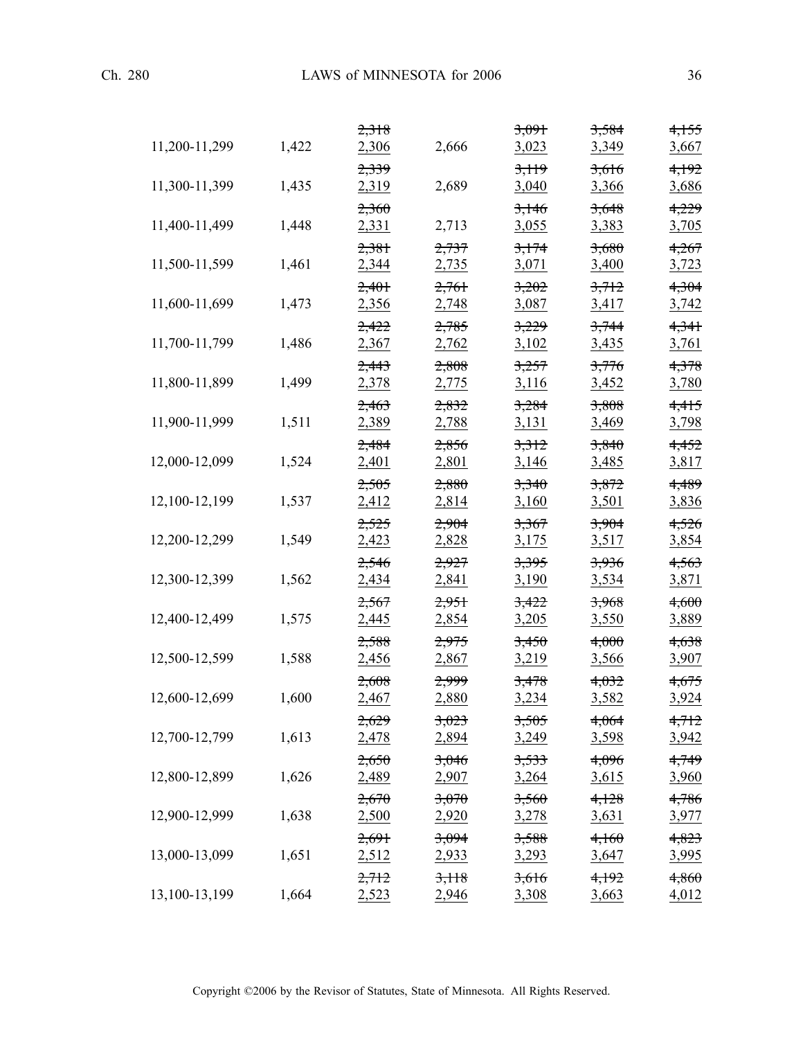| | | | | | | |
|---|---|---|---|---|---|---|
| 11,200-11,299 | 1,422 | ~~2,318~~ <u>2,306</u> | 2,666 | ~~3,091~~ <u>3,023</u> | ~~3,584~~ <u>3,349</u> | ~~4,155~~ <u>3,667</u> |
| 11,300-11,399 | 1,435 | ~~2,339~~ <u>2,319</u> | 2,689 | ~~3,119~~ <u>3,040</u> | ~~3,616~~ <u>3,366</u> | ~~4,192~~ <u>3,686</u> |
| 11,400-11,499 | 1,448 | ~~2,360~~ <u>2,331</u> | 2,713 | ~~3,146~~ <u>3,055</u> | ~~3,648~~ <u>3,383</u> | ~~4,229~~ <u>3,705</u> |
| 11,500-11,599 | 1,461 | ~~2,381~~ <u>2,344</u> | ~~2,737~~ <u>2,735</u> | ~~3,174~~ <u>3,071</u> | ~~3,680~~ <u>3,400</u> | ~~4,267~~ <u>3,723</u> |
| 11,600-11,699 | 1,473 | ~~2,401~~ <u>2,356</u> | ~~2,761~~ <u>2,748</u> | ~~3,202~~ <u>3,087</u> | ~~3,712~~ <u>3,417</u> | ~~4,304~~ <u>3,742</u> |
| 11,700-11,799 | 1,486 | ~~2,422~~ <u>2,367</u> | ~~2,785~~ <u>2,762</u> | ~~3,229~~ <u>3,102</u> | ~~3,744~~ <u>3,435</u> | ~~4,341~~ <u>3,761</u> |
| 11,800-11,899 | 1,499 | ~~2,443~~ <u>2,378</u> | ~~2,808~~ <u>2,775</u> | ~~3,257~~ <u>3,116</u> | ~~3,776~~ <u>3,452</u> | ~~4,378~~ <u>3,780</u> |
| 11,900-11,999 | 1,511 | ~~2,463~~ <u>2,389</u> | ~~2,832~~ <u>2,788</u> | ~~3,284~~ <u>3,131</u> | ~~3,808~~ <u>3,469</u> | ~~4,415~~ <u>3,798</u> |
| 12,000-12,099 | 1,524 | ~~2,484~~ <u>2,401</u> | ~~2,856~~ <u>2,801</u> | ~~3,312~~ <u>3,146</u> | ~~3,840~~ <u>3,485</u> | ~~4,452~~ <u>3,817</u> |
| 12,100-12,199 | 1,537 | ~~2,505~~ <u>2,412</u> | ~~2,880~~ <u>2,814</u> | ~~3,340~~ <u>3,160</u> | ~~3,872~~ <u>3,501</u> | ~~4,489~~ <u>3,836</u> |
| 12,200-12,299 | 1,549 | ~~2,525~~ <u>2,423</u> | ~~2,904~~ <u>2,828</u> | ~~3,367~~ <u>3,175</u> | ~~3,904~~ <u>3,517</u> | ~~4,526~~ <u>3,854</u> |
| 12,300-12,399 | 1,562 | ~~2,546~~ <u>2,434</u> | ~~2,927~~ <u>2,841</u> | ~~3,395~~ <u>3,190</u> | ~~3,936~~ <u>3,534</u> | ~~4,563~~ <u>3,871</u> |
| 12,400-12,499 | 1,575 | ~~2,567~~ <u>2,445</u> | ~~2,951~~ <u>2,854</u> | ~~3,422~~ <u>3,205</u> | ~~3,968~~ <u>3,550</u> | ~~4,600~~ <u>3,889</u> |
| 12,500-12,599 | 1,588 | ~~2,588~~ <u>2,456</u> | ~~2,975~~ <u>2,867</u> | ~~3,450~~ <u>3,219</u> | ~~4,000~~ <u>3,566</u> | ~~4,638~~ <u>3,907</u> |
| 12,600-12,699 | 1,600 | ~~2,608~~ <u>2,467</u> | ~~2,999~~ <u>2,880</u> | ~~3,478~~ <u>3,234</u> | ~~4,032~~ <u>3,582</u> | ~~4,675~~ <u>3,924</u> |
| 12,700-12,799 | 1,613 | ~~2,629~~ <u>2,478</u> | ~~3,023~~ <u>2,894</u> | ~~3,505~~ <u>3,249</u> | ~~4,064~~ <u>3,598</u> | ~~4,712~~ <u>3,942</u> |
| 12,800-12,899 | 1,626 | ~~2,650~~ <u>2,489</u> | ~~3,046~~ <u>2,907</u> | ~~3,533~~ <u>3,264</u> | ~~4,096~~ <u>3,615</u> | ~~4,749~~ <u>3,960</u> |
| 12,900-12,999 | 1,638 | ~~2,670~~ <u>2,500</u> | ~~3,070~~ <u>2,920</u> | ~~3,560~~ <u>3,278</u> | ~~4,128~~ <u>3,631</u> | ~~4,786~~ <u>3,977</u> |
| 13,000-13,099 | 1,651 | ~~2,691~~ <u>2,512</u> | ~~3,094~~ <u>2,933</u> | ~~3,588~~ <u>3,293</u> | ~~4,160~~ <u>3,647</u> | ~~4,823~~ <u>3,995</u> |
| 13,100-13,199 | 1,664 | ~~2,712~~ <u>2,523</u> | ~~3,118~~ <u>2,946</u> | ~~3,616~~ <u>3,308</u> | ~~4,192~~ <u>3,663</u> | ~~4,860~~ <u>4,012</u> |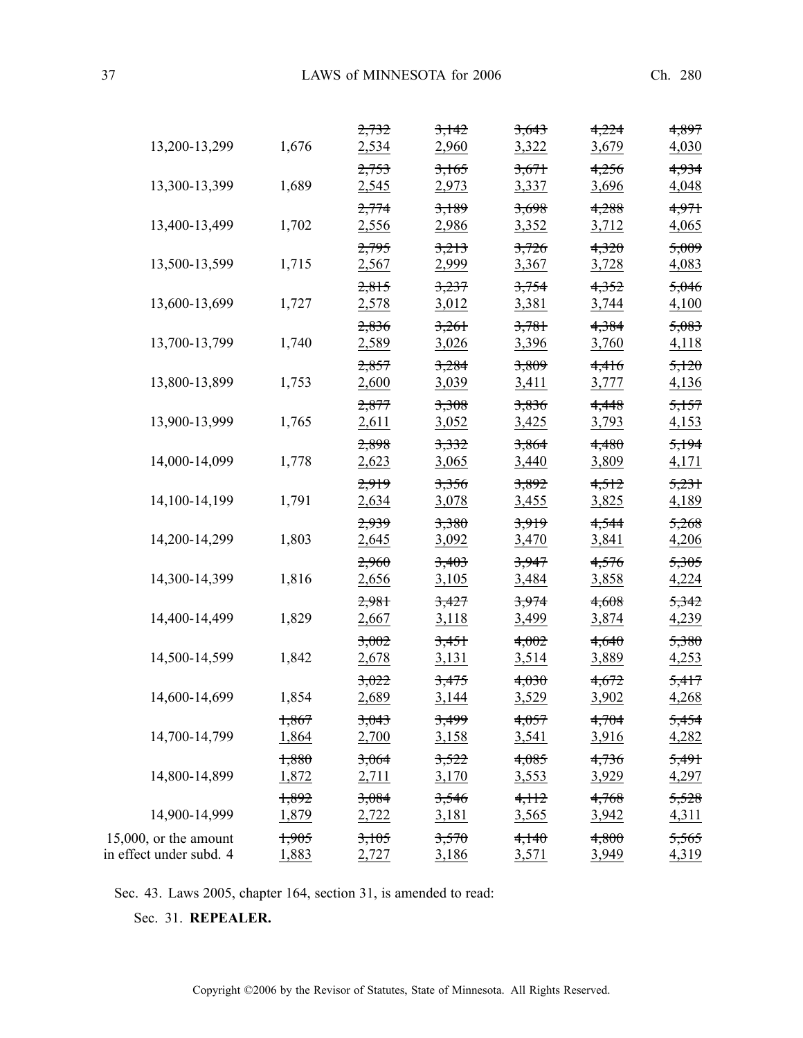| | | | | | | |
|---|---|---|---|---|---|---|
| 13,200-13,299 | 1,676 | ~~2,732~~ 2,534 | ~~3,142~~ 2,960 | ~~3,643~~ 3,322 | ~~4,224~~ 3,679 | ~~4,897~~ 4,030 |
| 13,300-13,399 | 1,689 | ~~2,753~~ 2,545 | ~~3,165~~ 2,973 | ~~3,671~~ 3,337 | ~~4,256~~ 3,696 | ~~4,934~~ 4,048 |
| 13,400-13,499 | 1,702 | ~~2,774~~ 2,556 | ~~3,189~~ 2,986 | ~~3,698~~ 3,352 | ~~4,288~~ 3,712 | ~~4,971~~ 4,065 |
| 13,500-13,599 | 1,715 | ~~2,795~~ 2,567 | ~~3,213~~ 2,999 | ~~3,726~~ 3,367 | ~~4,320~~ 3,728 | ~~5,009~~ 4,083 |
| 13,600-13,699 | 1,727 | ~~2,815~~ 2,578 | ~~3,237~~ 3,012 | ~~3,754~~ 3,381 | ~~4,352~~ 3,744 | ~~5,046~~ 4,100 |
| 13,700-13,799 | 1,740 | ~~2,836~~ 2,589 | ~~3,261~~ 3,026 | ~~3,781~~ 3,396 | ~~4,384~~ 3,760 | ~~5,083~~ 4,118 |
| 13,800-13,899 | 1,753 | ~~2,857~~ 2,600 | ~~3,284~~ 3,039 | ~~3,809~~ 3,411 | ~~4,416~~ 3,777 | ~~5,120~~ 4,136 |
| 13,900-13,999 | 1,765 | ~~2,877~~ 2,611 | ~~3,308~~ 3,052 | ~~3,836~~ 3,425 | ~~4,448~~ 3,793 | ~~5,157~~ 4,153 |
| 14,000-14,099 | 1,778 | ~~2,898~~ 2,623 | ~~3,332~~ 3,065 | ~~3,864~~ 3,440 | ~~4,480~~ 3,809 | ~~5,194~~ 4,171 |
| 14,100-14,199 | 1,791 | ~~2,919~~ 2,634 | ~~3,356~~ 3,078 | ~~3,892~~ 3,455 | ~~4,512~~ 3,825 | ~~5,231~~ 4,189 |
| 14,200-14,299 | 1,803 | ~~2,939~~ 2,645 | ~~3,380~~ 3,092 | ~~3,919~~ 3,470 | ~~4,544~~ 3,841 | ~~5,268~~ 4,206 |
| 14,300-14,399 | 1,816 | ~~2,960~~ 2,656 | ~~3,403~~ 3,105 | ~~3,947~~ 3,484 | ~~4,576~~ 3,858 | ~~5,305~~ 4,224 |
| 14,400-14,499 | 1,829 | ~~2,981~~ 2,667 | ~~3,427~~ 3,118 | ~~3,974~~ 3,499 | ~~4,608~~ 3,874 | ~~5,342~~ 4,239 |
| 14,500-14,599 | 1,842 | ~~3,002~~ 2,678 | ~~3,451~~ 3,131 | ~~4,002~~ 3,514 | ~~4,640~~ 3,889 | ~~5,380~~ 4,253 |
| 14,600-14,699 | 1,854 | ~~3,022~~ 2,689 | ~~3,475~~ 3,144 | ~~4,030~~ 3,529 | ~~4,672~~ 3,902 | ~~5,417~~ 4,268 |
| 14,700-14,799 | ~~1,867~~ 1,864 | ~~3,043~~ 2,700 | ~~3,499~~ 3,158 | ~~4,057~~ 3,541 | ~~4,704~~ 3,916 | ~~5,454~~ 4,282 |
| 14,800-14,899 | ~~1,880~~ 1,872 | ~~3,064~~ 2,711 | ~~3,522~~ 3,170 | ~~4,085~~ 3,553 | ~~4,736~~ 3,929 | ~~5,491~~ 4,297 |
| 14,900-14,999 | ~~1,892~~ 1,879 | ~~3,084~~ 2,722 | ~~3,546~~ 3,181 | ~~4,112~~ 3,565 | ~~4,768~~ 3,942 | ~~5,528~~ 4,311 |
| 15,000, or the amount in effect under subd. 4 | ~~1,905~~ 1,883 | ~~3,105~~ 2,727 | ~~3,570~~ 3,186 | ~~4,140~~ 3,571 | ~~4,800~~ 3,949 | ~~5,565~~ 4,319 |

Sec. 43. Laws 2005, chapter 164, section 31, is amended to read:

Sec. 31. **REPEALER.**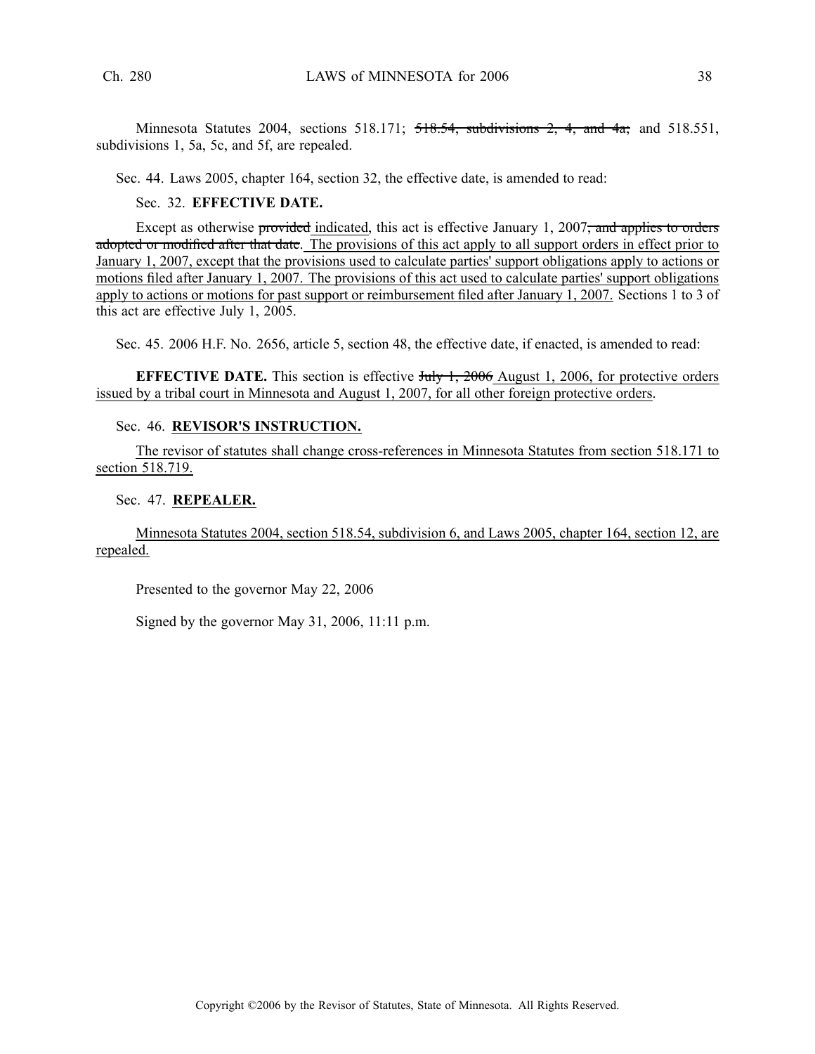Minnesota Statutes 2004, sections 518.171; ~~518.54, subdivisions 2, 4, and 4a;~~ and 518.551, subdivisions 1, 5a, 5c, and 5f, are repealed.

Sec. 44. Laws 2005, chapter 164, section 32, the effective date, is amended to read:

Sec. 32. **EFFECTIVE DATE.**

Except as otherwise ~~provided~~ <u>indicated</u>, this act is effective January 1, 2007~~, and applies to orders adopted or modified after that date~~. <u>The provisions of this act apply to all support orders in effect prior to January 1, 2007, except that the provisions used to calculate parties' support obligations apply to actions or motions filed after January 1, 2007. The provisions of this act used to calculate parties' support obligations apply to actions or motions for past support or reimbursement filed after January 1, 2007.</u> Sections 1 to 3 of this act are effective July 1, 2005.

Sec. 45. 2006 H.F. No. 2656, article 5, section 48, the effective date, if enacted, is amended to read:

**EFFECTIVE DATE.** This section is effective ~~July 1, 2006~~ <u>August 1, 2006, for protective orders issued by a tribal court in Minnesota and August 1, 2007, for all other foreign protective orders</u>.

Sec. 46. <u>**REVISOR'S INSTRUCTION.**</u>

<u>The revisor of statutes shall change cross-references in Minnesota Statutes from section 518.171 to section 518.719.</u>

Sec. 47. <u>**REPEALER.**</u>

<u>Minnesota Statutes 2004, section 518.54, subdivision 6, and Laws 2005, chapter 164, section 12, are repealed.</u>

Presented to the governor May 22, 2006

Signed by the governor May 31, 2006, 11:11 p.m.